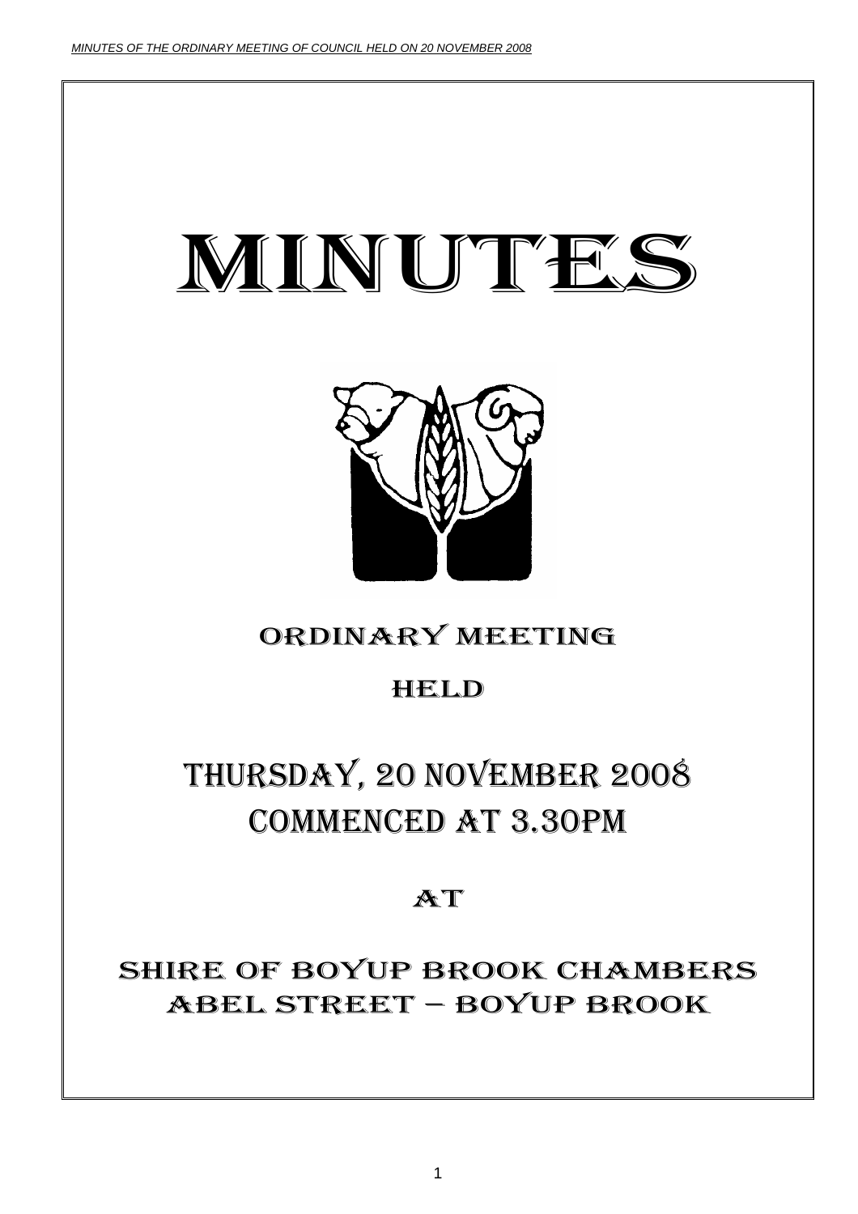# MINUTES

## ORDINARY MEETING

## HELD

## THURSDAY, 20 NOVEMBER 2008
## COMMENCED AT 3.30PM

## AT

## SHIRE OF BOYUP BROOK CHAMBERS
## ABEL STREET – BOYUP BROOK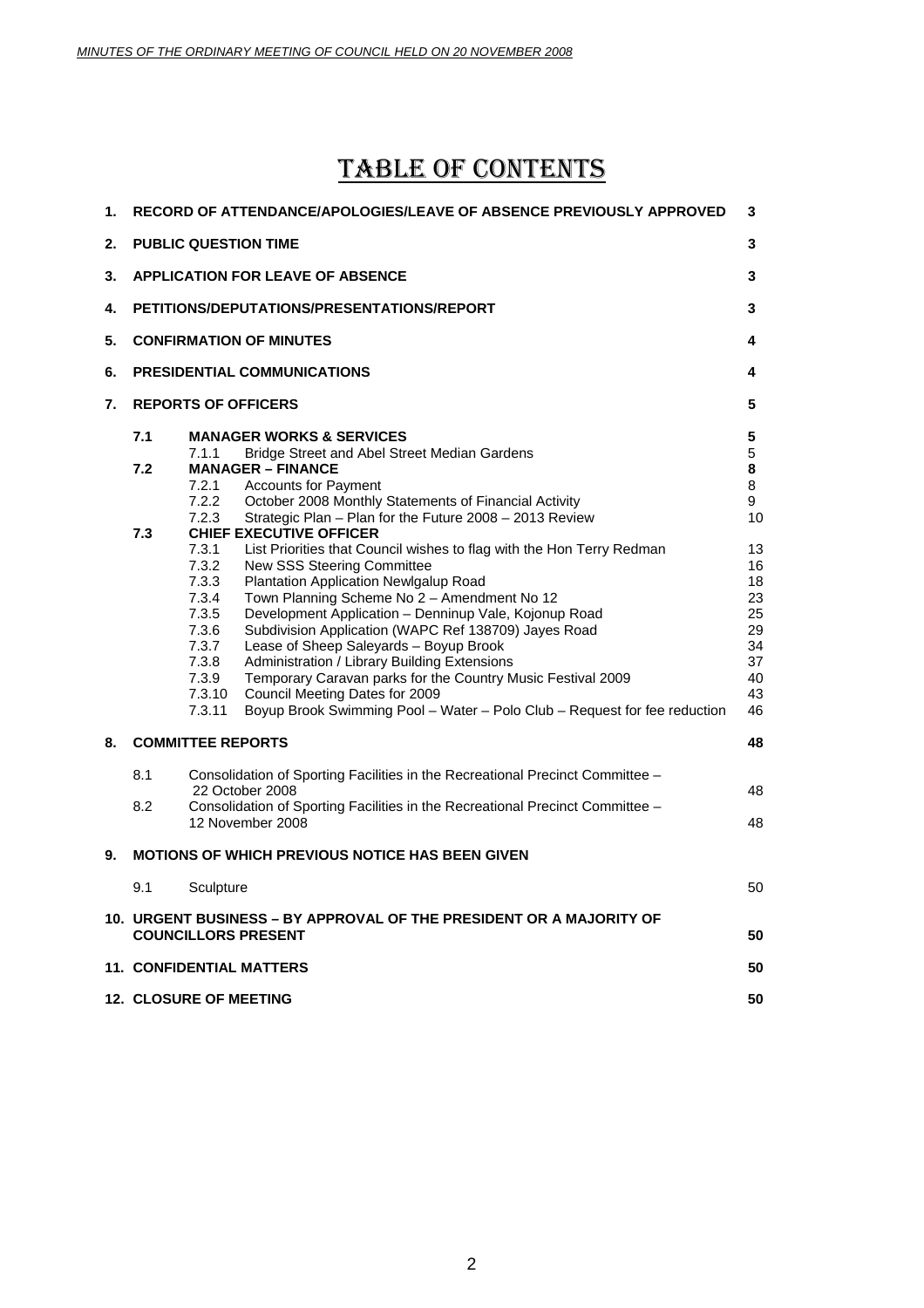# TABLE OF CONTENTS

| | | | |
|---|---|---|---|
| **1.** | **RECORD OF ATTENDANCE/APOLOGIES/LEAVE OF ABSENCE PREVIOUSLY APPROVED** | | **3** |
| **2.** | **PUBLIC QUESTION TIME** | | **3** |
| **3.** | **APPLICATION FOR LEAVE OF ABSENCE** | | **3** |
| **4.** | **PETITIONS/DEPUTATIONS/PRESENTATIONS/REPORT** | | **3** |
| **5.** | **CONFIRMATION OF MINUTES** | | **4** |
| **6.** | **PRESIDENTIAL COMMUNICATIONS** | | **4** |
| **7.** | **REPORTS OF OFFICERS** | | **5** |
| | **7.1** | **MANAGER WORKS & SERVICES** | **5** |
| | 7.1.1 | Bridge Street and Abel Street Median Gardens | 5 |
| | **7.2** | **MANAGER – FINANCE** | **8** |
| | 7.2.1 | Accounts for Payment | 8 |
| | 7.2.2 | October 2008 Monthly Statements of Financial Activity | 9 |
| | 7.2.3 | Strategic Plan – Plan for the Future 2008 – 2013 Review | 10 |
| | **7.3** | **CHIEF EXECUTIVE OFFICER** | |
| | 7.3.1 | List Priorities that Council wishes to flag with the Hon Terry Redman | 13 |
| | 7.3.2 | New SSS Steering Committee | 16 |
| | 7.3.3 | Plantation Application Newlgalup Road | 18 |
| | 7.3.4 | Town Planning Scheme No 2 – Amendment No 12 | 23 |
| | 7.3.5 | Development Application – Denninup Vale, Kojonup Road | 25 |
| | 7.3.6 | Subdivision Application (WAPC Ref 138709) Jayes Road | 29 |
| | 7.3.7 | Lease of Sheep Saleyards – Boyup Brook | 34 |
| | 7.3.8 | Administration / Library Building Extensions | 37 |
| | 7.3.9 | Temporary Caravan parks for the Country Music Festival 2009 | 40 |
| | 7.3.10 | Council Meeting Dates for 2009 | 43 |
| | 7.3.11 | Boyup Brook Swimming Pool – Water – Polo Club – Request for fee reduction | 46 |
| **8.** | **COMMITTEE REPORTS** | | **48** |
| | 8.1 | Consolidation of Sporting Facilities in the Recreational Precinct Committee – 22 October 2008 | 48 |
| | 8.2 | Consolidation of Sporting Facilities in the Recreational Precinct Committee – 12 November 2008 | 48 |
| **9.** | **MOTIONS OF WHICH PREVIOUS NOTICE HAS BEEN GIVEN** | | |
| | 9.1 | Sculpture | 50 |
| **10.** | **URGENT BUSINESS – BY APPROVAL OF THE PRESIDENT OR A MAJORITY OF COUNCILLORS PRESENT** | | **50** |
| **11.** | **CONFIDENTIAL MATTERS** | | **50** |
| **12.** | **CLOSURE OF MEETING** | | **50** |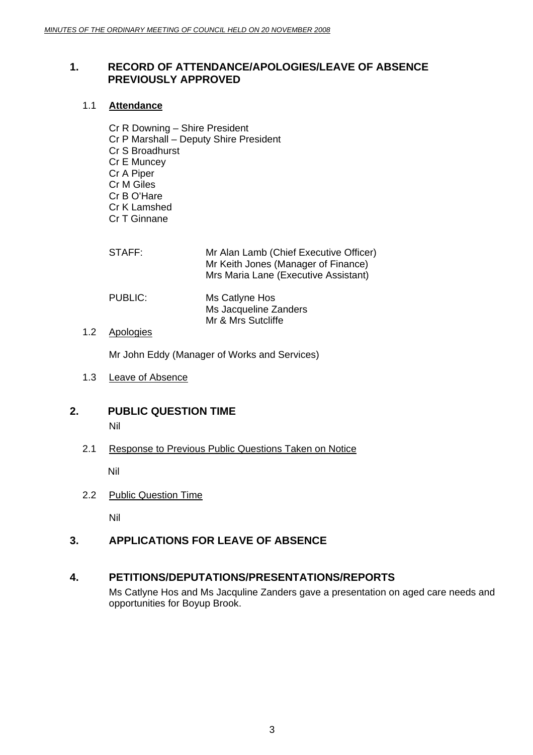## 1. RECORD OF ATTENDANCE/APOLOGIES/LEAVE OF ABSENCE PREVIOUSLY APPROVED

### 1.1 **Attendance**

Cr R Downing – Shire President
Cr P Marshall – Deputy Shire President
Cr S Broadhurst
Cr E Muncey
Cr A Piper
Cr M Giles
Cr B O'Hare
Cr K Lamshed
Cr T Ginnane

STAFF: Mr Alan Lamb (Chief Executive Officer)
Mr Keith Jones (Manager of Finance)
Mrs Maria Lane (Executive Assistant)

PUBLIC: Ms Catlyne Hos
Ms Jacqueline Zanders
Mr & Mrs Sutcliffe

### 1.2 Apologies

Mr John Eddy (Manager of Works and Services)

### 1.3 Leave of Absence

## 2. PUBLIC QUESTION TIME

Nil

### 2.1 Response to Previous Public Questions Taken on Notice

Nil

### 2.2 Public Question Time

Nil

## 3. APPLICATIONS FOR LEAVE OF ABSENCE

## 4. PETITIONS/DEPUTATIONS/PRESENTATIONS/REPORTS

Ms Catlyne Hos and Ms Jacquline Zanders gave a presentation on aged care needs and opportunities for Boyup Brook.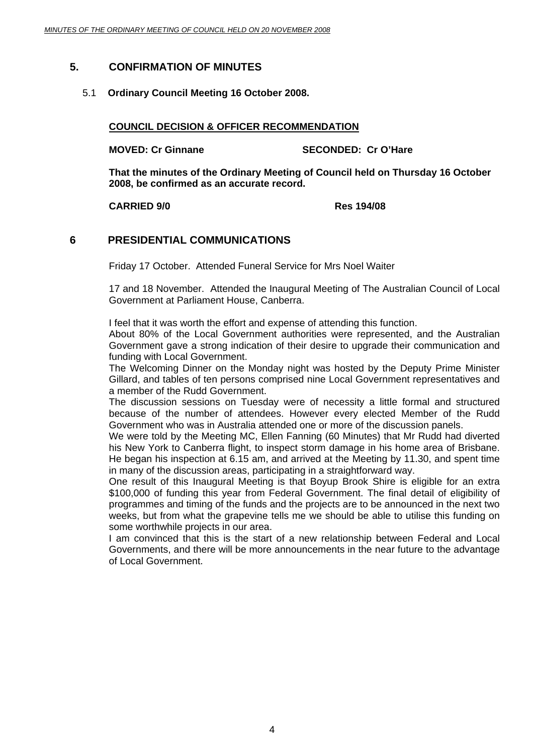## 5. CONFIRMATION OF MINUTES

### 5.1 Ordinary Council Meeting 16 October 2008.

**COUNCIL DECISION & OFFICER RECOMMENDATION**

**MOVED: Cr Ginnane SECONDED: Cr O'Hare**

**That the minutes of the Ordinary Meeting of Council held on Thursday 16 October 2008, be confirmed as an accurate record.**

**CARRIED 9/0 Res 194/08**

## 6 PRESIDENTIAL COMMUNICATIONS

Friday 17 October. Attended Funeral Service for Mrs Noel Waiter

17 and 18 November. Attended the Inaugural Meeting of The Australian Council of Local Government at Parliament House, Canberra.

I feel that it was worth the effort and expense of attending this function.
About 80% of the Local Government authorities were represented, and the Australian Government gave a strong indication of their desire to upgrade their communication and funding with Local Government.
The Welcoming Dinner on the Monday night was hosted by the Deputy Prime Minister Gillard, and tables of ten persons comprised nine Local Government representatives and a member of the Rudd Government.
The discussion sessions on Tuesday were of necessity a little formal and structured because of the number of attendees. However every elected Member of the Rudd Government who was in Australia attended one or more of the discussion panels.
We were told by the Meeting MC, Ellen Fanning (60 Minutes) that Mr Rudd had diverted his New York to Canberra flight, to inspect storm damage in his home area of Brisbane. He began his inspection at 6.15 am, and arrived at the Meeting by 11.30, and spent time in many of the discussion areas, participating in a straightforward way.
One result of this Inaugural Meeting is that Boyup Brook Shire is eligible for an extra $100,000 of funding this year from Federal Government. The final detail of eligibility of programmes and timing of the funds and the projects are to be announced in the next two weeks, but from what the grapevine tells me we should be able to utilise this funding on some worthwhile projects in our area.
I am convinced that this is the start of a new relationship between Federal and Local Governments, and there will be more announcements in the near future to the advantage of Local Government.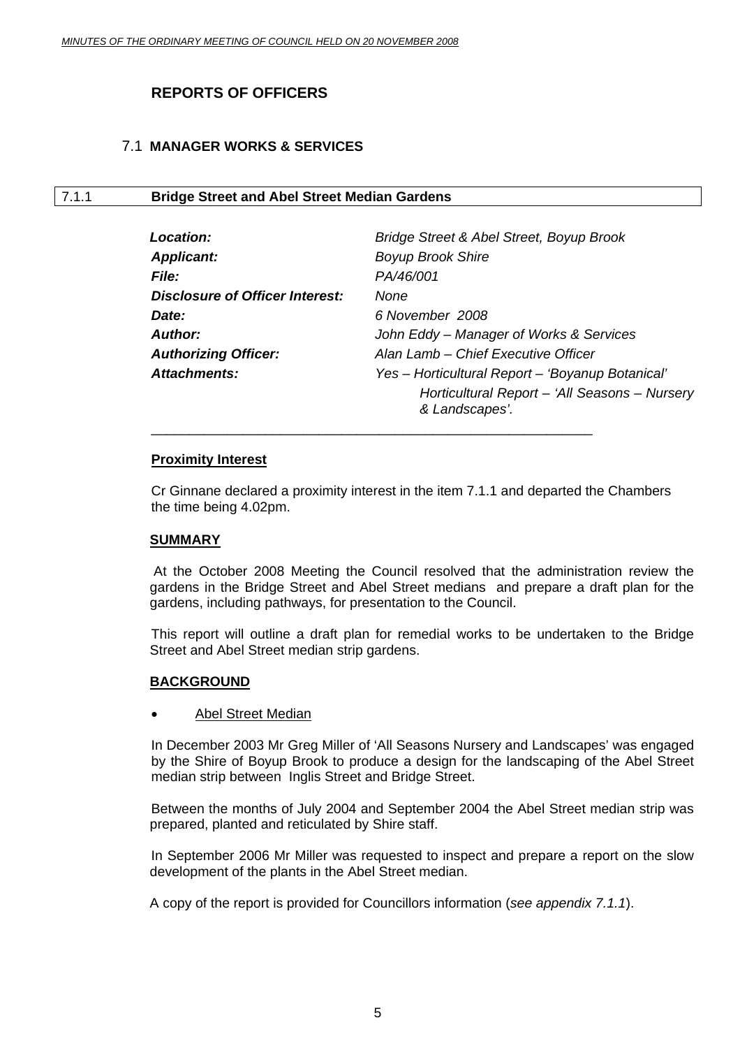## REPORTS OF OFFICERS

### 7.1 MANAGER WORKS & SERVICES

### 7.1.1 Bridge Street and Abel Street Median Gardens

| | |
|---|---|
| ***Location:*** | *Bridge Street & Abel Street, Boyup Brook* |
| ***Applicant:*** | *Boyup Brook Shire* |
| ***File:*** | *PA/46/001* |
| ***Disclosure of Officer Interest:*** | *None* |
| ***Date:*** | *6 November 2008* |
| ***Author:*** | *John Eddy – Manager of Works & Services* |
| ***Authorizing Officer:*** | *Alan Lamb – Chief Executive Officer* |
| ***Attachments:*** | *Yes – Horticultural Report – 'Boyanup Botanical'* *Horticultural Report – 'All Seasons – Nursery & Landscapes'.* |

---

**Proximity Interest**

Cr Ginnane declared a proximity interest in the item 7.1.1 and departed the Chambers the time being 4.02pm.

**SUMMARY**

At the October 2008 Meeting the Council resolved that the administration review the gardens in the Bridge Street and Abel Street medians and prepare a draft plan for the gardens, including pathways, for presentation to the Council.

This report will outline a draft plan for remedial works to be undertaken to the Bridge Street and Abel Street median strip gardens.

**BACKGROUND**

- Abel Street Median

In December 2003 Mr Greg Miller of 'All Seasons Nursery and Landscapes' was engaged by the Shire of Boyup Brook to produce a design for the landscaping of the Abel Street median strip between Inglis Street and Bridge Street.

Between the months of July 2004 and September 2004 the Abel Street median strip was prepared, planted and reticulated by Shire staff.

In September 2006 Mr Miller was requested to inspect and prepare a report on the slow development of the plants in the Abel Street median.

A copy of the report is provided for Councillors information (*see appendix 7.1.1*).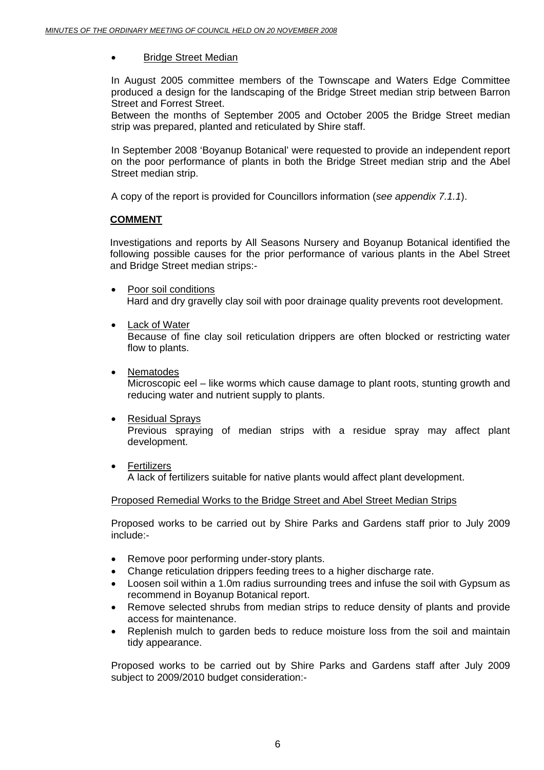- Bridge Street Median

In August 2005 committee members of the Townscape and Waters Edge Committee produced a design for the landscaping of the Bridge Street median strip between Barron Street and Forrest Street.
Between the months of September 2005 and October 2005 the Bridge Street median strip was prepared, planted and reticulated by Shire staff.

In September 2008 'Boyanup Botanical' were requested to provide an independent report on the poor performance of plants in both the Bridge Street median strip and the Abel Street median strip.

A copy of the report is provided for Councillors information (*see appendix 7.1.1*).

**COMMENT**

Investigations and reports by All Seasons Nursery and Boyanup Botanical identified the following possible causes for the prior performance of various plants in the Abel Street and Bridge Street median strips:-

- Poor soil conditions
  Hard and dry gravelly clay soil with poor drainage quality prevents root development.

- Lack of Water
  Because of fine clay soil reticulation drippers are often blocked or restricting water flow to plants.

- Nematodes
  Microscopic eel – like worms which cause damage to plant roots, stunting growth and reducing water and nutrient supply to plants.

- Residual Sprays
  Previous spraying of median strips with a residue spray may affect plant development.

- Fertilizers
  A lack of fertilizers suitable for native plants would affect plant development.

Proposed Remedial Works to the Bridge Street and Abel Street Median Strips

Proposed works to be carried out by Shire Parks and Gardens staff prior to July 2009 include:-

- Remove poor performing under-story plants.
- Change reticulation drippers feeding trees to a higher discharge rate.
- Loosen soil within a 1.0m radius surrounding trees and infuse the soil with Gypsum as recommend in Boyanup Botanical report.
- Remove selected shrubs from median strips to reduce density of plants and provide access for maintenance.
- Replenish mulch to garden beds to reduce moisture loss from the soil and maintain tidy appearance.

Proposed works to be carried out by Shire Parks and Gardens staff after July 2009 subject to 2009/2010 budget consideration:-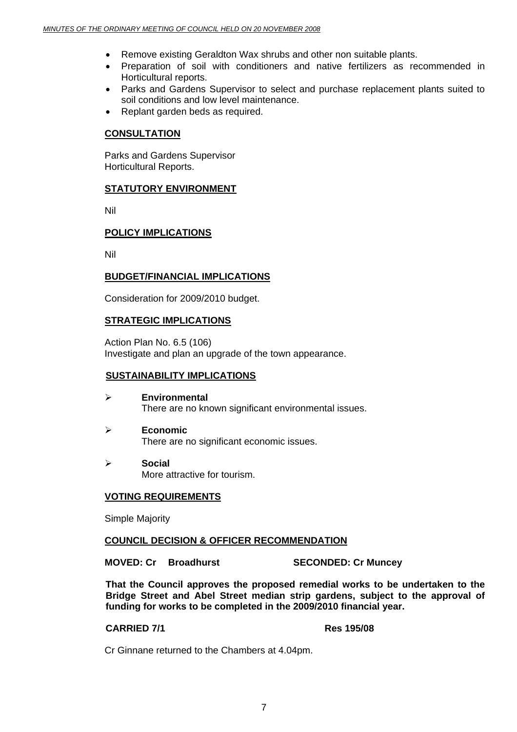- Remove existing Geraldton Wax shrubs and other non suitable plants.
- Preparation of soil with conditioners and native fertilizers as recommended in Horticultural reports.
- Parks and Gardens Supervisor to select and purchase replacement plants suited to soil conditions and low level maintenance.
- Replant garden beds as required.

## CONSULTATION

Parks and Gardens Supervisor
Horticultural Reports.

## STATUTORY ENVIRONMENT

Nil

## POLICY IMPLICATIONS

Nil

## BUDGET/FINANCIAL IMPLICATIONS

Consideration for 2009/2010 budget.

## STRATEGIC IMPLICATIONS

Action Plan No. 6.5 (106)
Investigate and plan an upgrade of the town appearance.

## SUSTAINABILITY IMPLICATIONS

- **Environmental**
  There are no known significant environmental issues.

- **Economic**
  There are no significant economic issues.

- **Social**
  More attractive for tourism.

## VOTING REQUIREMENTS

Simple Majority

## COUNCIL DECISION & OFFICER RECOMMENDATION

**MOVED: Cr Broadhurst SECONDED: Cr Muncey**

**That the Council approves the proposed remedial works to be undertaken to the Bridge Street and Abel Street median strip gardens, subject to the approval of funding for works to be completed in the 2009/2010 financial year.**

**CARRIED 7/1 Res 195/08**

Cr Ginnane returned to the Chambers at 4.04pm.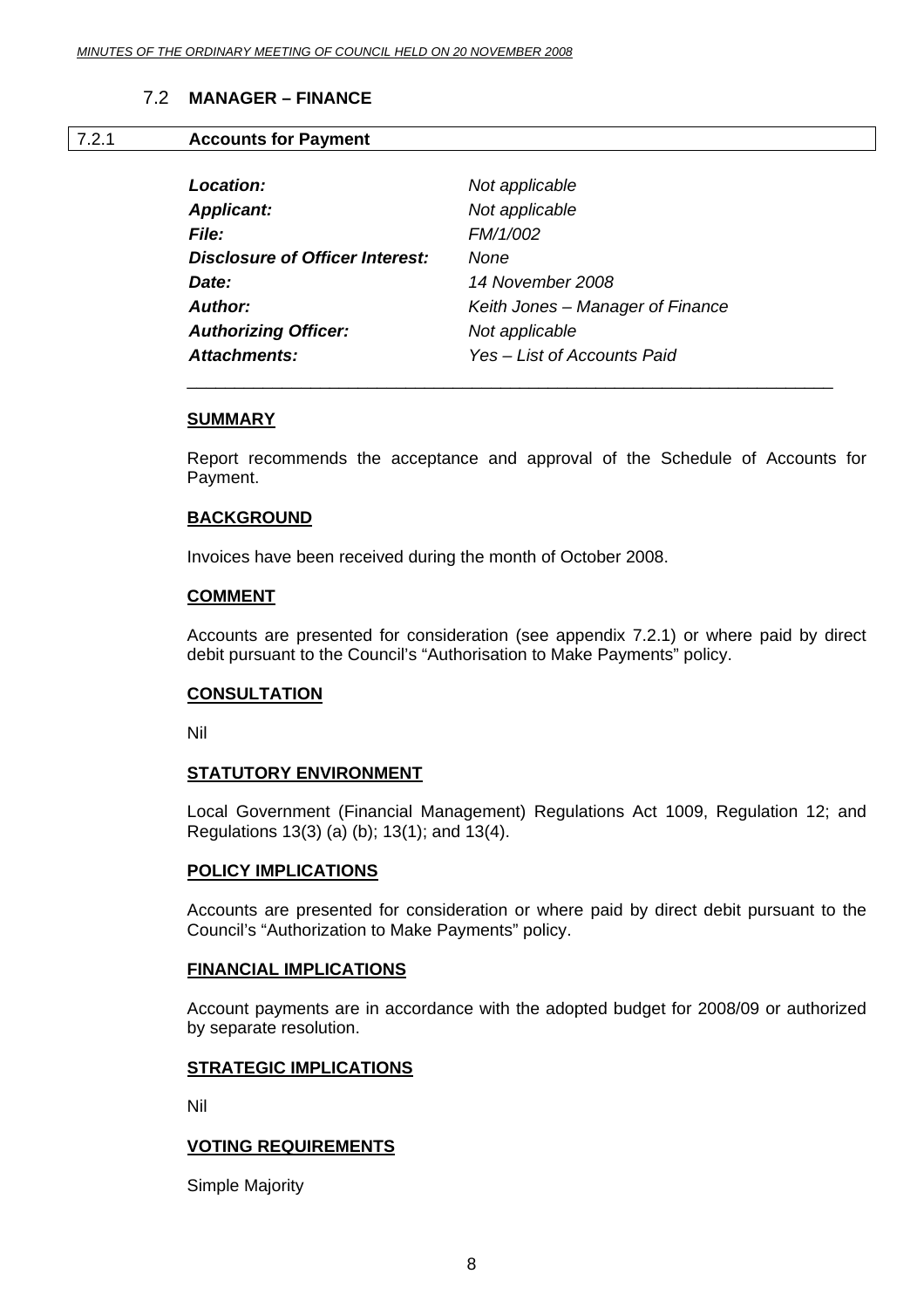### 7.2 MANAGER – FINANCE

#### 7.2.1 Accounts for Payment

| | |
|---|---|
| ***Location:*** | *Not applicable* |
| ***Applicant:*** | *Not applicable* |
| ***File:*** | *FM/1/002* |
| ***Disclosure of Officer Interest:*** | *None* |
| ***Date:*** | *14 November 2008* |
| ***Author:*** | *Keith Jones – Manager of Finance* |
| ***Authorizing Officer:*** | *Not applicable* |
| ***Attachments:*** | *Yes – List of Accounts Paid* |

---

**SUMMARY**

Report recommends the acceptance and approval of the Schedule of Accounts for Payment.

**BACKGROUND**

Invoices have been received during the month of October 2008.

**COMMENT**

Accounts are presented for consideration (see appendix 7.2.1) or where paid by direct debit pursuant to the Council's "Authorisation to Make Payments" policy.

**CONSULTATION**

Nil

**STATUTORY ENVIRONMENT**

Local Government (Financial Management) Regulations Act 1009, Regulation 12; and Regulations 13(3) (a) (b); 13(1); and 13(4).

**POLICY IMPLICATIONS**

Accounts are presented for consideration or where paid by direct debit pursuant to the Council's "Authorization to Make Payments" policy.

**FINANCIAL IMPLICATIONS**

Account payments are in accordance with the adopted budget for 2008/09 or authorized by separate resolution.

**STRATEGIC IMPLICATIONS**

Nil

**VOTING REQUIREMENTS**

Simple Majority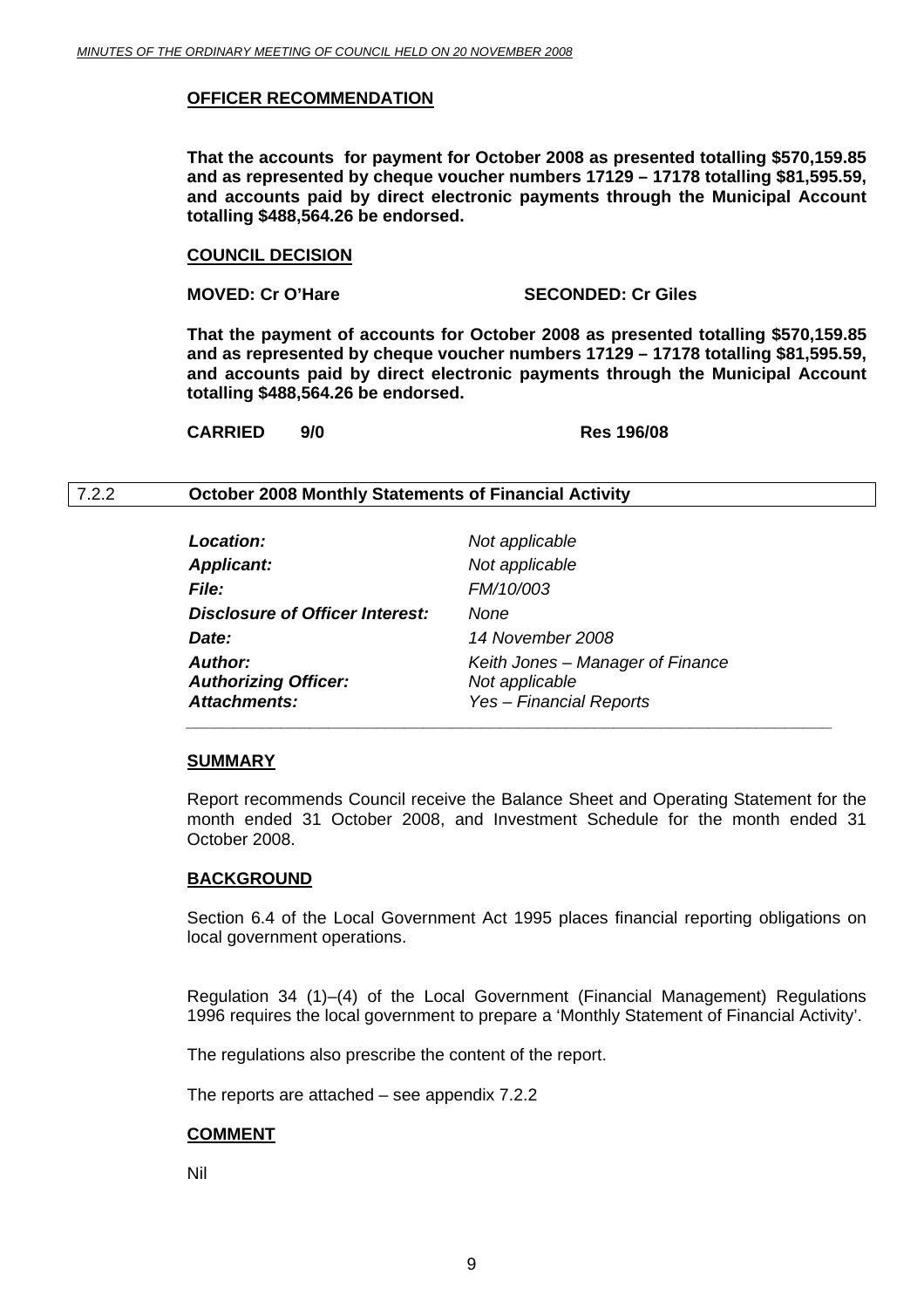**OFFICER RECOMMENDATION**

**That the accounts for payment for October 2008 as presented totalling $570,159.85 and as represented by cheque voucher numbers 17129 – 17178 totalling $81,595.59, and accounts paid by direct electronic payments through the Municipal Account totalling $488,564.26 be endorsed.**

**COUNCIL DECISION**

**MOVED: Cr O'Hare SECONDED: Cr Giles**

**That the payment of accounts for October 2008 as presented totalling $570,159.85 and as represented by cheque voucher numbers 17129 – 17178 totalling $81,595.59, and accounts paid by direct electronic payments through the Municipal Account totalling $488,564.26 be endorsed.**

**CARRIED 9/0 Res 196/08**

## 7.2.2 October 2008 Monthly Statements of Financial Activity

| | |
|---|---|
| ***Location:*** | *Not applicable* |
| ***Applicant:*** | *Not applicable* |
| ***File:*** | *FM/10/003* |
| ***Disclosure of Officer Interest:*** | *None* |
| ***Date:*** | *14 November 2008* |
| ***Author:*** | *Keith Jones – Manager of Finance* |
| ***Authorizing Officer:*** | *Not applicable* |
| ***Attachments:*** | *Yes – Financial Reports* |

**SUMMARY**

Report recommends Council receive the Balance Sheet and Operating Statement for the month ended 31 October 2008, and Investment Schedule for the month ended 31 October 2008.

**BACKGROUND**

Section 6.4 of the Local Government Act 1995 places financial reporting obligations on local government operations.

Regulation 34 (1)–(4) of the Local Government (Financial Management) Regulations 1996 requires the local government to prepare a 'Monthly Statement of Financial Activity'.

The regulations also prescribe the content of the report.

The reports are attached – see appendix 7.2.2

**COMMENT**

Nil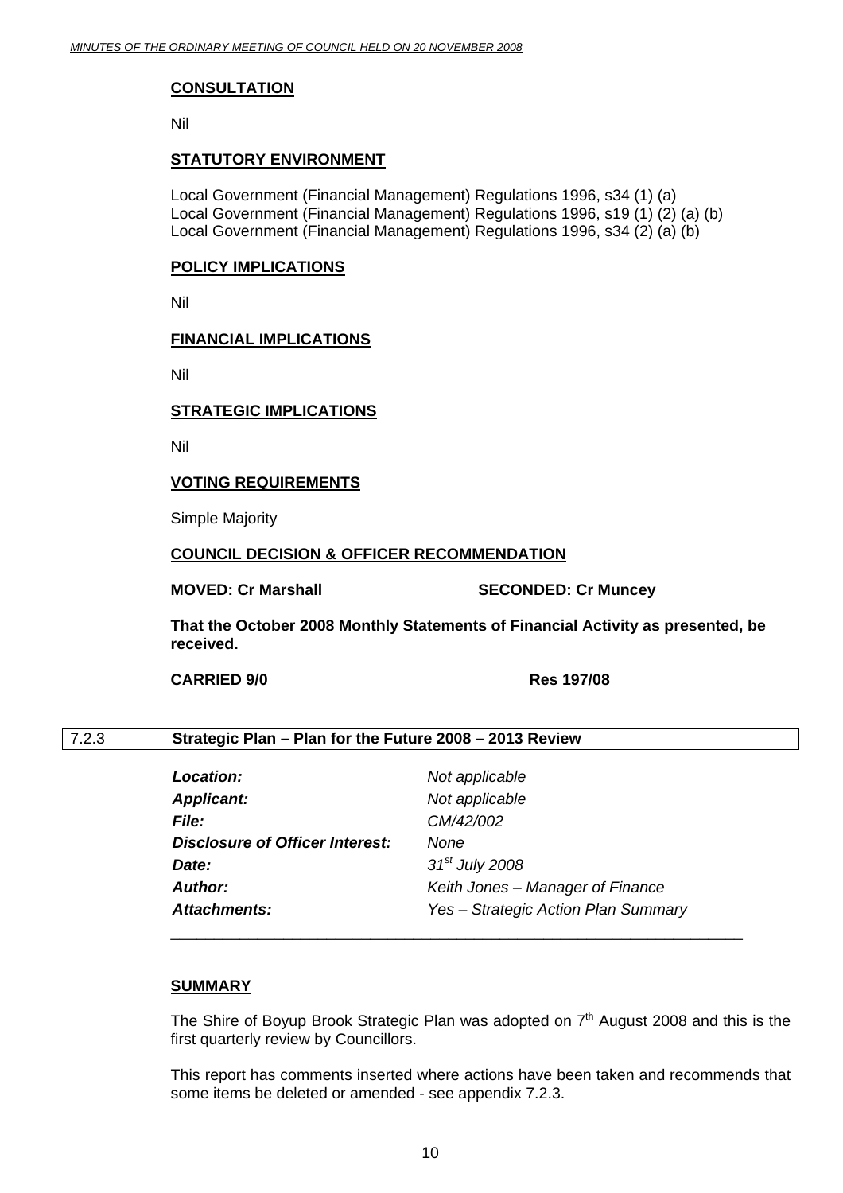**CONSULTATION**

Nil

**STATUTORY ENVIRONMENT**

Local Government (Financial Management) Regulations 1996, s34 (1) (a)
Local Government (Financial Management) Regulations 1996, s19 (1) (2) (a) (b)
Local Government (Financial Management) Regulations 1996, s34 (2) (a) (b)

**POLICY IMPLICATIONS**

Nil

**FINANCIAL IMPLICATIONS**

Nil

**STRATEGIC IMPLICATIONS**

Nil

**VOTING REQUIREMENTS**

Simple Majority

**COUNCIL DECISION & OFFICER RECOMMENDATION**

**MOVED: Cr Marshall** **SECONDED: Cr Muncey**

**That the October 2008 Monthly Statements of Financial Activity as presented, be received.**

**CARRIED 9/0** **Res 197/08**

## 7.2.3 Strategic Plan – Plan for the Future 2008 – 2013 Review

| | |
|---|---|
| ***Location:*** | *Not applicable* |
| ***Applicant:*** | *Not applicable* |
| ***File:*** | *CM/42/002* |
| ***Disclosure of Officer Interest:*** | *None* |
| ***Date:*** | *31st July 2008* |
| ***Author:*** | *Keith Jones – Manager of Finance* |
| ***Attachments:*** | *Yes – Strategic Action Plan Summary* |

**SUMMARY**

The Shire of Boyup Brook Strategic Plan was adopted on 7th August 2008 and this is the first quarterly review by Councillors.

This report has comments inserted where actions have been taken and recommends that some items be deleted or amended - see appendix 7.2.3.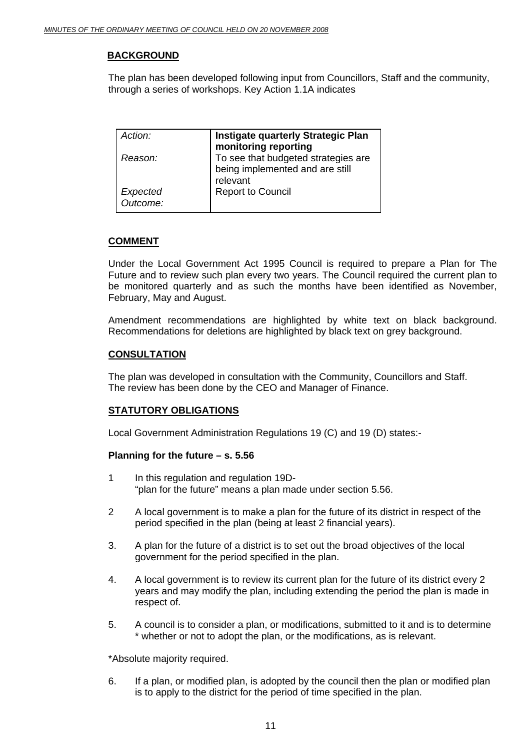## BACKGROUND

The plan has been developed following input from Councillors, Staff and the community, through a series of workshops. Key Action 1.1A indicates

| | |
|---|---|
| *Action:* | **Instigate quarterly Strategic Plan monitoring reporting** |
| *Reason:* | To see that budgeted strategies are being implemented and are still relevant |
| *Expected Outcome:* | Report to Council |

## COMMENT

Under the Local Government Act 1995 Council is required to prepare a Plan for The Future and to review such plan every two years. The Council required the current plan to be monitored quarterly and as such the months have been identified as November, February, May and August.

Amendment recommendations are highlighted by white text on black background. Recommendations for deletions are highlighted by black text on grey background.

## CONSULTATION

The plan was developed in consultation with the Community, Councillors and Staff.
The review has been done by the CEO and Manager of Finance.

## STATUTORY OBLIGATIONS

Local Government Administration Regulations 19 (C) and 19 (D) states:-

### Planning for the future – s. 5.56

1 In this regulation and regulation 19D-
"plan for the future" means a plan made under section 5.56.

2 A local government is to make a plan for the future of its district in respect of the period specified in the plan (being at least 2 financial years).

3. A plan for the future of a district is to set out the broad objectives of the local government for the period specified in the plan.

4. A local government is to review its current plan for the future of its district every 2 years and may modify the plan, including extending the period the plan is made in respect of.

5. A council is to consider a plan, or modifications, submitted to it and is to determine * whether or not to adopt the plan, or the modifications, as is relevant.

*Absolute majority required.

6. If a plan, or modified plan, is adopted by the council then the plan or modified plan is to apply to the district for the period of time specified in the plan.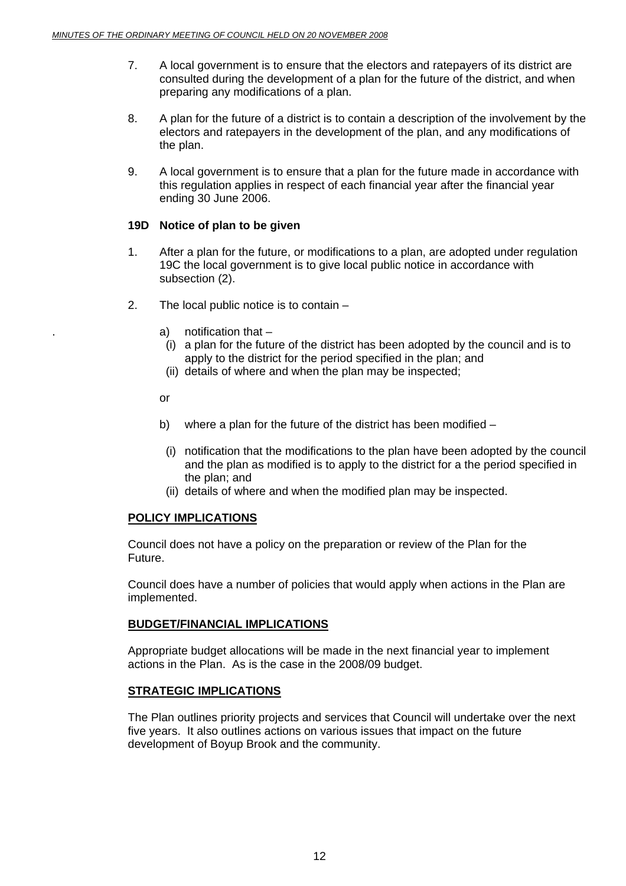7. A local government is to ensure that the electors and ratepayers of its district are consulted during the development of a plan for the future of the district, and when preparing any modifications of a plan.

8. A plan for the future of a district is to contain a description of the involvement by the electors and ratepayers in the development of the plan, and any modifications of the plan.

9. A local government is to ensure that a plan for the future made in accordance with this regulation applies in respect of each financial year after the financial year ending 30 June 2006.

**19D Notice of plan to be given**

1. After a plan for the future, or modifications to a plan, are adopted under regulation 19C the local government is to give local public notice in accordance with subsection (2).

2. The local public notice is to contain –

   a) notification that –
      (i) a plan for the future of the district has been adopted by the council and is to apply to the district for the period specified in the plan; and
      (ii) details of where and when the plan may be inspected;

   or

   b) where a plan for the future of the district has been modified –

      (i) notification that the modifications to the plan have been adopted by the council and the plan as modified is to apply to the district for a the period specified in the plan; and
      (ii) details of where and when the modified plan may be inspected.

**POLICY IMPLICATIONS**

Council does not have a policy on the preparation or review of the Plan for the Future.

Council does have a number of policies that would apply when actions in the Plan are implemented.

**BUDGET/FINANCIAL IMPLICATIONS**

Appropriate budget allocations will be made in the next financial year to implement actions in the Plan. As is the case in the 2008/09 budget.

**STRATEGIC IMPLICATIONS**

The Plan outlines priority projects and services that Council will undertake over the next five years. It also outlines actions on various issues that impact on the future development of Boyup Brook and the community.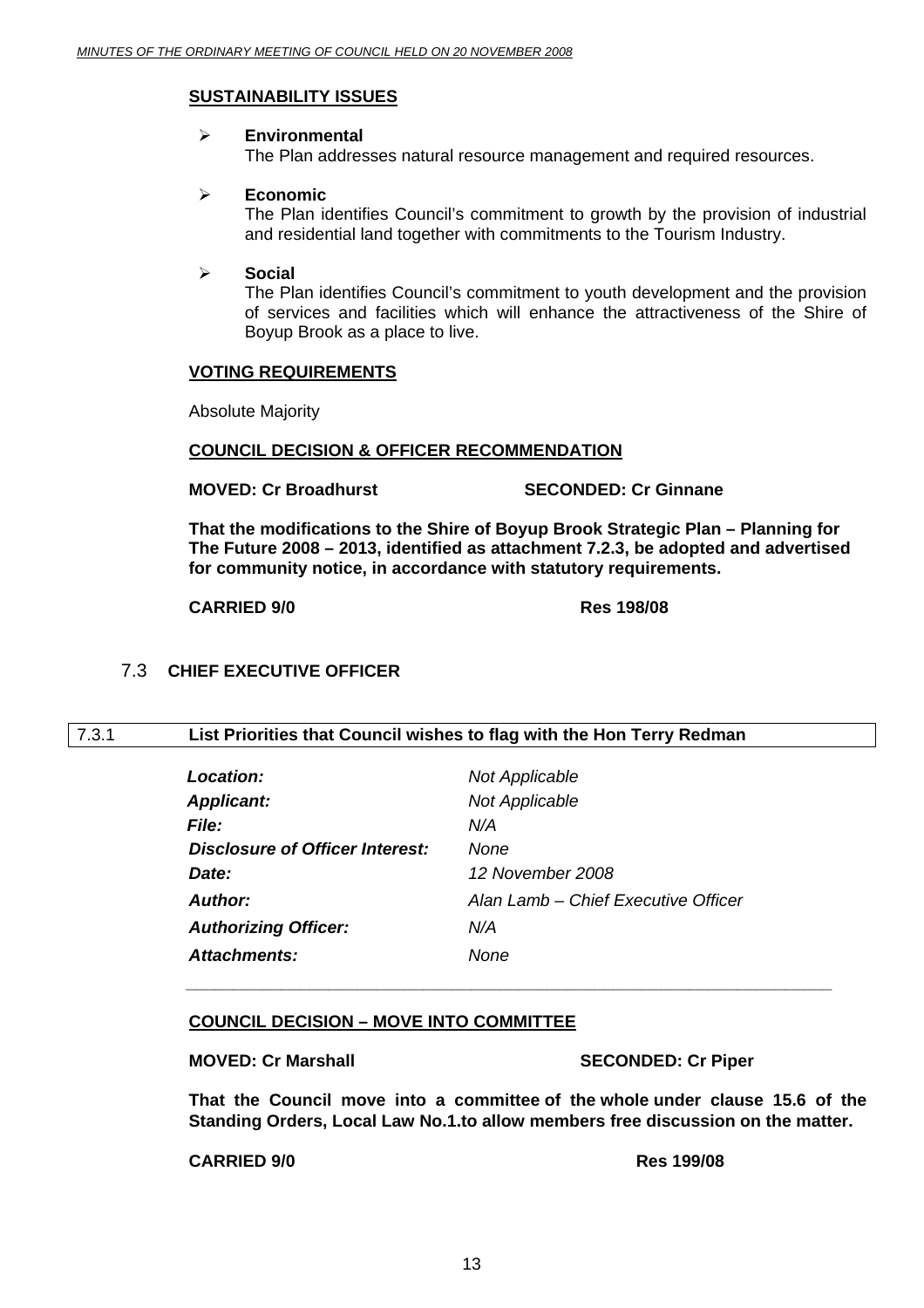**SUSTAINABILITY ISSUES**

- **Environmental**
  The Plan addresses natural resource management and required resources.

- **Economic**
  The Plan identifies Council's commitment to growth by the provision of industrial and residential land together with commitments to the Tourism Industry.

- **Social**
  The Plan identifies Council's commitment to youth development and the provision of services and facilities which will enhance the attractiveness of the Shire of Boyup Brook as a place to live.

**VOTING REQUIREMENTS**

Absolute Majority

**COUNCIL DECISION & OFFICER RECOMMENDATION**

**MOVED: Cr Broadhurst SECONDED: Cr Ginnane**

**That the modifications to the Shire of Boyup Brook Strategic Plan – Planning for The Future 2008 – 2013, identified as attachment 7.2.3, be adopted and advertised for community notice, in accordance with statutory requirements.**

**CARRIED 9/0 Res 198/08**

## 7.3 CHIEF EXECUTIVE OFFICER

### 7.3.1 List Priorities that Council wishes to flag with the Hon Terry Redman

| | |
|---|---|
| ***Location:*** | *Not Applicable* |
| ***Applicant:*** | *Not Applicable* |
| ***File:*** | *N/A* |
| ***Disclosure of Officer Interest:*** | *None* |
| ***Date:*** | *12 November 2008* |
| ***Author:*** | *Alan Lamb – Chief Executive Officer* |
| ***Authorizing Officer:*** | *N/A* |
| ***Attachments:*** | *None* |

**COUNCIL DECISION – MOVE INTO COMMITTEE**

**MOVED: Cr Marshall SECONDED: Cr Piper**

**That the Council move into a committee of the whole under clause 15.6 of the Standing Orders, Local Law No.1.to allow members free discussion on the matter.**

**CARRIED 9/0 Res 199/08**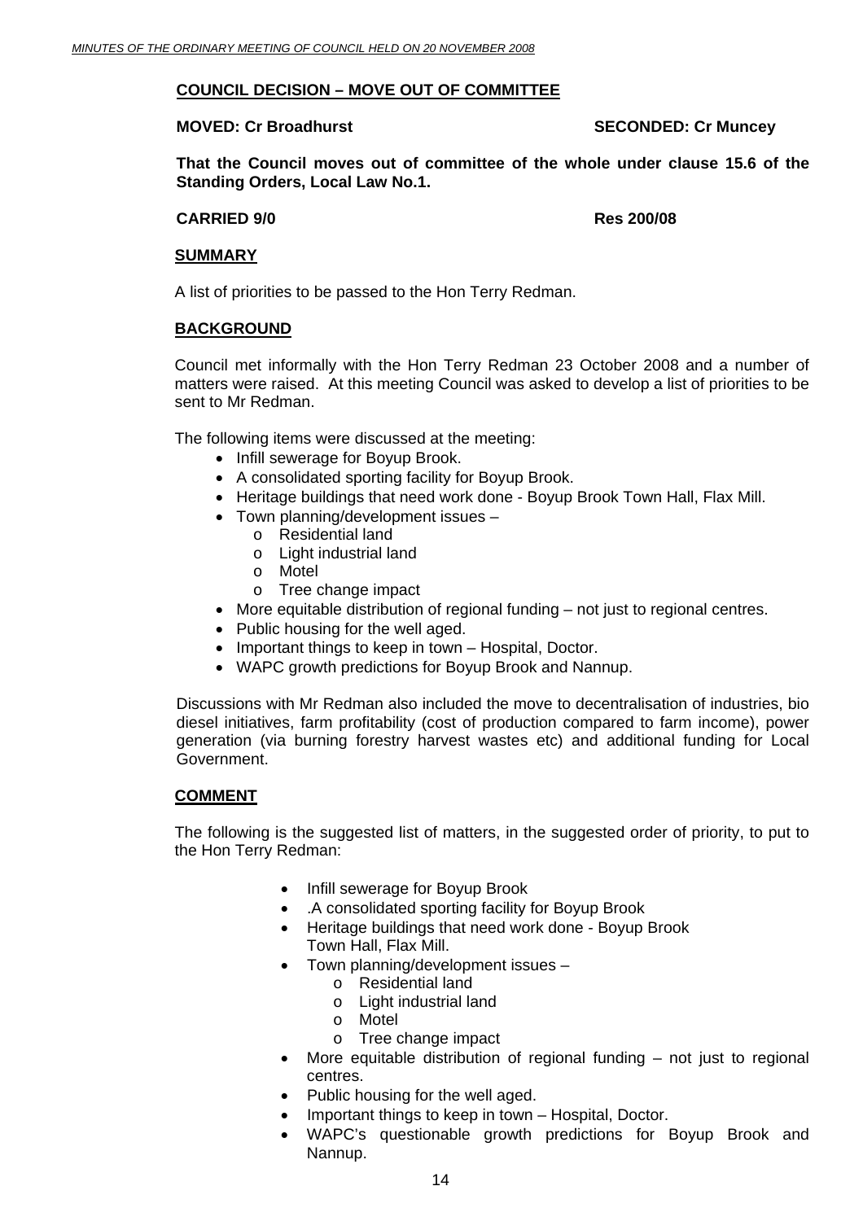**COUNCIL DECISION – MOVE OUT OF COMMITTEE**

**MOVED: Cr Broadhurst** **SECONDED: Cr Muncey**

**That the Council moves out of committee of the whole under clause 15.6 of the Standing Orders, Local Law No.1.**

**CARRIED 9/0** **Res 200/08**

**SUMMARY**

A list of priorities to be passed to the Hon Terry Redman.

**BACKGROUND**

Council met informally with the Hon Terry Redman 23 October 2008 and a number of matters were raised. At this meeting Council was asked to develop a list of priorities to be sent to Mr Redman.

The following items were discussed at the meeting:

- Infill sewerage for Boyup Brook.
- A consolidated sporting facility for Boyup Brook.
- Heritage buildings that need work done - Boyup Brook Town Hall, Flax Mill.
- Town planning/development issues –
  - Residential land
  - Light industrial land
  - Motel
  - Tree change impact
- More equitable distribution of regional funding – not just to regional centres.
- Public housing for the well aged.
- Important things to keep in town – Hospital, Doctor.
- WAPC growth predictions for Boyup Brook and Nannup.

Discussions with Mr Redman also included the move to decentralisation of industries, bio diesel initiatives, farm profitability (cost of production compared to farm income), power generation (via burning forestry harvest wastes etc) and additional funding for Local Government.

**COMMENT**

The following is the suggested list of matters, in the suggested order of priority, to put to the Hon Terry Redman:

- Infill sewerage for Boyup Brook
- .A consolidated sporting facility for Boyup Brook
- Heritage buildings that need work done - Boyup Brook Town Hall, Flax Mill.
- Town planning/development issues –
  - Residential land
  - Light industrial land
  - Motel
  - Tree change impact
- More equitable distribution of regional funding – not just to regional centres.
- Public housing for the well aged.
- Important things to keep in town – Hospital, Doctor.
- WAPC's questionable growth predictions for Boyup Brook and Nannup.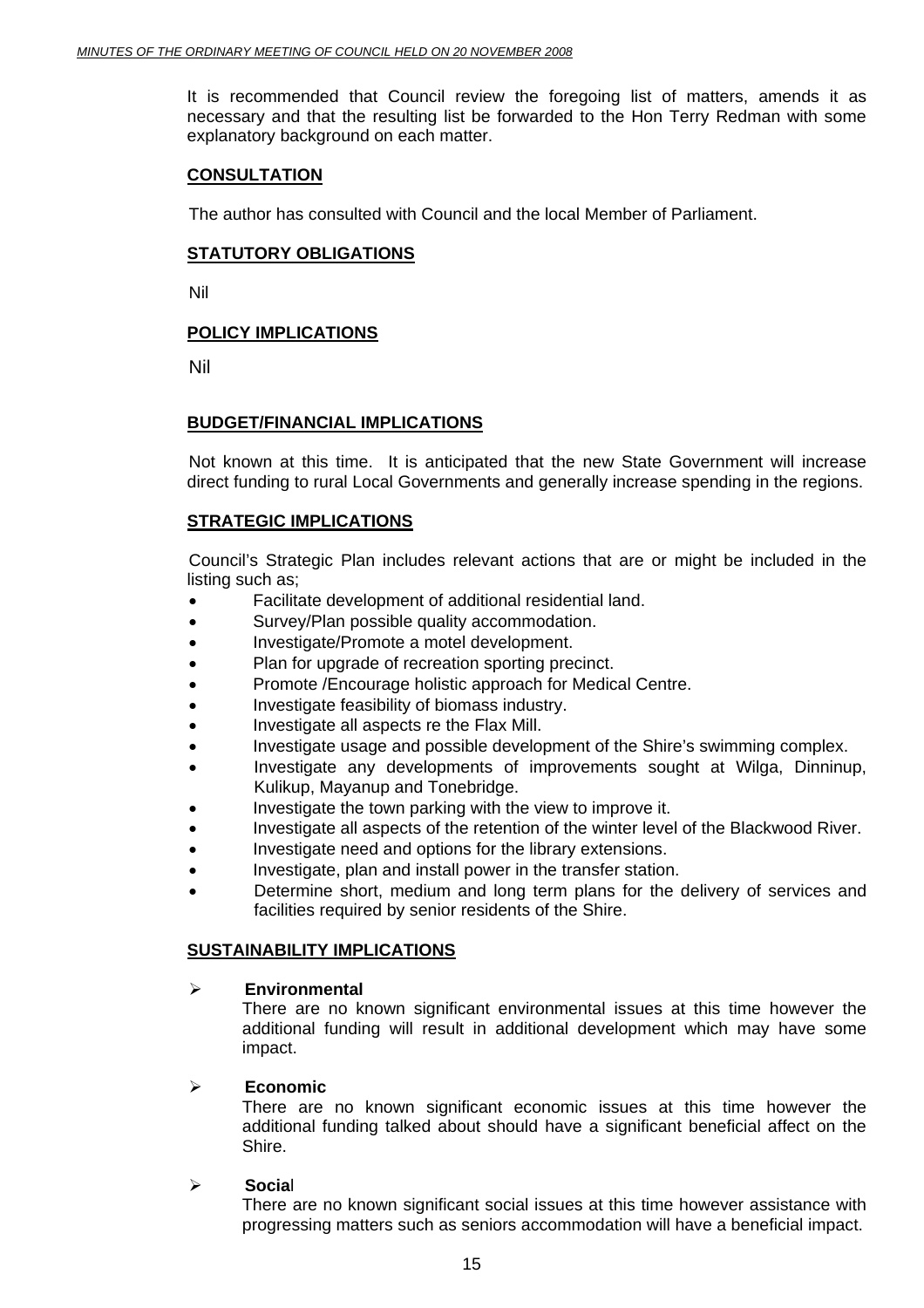It is recommended that Council review the foregoing list of matters, amends it as necessary and that the resulting list be forwarded to the Hon Terry Redman with some explanatory background on each matter.

**CONSULTATION**

The author has consulted with Council and the local Member of Parliament.

**STATUTORY OBLIGATIONS**

Nil

**POLICY IMPLICATIONS**

Nil

**BUDGET/FINANCIAL IMPLICATIONS**

Not known at this time. It is anticipated that the new State Government will increase direct funding to rural Local Governments and generally increase spending in the regions.

**STRATEGIC IMPLICATIONS**

Council's Strategic Plan includes relevant actions that are or might be included in the listing such as;

- Facilitate development of additional residential land.
- Survey/Plan possible quality accommodation.
- Investigate/Promote a motel development.
- Plan for upgrade of recreation sporting precinct.
- Promote /Encourage holistic approach for Medical Centre.
- Investigate feasibility of biomass industry.
- Investigate all aspects re the Flax Mill.
- Investigate usage and possible development of the Shire's swimming complex.
- Investigate any developments of improvements sought at Wilga, Dinninup, Kulikup, Mayanup and Tonebridge.
- Investigate the town parking with the view to improve it.
- Investigate all aspects of the retention of the winter level of the Blackwood River.
- Investigate need and options for the library extensions.
- Investigate, plan and install power in the transfer station.
- Determine short, medium and long term plans for the delivery of services and facilities required by senior residents of the Shire.

**SUSTAINABILITY IMPLICATIONS**

- **Environmental**
  There are no known significant environmental issues at this time however the additional funding will result in additional development which may have some impact.

- **Economic**
  There are no known significant economic issues at this time however the additional funding talked about should have a significant beneficial affect on the Shire.

- **Social**
  There are no known significant social issues at this time however assistance with progressing matters such as seniors accommodation will have a beneficial impact.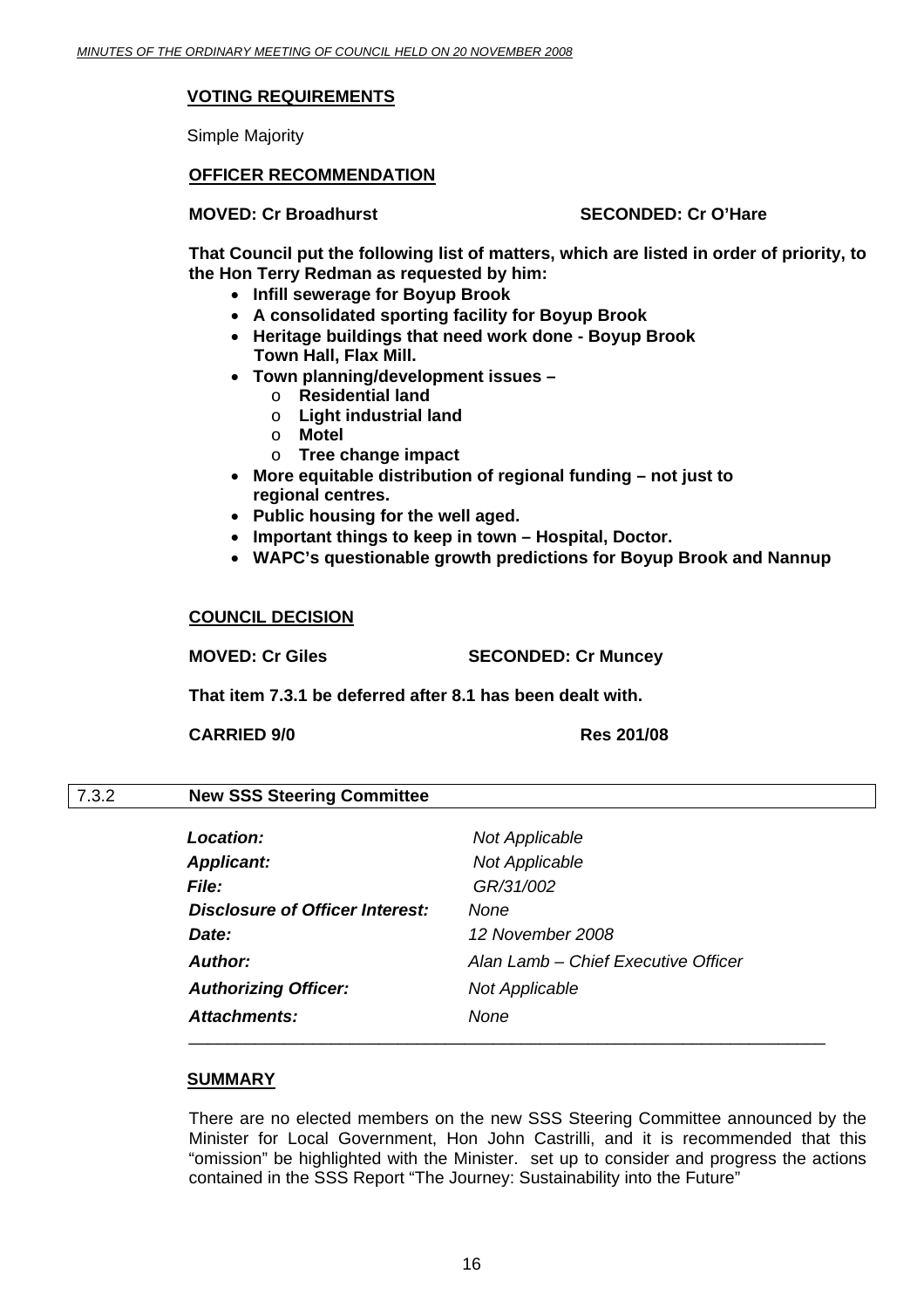**VOTING REQUIREMENTS**

Simple Majority

**OFFICER RECOMMENDATION**

**MOVED: Cr Broadhurst SECONDED: Cr O'Hare**

**That Council put the following list of matters, which are listed in order of priority, to the Hon Terry Redman as requested by him:**

- **Infill sewerage for Boyup Brook**
- **A consolidated sporting facility for Boyup Brook**
- **Heritage buildings that need work done - Boyup Brook Town Hall, Flax Mill.**
- **Town planning/development issues –**
  - **Residential land**
  - **Light industrial land**
  - **Motel**
  - **Tree change impact**
- **More equitable distribution of regional funding – not just to regional centres.**
- **Public housing for the well aged.**
- **Important things to keep in town – Hospital, Doctor.**
- **WAPC's questionable growth predictions for Boyup Brook and Nannup**

**COUNCIL DECISION**

**MOVED: Cr Giles SECONDED: Cr Muncey**

**That item 7.3.1 be deferred after 8.1 has been dealt with.**

**CARRIED 9/0 Res 201/08**

## 7.3.2 New SSS Steering Committee

| | |
|---|---|
| *Location:* | *Not Applicable* |
| *Applicant:* | *Not Applicable* |
| *File:* | *GR/31/002* |
| *Disclosure of Officer Interest:* | *None* |
| *Date:* | *12 November 2008* |
| *Author:* | *Alan Lamb – Chief Executive Officer* |
| *Authorizing Officer:* | *Not Applicable* |
| *Attachments:* | *None* |

**SUMMARY**

There are no elected members on the new SSS Steering Committee announced by the Minister for Local Government, Hon John Castrilli, and it is recommended that this "omission" be highlighted with the Minister. set up to consider and progress the actions contained in the SSS Report "The Journey: Sustainability into the Future"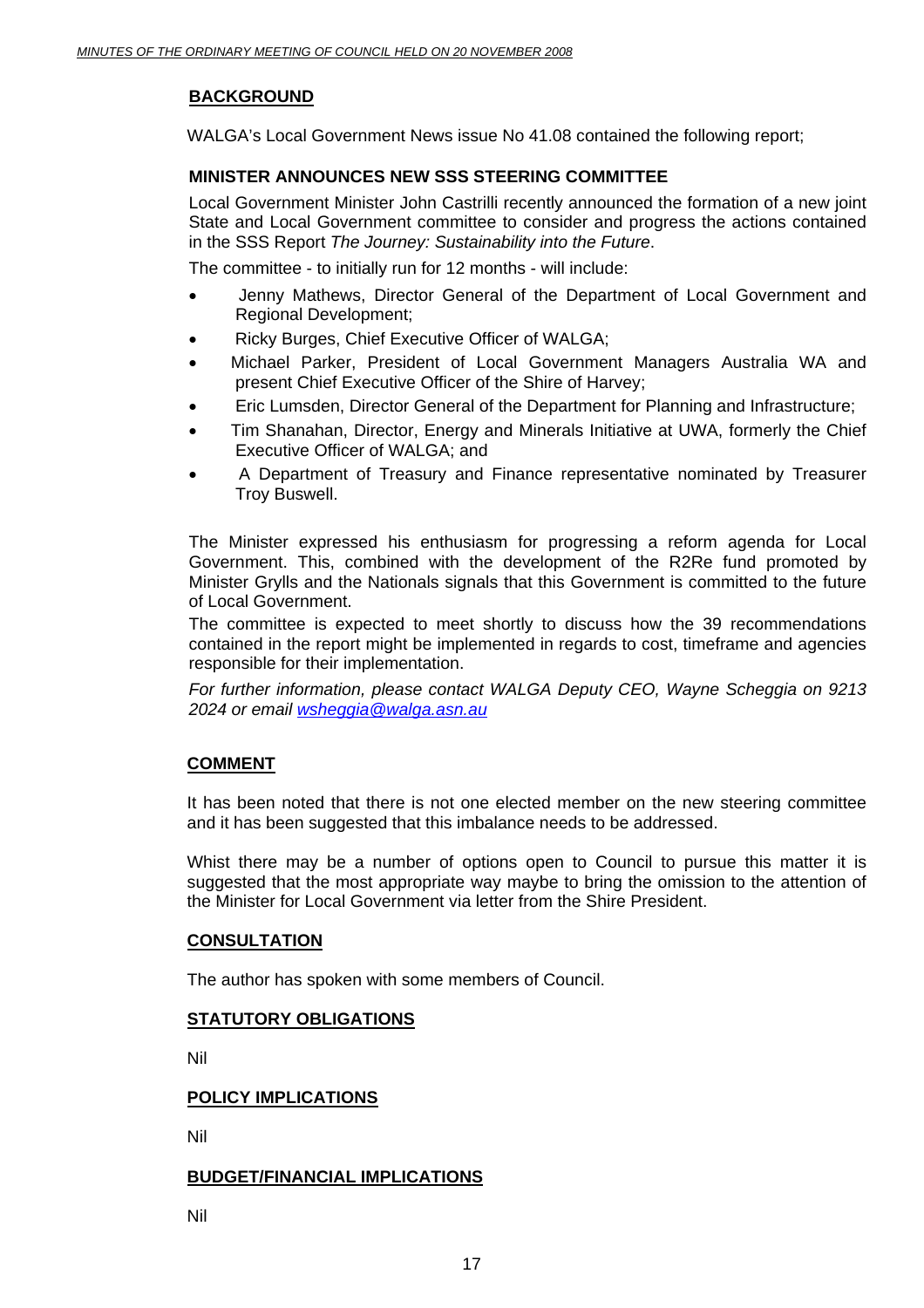## BACKGROUND

WALGA's Local Government News issue No 41.08 contained the following report;

### MINISTER ANNOUNCES NEW SSS STEERING COMMITTEE

Local Government Minister John Castrilli recently announced the formation of a new joint State and Local Government committee to consider and progress the actions contained in the SSS Report *The Journey: Sustainability into the Future*.

The committee - to initially run for 12 months - will include:

- Jenny Mathews, Director General of the Department of Local Government and Regional Development;
- Ricky Burges, Chief Executive Officer of WALGA;
- Michael Parker, President of Local Government Managers Australia WA and present Chief Executive Officer of the Shire of Harvey;
- Eric Lumsden, Director General of the Department for Planning and Infrastructure;
- Tim Shanahan, Director, Energy and Minerals Initiative at UWA, formerly the Chief Executive Officer of WALGA; and
- A Department of Treasury and Finance representative nominated by Treasurer Troy Buswell.

The Minister expressed his enthusiasm for progressing a reform agenda for Local Government. This, combined with the development of the R2Re fund promoted by Minister Grylls and the Nationals signals that this Government is committed to the future of Local Government.

The committee is expected to meet shortly to discuss how the 39 recommendations contained in the report might be implemented in regards to cost, timeframe and agencies responsible for their implementation.

*For further information, please contact WALGA Deputy CEO, Wayne Scheggia on 9213 2024 or email [wsheggia@walga.asn.au](mailto:wsheggia@walga.asn.au)*

## COMMENT

It has been noted that there is not one elected member on the new steering committee and it has been suggested that this imbalance needs to be addressed.

Whist there may be a number of options open to Council to pursue this matter it is suggested that the most appropriate way maybe to bring the omission to the attention of the Minister for Local Government via letter from the Shire President.

## CONSULTATION

The author has spoken with some members of Council.

## STATUTORY OBLIGATIONS

Nil

## POLICY IMPLICATIONS

Nil

## BUDGET/FINANCIAL IMPLICATIONS

Nil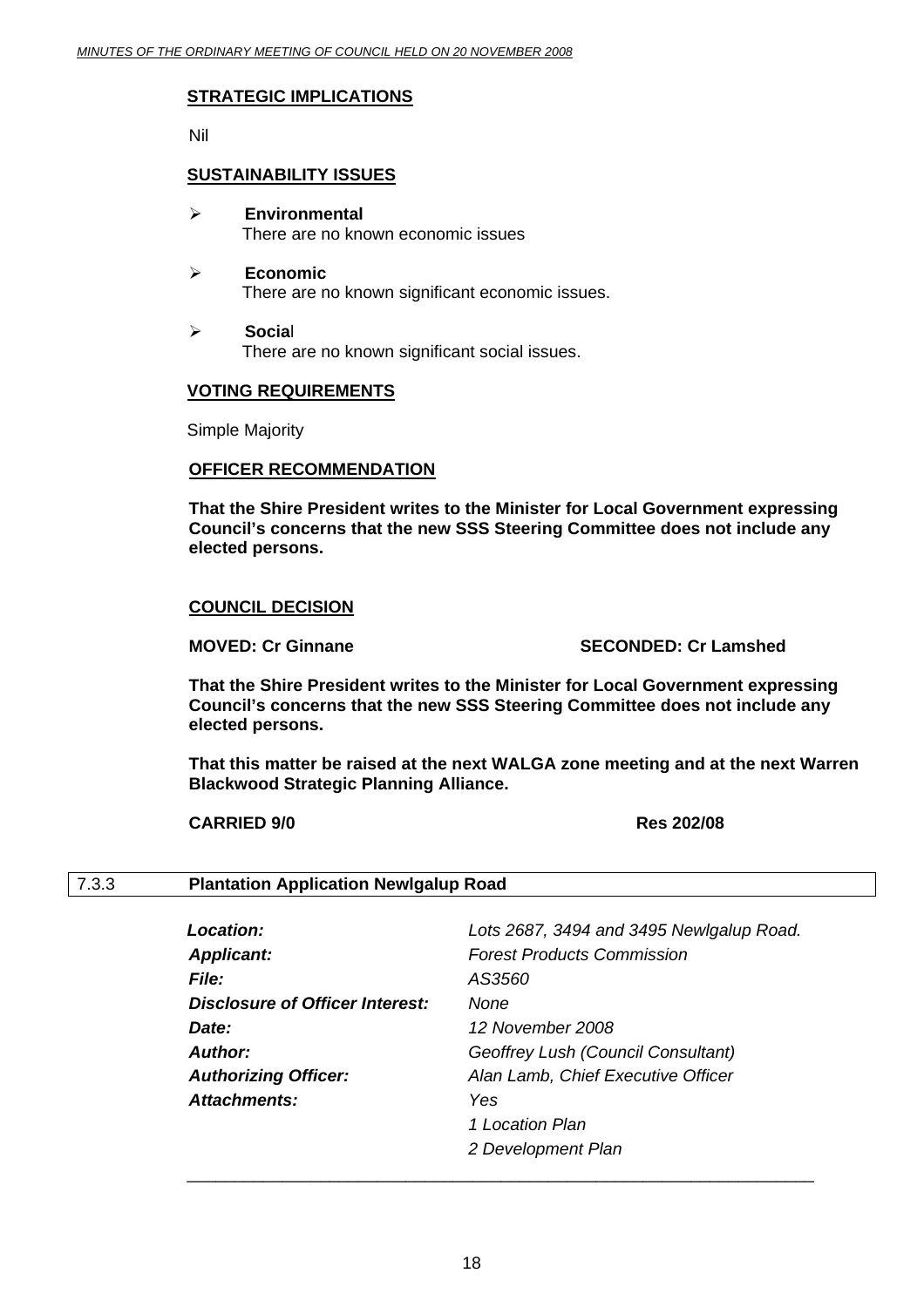**STRATEGIC IMPLICATIONS**

Nil

**SUSTAINABILITY ISSUES**

- **Environmental**
  There are no known economic issues
- **Economic**
  There are no known significant economic issues.
- **Social**
  There are no known significant social issues.

**VOTING REQUIREMENTS**

Simple Majority

**OFFICER RECOMMENDATION**

**That the Shire President writes to the Minister for Local Government expressing Council's concerns that the new SSS Steering Committee does not include any elected persons.**

**COUNCIL DECISION**

**MOVED: Cr Ginnane SECONDED: Cr Lamshed**

**That the Shire President writes to the Minister for Local Government expressing Council's concerns that the new SSS Steering Committee does not include any elected persons.**

**That this matter be raised at the next WALGA zone meeting and at the next Warren Blackwood Strategic Planning Alliance.**

**CARRIED 9/0 Res 202/08**

## 7.3.3 Plantation Application Newlgalup Road

| | |
|---|---|
| ***Location:*** | *Lots 2687, 3494 and 3495 Newlgalup Road.* |
| ***Applicant:*** | *Forest Products Commission* |
| ***File:*** | *AS3560* |
| ***Disclosure of Officer Interest:*** | *None* |
| ***Date:*** | *12 November 2008* |
| ***Author:*** | *Geoffrey Lush (Council Consultant)* |
| ***Authorizing Officer:*** | *Alan Lamb, Chief Executive Officer* |
| ***Attachments:*** | *Yes* |
| | *1 Location Plan* |
| | *2 Development Plan* |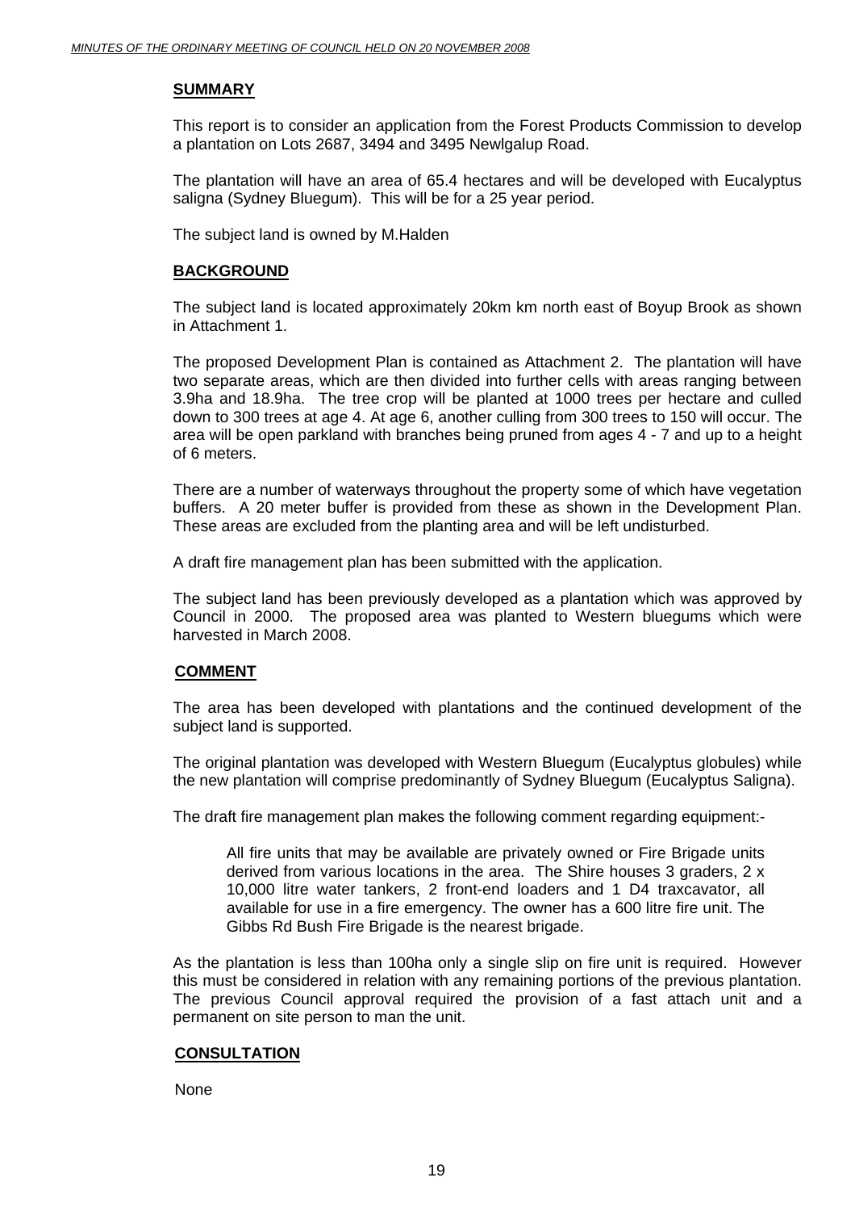## SUMMARY

This report is to consider an application from the Forest Products Commission to develop a plantation on Lots 2687, 3494 and 3495 Newlgalup Road.

The plantation will have an area of 65.4 hectares and will be developed with Eucalyptus saligna (Sydney Bluegum). This will be for a 25 year period.

The subject land is owned by M.Halden

## BACKGROUND

The subject land is located approximately 20km km north east of Boyup Brook as shown in Attachment 1.

The proposed Development Plan is contained as Attachment 2. The plantation will have two separate areas, which are then divided into further cells with areas ranging between 3.9ha and 18.9ha. The tree crop will be planted at 1000 trees per hectare and culled down to 300 trees at age 4. At age 6, another culling from 300 trees to 150 will occur. The area will be open parkland with branches being pruned from ages 4 - 7 and up to a height of 6 meters.

There are a number of waterways throughout the property some of which have vegetation buffers. A 20 meter buffer is provided from these as shown in the Development Plan. These areas are excluded from the planting area and will be left undisturbed.

A draft fire management plan has been submitted with the application.

The subject land has been previously developed as a plantation which was approved by Council in 2000. The proposed area was planted to Western bluegums which were harvested in March 2008.

## COMMENT

The area has been developed with plantations and the continued development of the subject land is supported.

The original plantation was developed with Western Bluegum (Eucalyptus globules) while the new plantation will comprise predominantly of Sydney Bluegum (Eucalyptus Saligna).

The draft fire management plan makes the following comment regarding equipment:-

> All fire units that may be available are privately owned or Fire Brigade units derived from various locations in the area. The Shire houses 3 graders, 2 x 10,000 litre water tankers, 2 front-end loaders and 1 D4 traxcavator, all available for use in a fire emergency. The owner has a 600 litre fire unit. The Gibbs Rd Bush Fire Brigade is the nearest brigade.

As the plantation is less than 100ha only a single slip on fire unit is required. However this must be considered in relation with any remaining portions of the previous plantation. The previous Council approval required the provision of a fast attach unit and a permanent on site person to man the unit.

## CONSULTATION

None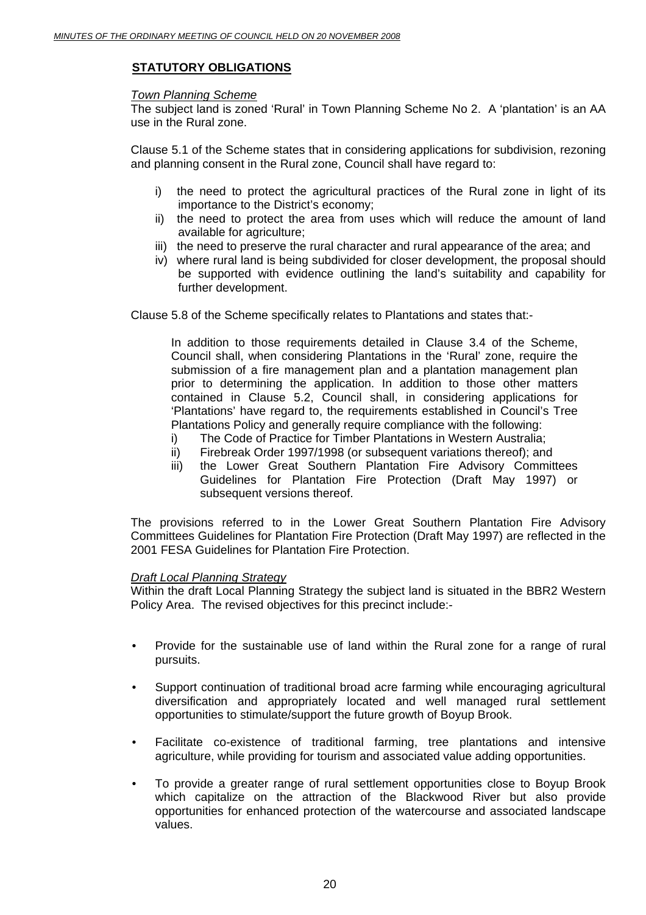## STATUTORY OBLIGATIONS

*Town Planning Scheme*

The subject land is zoned 'Rural' in Town Planning Scheme No 2. A 'plantation' is an AA use in the Rural zone.

Clause 5.1 of the Scheme states that in considering applications for subdivision, rezoning and planning consent in the Rural zone, Council shall have regard to:

- i) the need to protect the agricultural practices of the Rural zone in light of its importance to the District's economy;
- ii) the need to protect the area from uses which will reduce the amount of land available for agriculture;
- iii) the need to preserve the rural character and rural appearance of the area; and
- iv) where rural land is being subdivided for closer development, the proposal should be supported with evidence outlining the land's suitability and capability for further development.

Clause 5.8 of the Scheme specifically relates to Plantations and states that:-

> In addition to those requirements detailed in Clause 3.4 of the Scheme, Council shall, when considering Plantations in the 'Rural' zone, require the submission of a fire management plan and a plantation management plan prior to determining the application. In addition to those other matters contained in Clause 5.2, Council shall, in considering applications for 'Plantations' have regard to, the requirements established in Council's Tree Plantations Policy and generally require compliance with the following:
>
> i) The Code of Practice for Timber Plantations in Western Australia;
>
> ii) Firebreak Order 1997/1998 (or subsequent variations thereof); and
>
> iii) the Lower Great Southern Plantation Fire Advisory Committees Guidelines for Plantation Fire Protection (Draft May 1997) or subsequent versions thereof.

The provisions referred to in the Lower Great Southern Plantation Fire Advisory Committees Guidelines for Plantation Fire Protection (Draft May 1997) are reflected in the 2001 FESA Guidelines for Plantation Fire Protection.

*Draft Local Planning Strategy*

Within the draft Local Planning Strategy the subject land is situated in the BBR2 Western Policy Area. The revised objectives for this precinct include:-

- Provide for the sustainable use of land within the Rural zone for a range of rural pursuits.
- Support continuation of traditional broad acre farming while encouraging agricultural diversification and appropriately located and well managed rural settlement opportunities to stimulate/support the future growth of Boyup Brook.
- Facilitate co-existence of traditional farming, tree plantations and intensive agriculture, while providing for tourism and associated value adding opportunities.
- To provide a greater range of rural settlement opportunities close to Boyup Brook which capitalize on the attraction of the Blackwood River but also provide opportunities for enhanced protection of the watercourse and associated landscape values.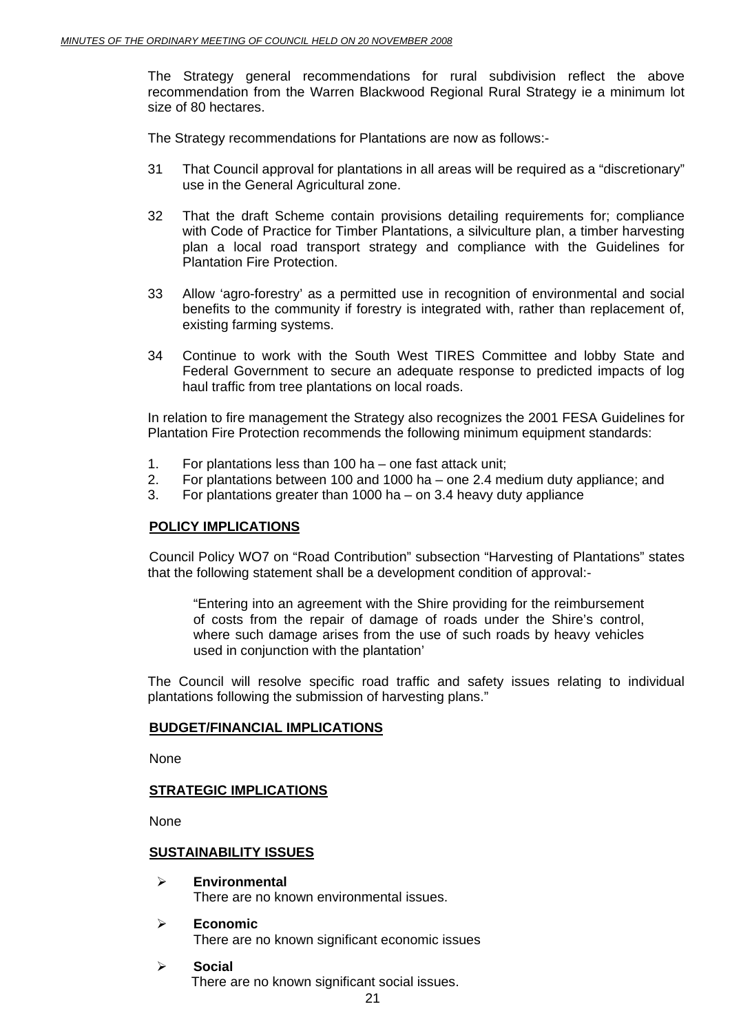The Strategy general recommendations for rural subdivision reflect the above recommendation from the Warren Blackwood Regional Rural Strategy ie a minimum lot size of 80 hectares.

The Strategy recommendations for Plantations are now as follows:-

31 That Council approval for plantations in all areas will be required as a "discretionary" use in the General Agricultural zone.

32 That the draft Scheme contain provisions detailing requirements for; compliance with Code of Practice for Timber Plantations, a silviculture plan, a timber harvesting plan a local road transport strategy and compliance with the Guidelines for Plantation Fire Protection.

33 Allow 'agro-forestry' as a permitted use in recognition of environmental and social benefits to the community if forestry is integrated with, rather than replacement of, existing farming systems.

34 Continue to work with the South West TIRES Committee and lobby State and Federal Government to secure an adequate response to predicted impacts of log haul traffic from tree plantations on local roads.

In relation to fire management the Strategy also recognizes the 2001 FESA Guidelines for Plantation Fire Protection recommends the following minimum equipment standards:

1. For plantations less than 100 ha – one fast attack unit;
2. For plantations between 100 and 1000 ha – one 2.4 medium duty appliance; and
3. For plantations greater than 1000 ha – on 3.4 heavy duty appliance

**POLICY IMPLICATIONS**

Council Policy WO7 on "Road Contribution" subsection "Harvesting of Plantations" states that the following statement shall be a development condition of approval:-

> "Entering into an agreement with the Shire providing for the reimbursement of costs from the repair of damage of roads under the Shire's control, where such damage arises from the use of such roads by heavy vehicles used in conjunction with the plantation'

The Council will resolve specific road traffic and safety issues relating to individual plantations following the submission of harvesting plans."

**BUDGET/FINANCIAL IMPLICATIONS**

None

**STRATEGIC IMPLICATIONS**

None

**SUSTAINABILITY ISSUES**

- **Environmental**
  There are no known environmental issues.
- **Economic**
  There are no known significant economic issues
- **Social**
  There are no known significant social issues.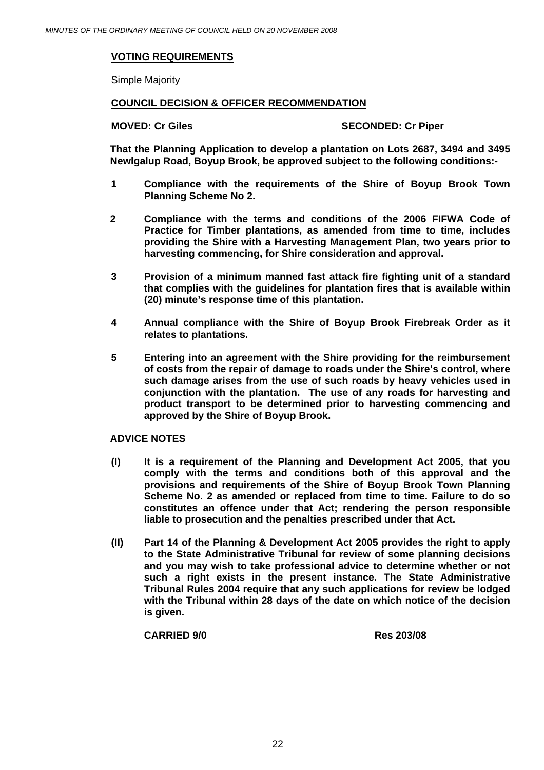### VOTING REQUIREMENTS

Simple Majority

### COUNCIL DECISION & OFFICER RECOMMENDATION

**MOVED: Cr Giles** **SECONDED: Cr Piper**

**That the Planning Application to develop a plantation on Lots 2687, 3494 and 3495 Newlgalup Road, Boyup Brook, be approved subject to the following conditions:-**

**1 Compliance with the requirements of the Shire of Boyup Brook Town Planning Scheme No 2.**

**2 Compliance with the terms and conditions of the 2006 FIFWA Code of Practice for Timber plantations, as amended from time to time, includes providing the Shire with a Harvesting Management Plan, two years prior to harvesting commencing, for Shire consideration and approval.**

**3 Provision of a minimum manned fast attack fire fighting unit of a standard that complies with the guidelines for plantation fires that is available within (20) minute's response time of this plantation.**

**4 Annual compliance with the Shire of Boyup Brook Firebreak Order as it relates to plantations.**

**5 Entering into an agreement with the Shire providing for the reimbursement of costs from the repair of damage to roads under the Shire's control, where such damage arises from the use of such roads by heavy vehicles used in conjunction with the plantation. The use of any roads for harvesting and product transport to be determined prior to harvesting commencing and approved by the Shire of Boyup Brook.**

**ADVICE NOTES**

**(I) It is a requirement of the Planning and Development Act 2005, that you comply with the terms and conditions both of this approval and the provisions and requirements of the Shire of Boyup Brook Town Planning Scheme No. 2 as amended or replaced from time to time. Failure to do so constitutes an offence under that Act; rendering the person responsible liable to prosecution and the penalties prescribed under that Act.**

**(II) Part 14 of the Planning & Development Act 2005 provides the right to apply to the State Administrative Tribunal for review of some planning decisions and you may wish to take professional advice to determine whether or not such a right exists in the present instance. The State Administrative Tribunal Rules 2004 require that any such applications for review be lodged with the Tribunal within 28 days of the date on which notice of the decision is given.**

**CARRIED 9/0** **Res 203/08**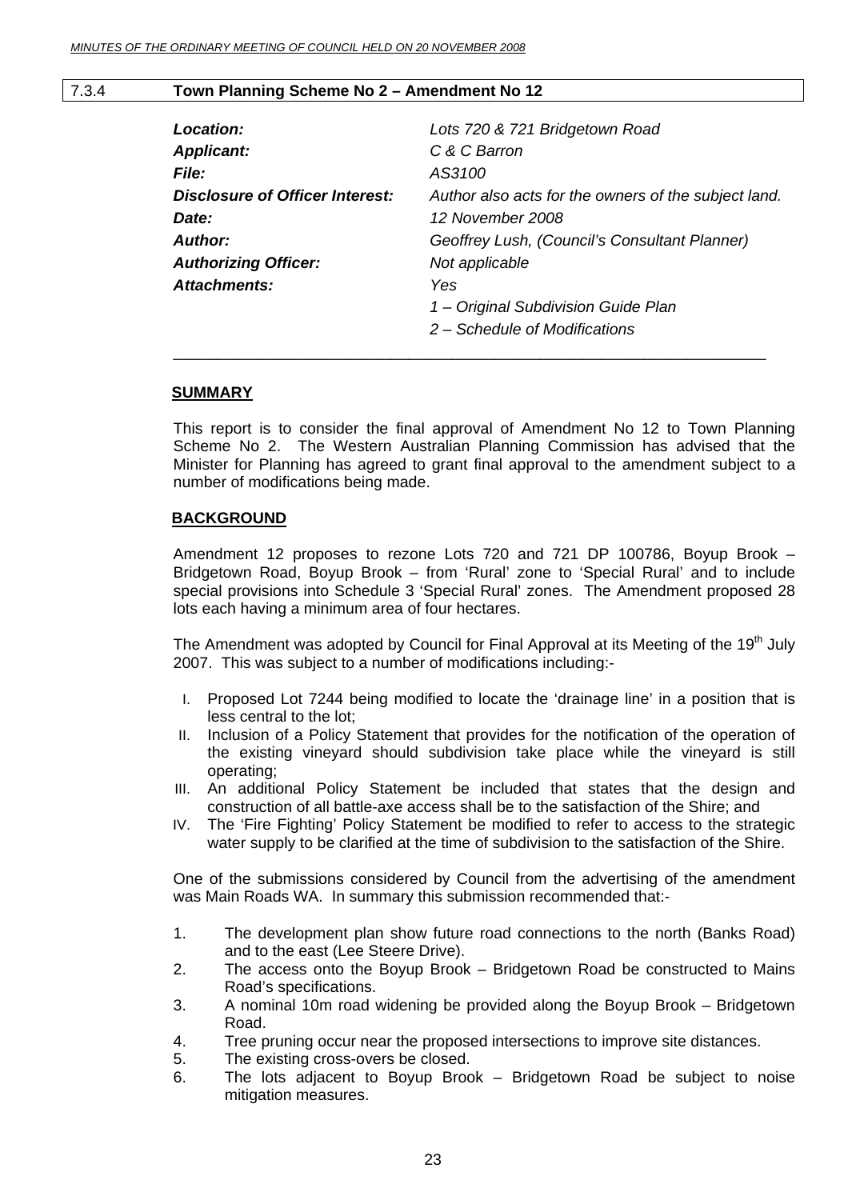## 7.3.4 Town Planning Scheme No 2 – Amendment No 12

| | |
|---|---|
| ***Location:*** | *Lots 720 & 721 Bridgetown Road* |
| ***Applicant:*** | *C & C Barron* |
| ***File:*** | *AS3100* |
| ***Disclosure of Officer Interest:*** | *Author also acts for the owners of the subject land.* |
| ***Date:*** | *12 November 2008* |
| ***Author:*** | *Geoffrey Lush, (Council's Consultant Planner)* |
| ***Authorizing Officer:*** | *Not applicable* |
| ***Attachments:*** | *Yes* |
| | *1 – Original Subdivision Guide Plan* |
| | *2 – Schedule of Modifications* |

### SUMMARY

This report is to consider the final approval of Amendment No 12 to Town Planning Scheme No 2. The Western Australian Planning Commission has advised that the Minister for Planning has agreed to grant final approval to the amendment subject to a number of modifications being made.

### BACKGROUND

Amendment 12 proposes to rezone Lots 720 and 721 DP 100786, Boyup Brook – Bridgetown Road, Boyup Brook – from 'Rural' zone to 'Special Rural' and to include special provisions into Schedule 3 'Special Rural' zones. The Amendment proposed 28 lots each having a minimum area of four hectares.

The Amendment was adopted by Council for Final Approval at its Meeting of the 19th July 2007. This was subject to a number of modifications including:-

I. Proposed Lot 7244 being modified to locate the 'drainage line' in a position that is less central to the lot;
II. Inclusion of a Policy Statement that provides for the notification of the operation of the existing vineyard should subdivision take place while the vineyard is still operating;
III. An additional Policy Statement be included that states that the design and construction of all battle-axe access shall be to the satisfaction of the Shire; and
IV. The 'Fire Fighting' Policy Statement be modified to refer to access to the strategic water supply to be clarified at the time of subdivision to the satisfaction of the Shire.

One of the submissions considered by Council from the advertising of the amendment was Main Roads WA. In summary this submission recommended that:-

1. The development plan show future road connections to the north (Banks Road) and to the east (Lee Steere Drive).
2. The access onto the Boyup Brook – Bridgetown Road be constructed to Mains Road's specifications.
3. A nominal 10m road widening be provided along the Boyup Brook – Bridgetown Road.
4. Tree pruning occur near the proposed intersections to improve site distances.
5. The existing cross-overs be closed.
6. The lots adjacent to Boyup Brook – Bridgetown Road be subject to noise mitigation measures.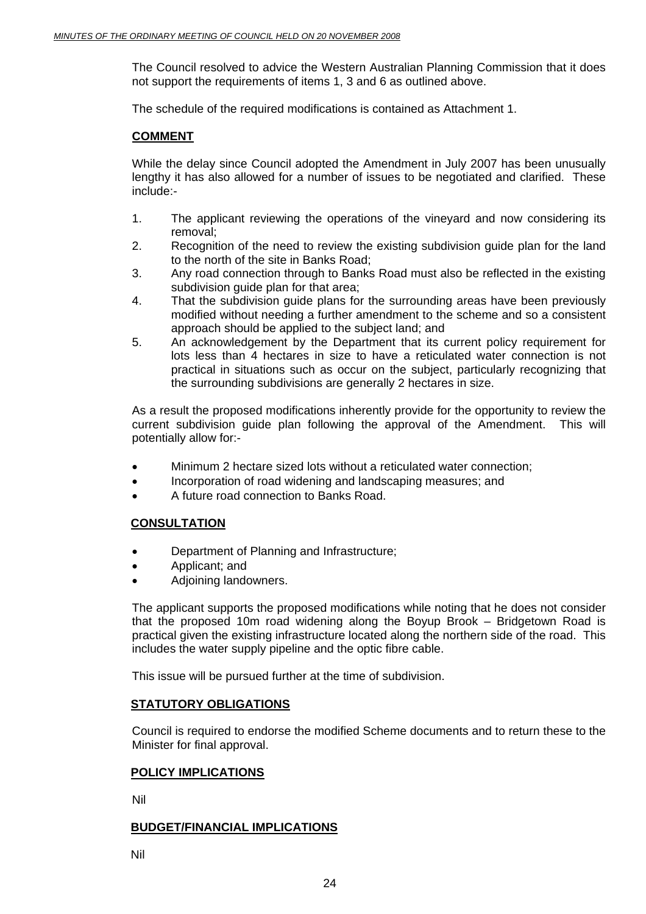The Council resolved to advice the Western Australian Planning Commission that it does not support the requirements of items 1, 3 and 6 as outlined above.

The schedule of the required modifications is contained as Attachment 1.

## COMMENT

While the delay since Council adopted the Amendment in July 2007 has been unusually lengthy it has also allowed for a number of issues to be negotiated and clarified. These include:-

1. The applicant reviewing the operations of the vineyard and now considering its removal;
2. Recognition of the need to review the existing subdivision guide plan for the land to the north of the site in Banks Road;
3. Any road connection through to Banks Road must also be reflected in the existing subdivision guide plan for that area;
4. That the subdivision guide plans for the surrounding areas have been previously modified without needing a further amendment to the scheme and so a consistent approach should be applied to the subject land; and
5. An acknowledgement by the Department that its current policy requirement for lots less than 4 hectares in size to have a reticulated water connection is not practical in situations such as occur on the subject, particularly recognizing that the surrounding subdivisions are generally 2 hectares in size.

As a result the proposed modifications inherently provide for the opportunity to review the current subdivision guide plan following the approval of the Amendment. This will potentially allow for:-

- Minimum 2 hectare sized lots without a reticulated water connection;
- Incorporation of road widening and landscaping measures; and
- A future road connection to Banks Road.

## CONSULTATION

- Department of Planning and Infrastructure;
- Applicant; and
- Adjoining landowners.

The applicant supports the proposed modifications while noting that he does not consider that the proposed 10m road widening along the Boyup Brook – Bridgetown Road is practical given the existing infrastructure located along the northern side of the road. This includes the water supply pipeline and the optic fibre cable.

This issue will be pursued further at the time of subdivision.

## STATUTORY OBLIGATIONS

Council is required to endorse the modified Scheme documents and to return these to the Minister for final approval.

## POLICY IMPLICATIONS

Nil

## BUDGET/FINANCIAL IMPLICATIONS

Nil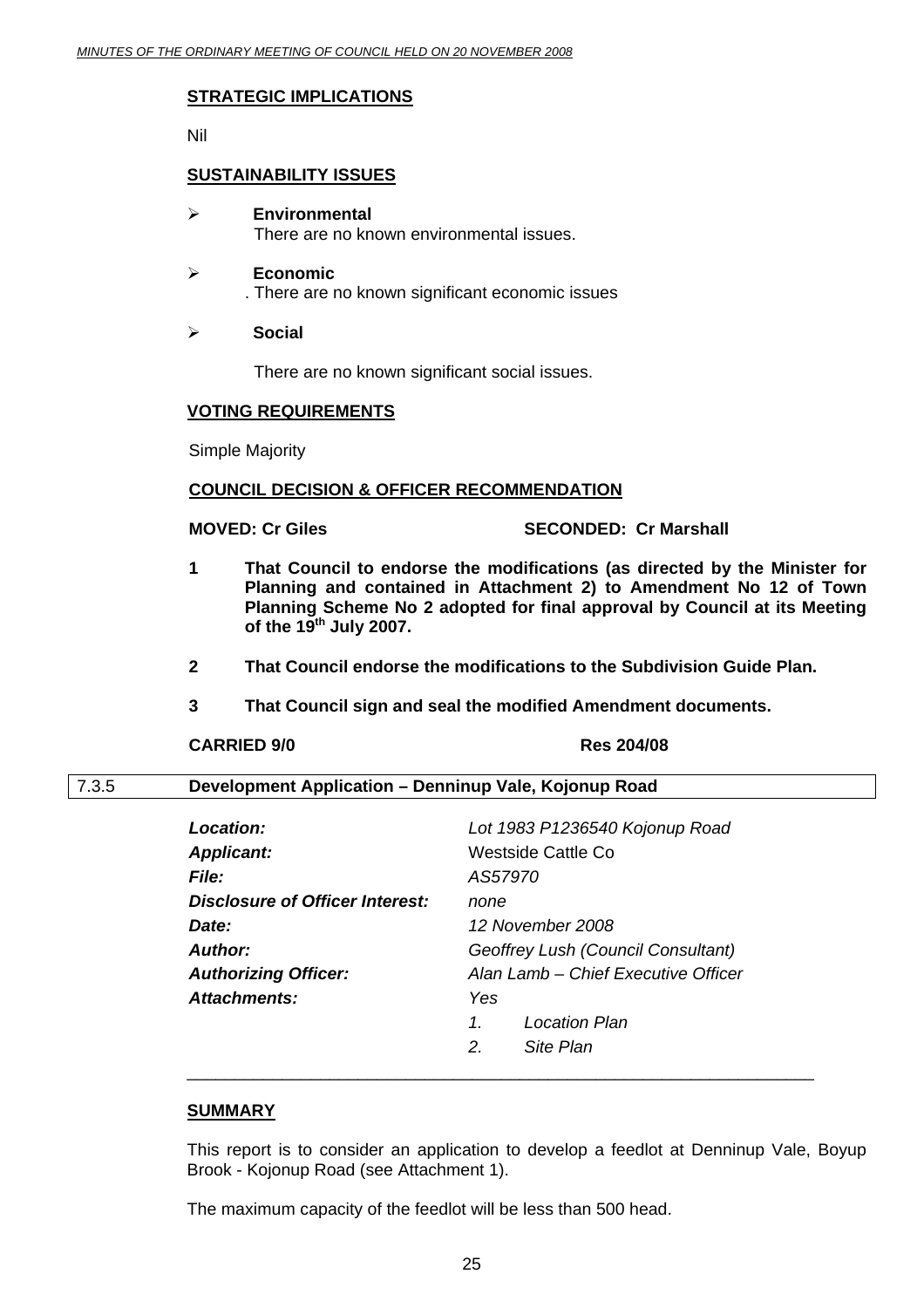**STRATEGIC IMPLICATIONS**

Nil

**SUSTAINABILITY ISSUES**

- **Environmental**
  There are no known environmental issues.

- **Economic**
  . There are no known significant economic issues

- **Social**

  There are no known significant social issues.

**VOTING REQUIREMENTS**

Simple Majority

**COUNCIL DECISION & OFFICER RECOMMENDATION**

**MOVED: Cr Giles** **SECONDED: Cr Marshall**

**1 That Council to endorse the modifications (as directed by the Minister for Planning and contained in Attachment 2) to Amendment No 12 of Town Planning Scheme No 2 adopted for final approval by Council at its Meeting of the 19th July 2007.**

**2 That Council endorse the modifications to the Subdivision Guide Plan.**

**3 That Council sign and seal the modified Amendment documents.**

**CARRIED 9/0** **Res 204/08**

## 7.3.5 Development Application – Denninup Vale, Kojonup Road

| | |
|---|---|
| ***Location:*** | *Lot 1983 P1236540 Kojonup Road* |
| ***Applicant:*** | Westside Cattle Co |
| ***File:*** | *AS57970* |
| ***Disclosure of Officer Interest:*** | *none* |
| ***Date:*** | *12 November 2008* |
| ***Author:*** | *Geoffrey Lush (Council Consultant)* |
| ***Authorizing Officer:*** | *Alan Lamb – Chief Executive Officer* |
| ***Attachments:*** | *Yes* |
| | *1. Location Plan* |
| | *2. Site Plan* |

**SUMMARY**

This report is to consider an application to develop a feedlot at Denninup Vale, Boyup Brook - Kojonup Road (see Attachment 1).

The maximum capacity of the feedlot will be less than 500 head.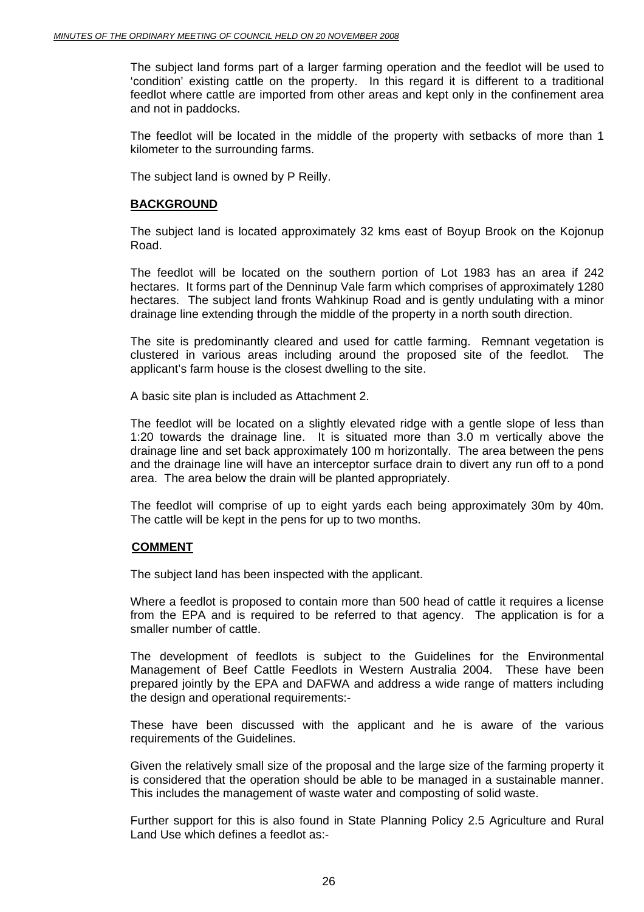The subject land forms part of a larger farming operation and the feedlot will be used to 'condition' existing cattle on the property. In this regard it is different to a traditional feedlot where cattle are imported from other areas and kept only in the confinement area and not in paddocks.

The feedlot will be located in the middle of the property with setbacks of more than 1 kilometer to the surrounding farms.

The subject land is owned by P Reilly.

**BACKGROUND**

The subject land is located approximately 32 kms east of Boyup Brook on the Kojonup Road.

The feedlot will be located on the southern portion of Lot 1983 has an area if 242 hectares. It forms part of the Denninup Vale farm which comprises of approximately 1280 hectares. The subject land fronts Wahkinup Road and is gently undulating with a minor drainage line extending through the middle of the property in a north south direction.

The site is predominantly cleared and used for cattle farming. Remnant vegetation is clustered in various areas including around the proposed site of the feedlot. The applicant's farm house is the closest dwelling to the site.

A basic site plan is included as Attachment 2.

The feedlot will be located on a slightly elevated ridge with a gentle slope of less than 1:20 towards the drainage line. It is situated more than 3.0 m vertically above the drainage line and set back approximately 100 m horizontally. The area between the pens and the drainage line will have an interceptor surface drain to divert any run off to a pond area. The area below the drain will be planted appropriately.

The feedlot will comprise of up to eight yards each being approximately 30m by 40m. The cattle will be kept in the pens for up to two months.

**COMMENT**

The subject land has been inspected with the applicant.

Where a feedlot is proposed to contain more than 500 head of cattle it requires a license from the EPA and is required to be referred to that agency. The application is for a smaller number of cattle.

The development of feedlots is subject to the Guidelines for the Environmental Management of Beef Cattle Feedlots in Western Australia 2004. These have been prepared jointly by the EPA and DAFWA and address a wide range of matters including the design and operational requirements:-

These have been discussed with the applicant and he is aware of the various requirements of the Guidelines.

Given the relatively small size of the proposal and the large size of the farming property it is considered that the operation should be able to be managed in a sustainable manner. This includes the management of waste water and composting of solid waste.

Further support for this is also found in State Planning Policy 2.5 Agriculture and Rural Land Use which defines a feedlot as:-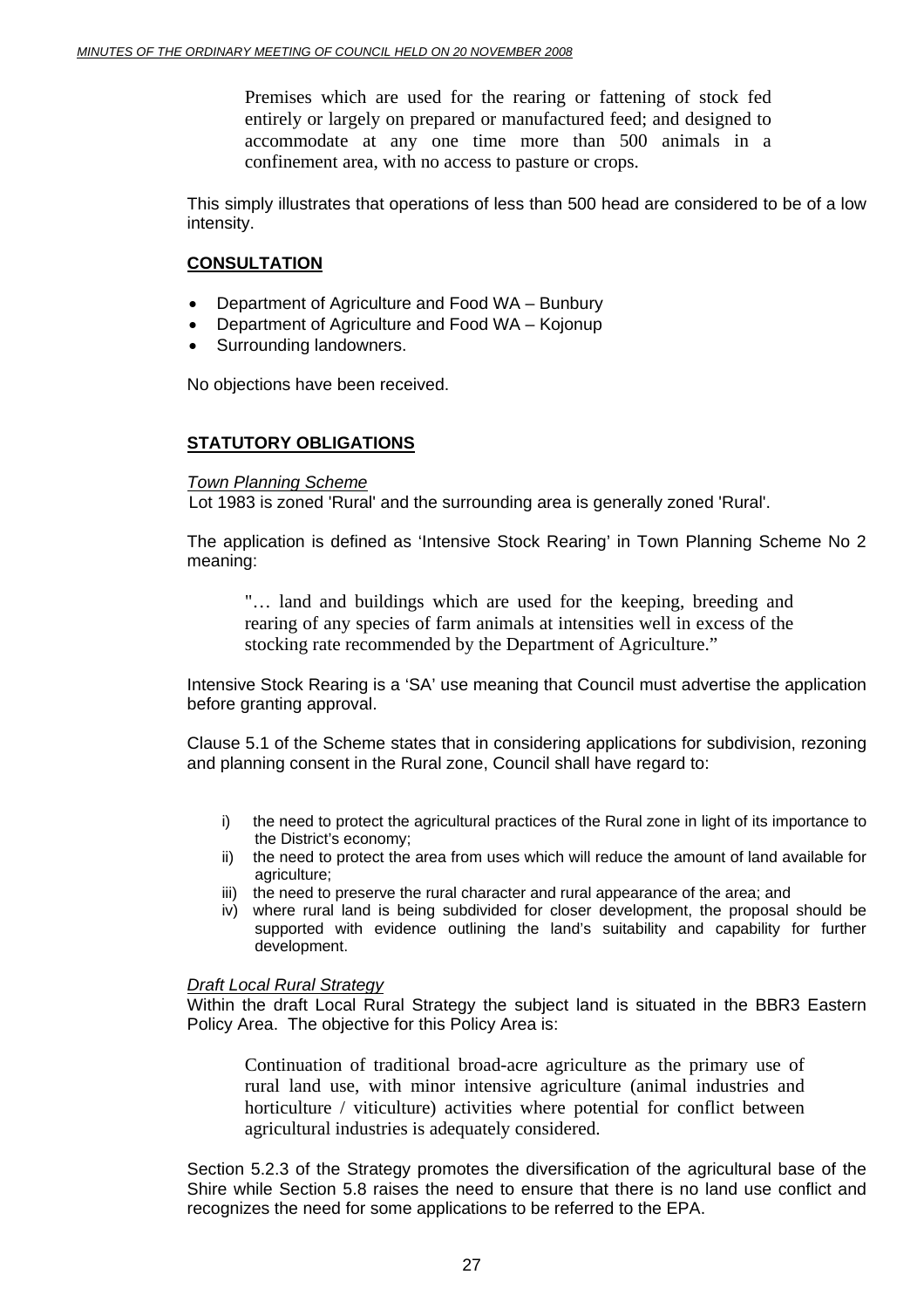> Premises which are used for the rearing or fattening of stock fed entirely or largely on prepared or manufactured feed; and designed to accommodate at any one time more than 500 animals in a confinement area, with no access to pasture or crops.

This simply illustrates that operations of less than 500 head are considered to be of a low intensity.

**CONSULTATION**

- Department of Agriculture and Food WA – Bunbury
- Department of Agriculture and Food WA – Kojonup
- Surrounding landowners.

No objections have been received.

**STATUTORY OBLIGATIONS**

*Town Planning Scheme*
Lot 1983 is zoned 'Rural' and the surrounding area is generally zoned 'Rural'.

The application is defined as 'Intensive Stock Rearing' in Town Planning Scheme No 2 meaning:

> "… land and buildings which are used for the keeping, breeding and rearing of any species of farm animals at intensities well in excess of the stocking rate recommended by the Department of Agriculture."

Intensive Stock Rearing is a 'SA' use meaning that Council must advertise the application before granting approval.

Clause 5.1 of the Scheme states that in considering applications for subdivision, rezoning and planning consent in the Rural zone, Council shall have regard to:

i) the need to protect the agricultural practices of the Rural zone in light of its importance to the District's economy;
ii) the need to protect the area from uses which will reduce the amount of land available for agriculture;
iii) the need to preserve the rural character and rural appearance of the area; and
iv) where rural land is being subdivided for closer development, the proposal should be supported with evidence outlining the land's suitability and capability for further development.

*Draft Local Rural Strategy*
Within the draft Local Rural Strategy the subject land is situated in the BBR3 Eastern Policy Area. The objective for this Policy Area is:

> Continuation of traditional broad-acre agriculture as the primary use of rural land use, with minor intensive agriculture (animal industries and horticulture / viticulture) activities where potential for conflict between agricultural industries is adequately considered.

Section 5.2.3 of the Strategy promotes the diversification of the agricultural base of the Shire while Section 5.8 raises the need to ensure that there is no land use conflict and recognizes the need for some applications to be referred to the EPA.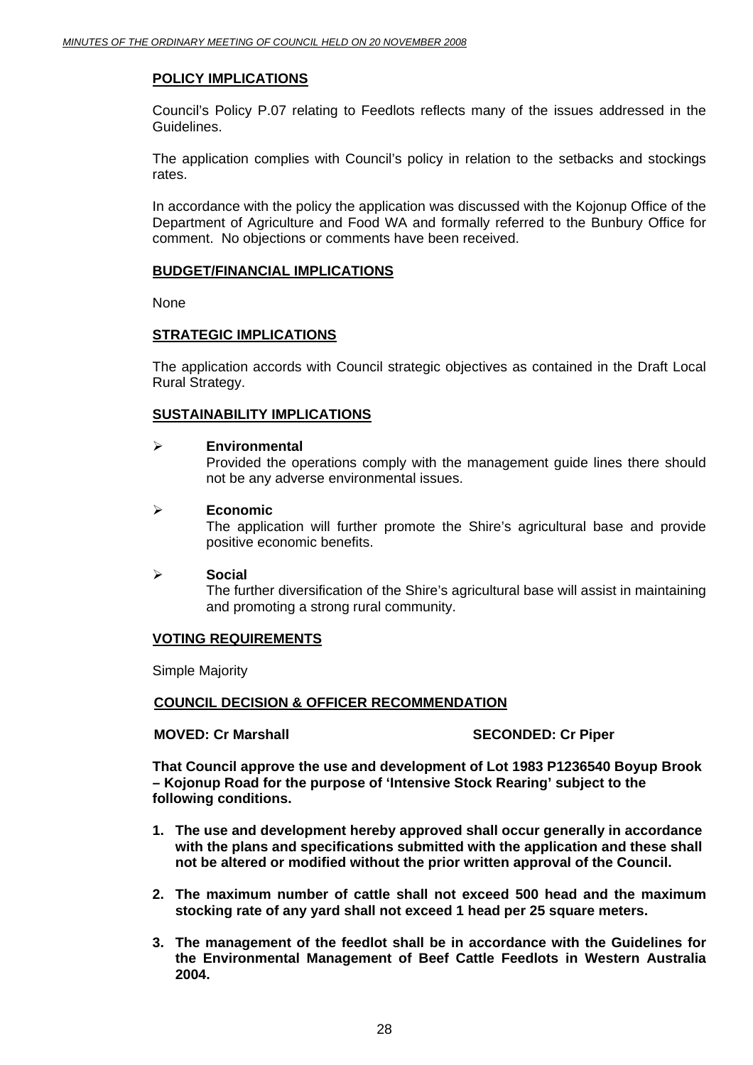## POLICY IMPLICATIONS

Council's Policy P.07 relating to Feedlots reflects many of the issues addressed in the Guidelines.

The application complies with Council's policy in relation to the setbacks and stockings rates.

In accordance with the policy the application was discussed with the Kojonup Office of the Department of Agriculture and Food WA and formally referred to the Bunbury Office for comment. No objections or comments have been received.

## BUDGET/FINANCIAL IMPLICATIONS

None

## STRATEGIC IMPLICATIONS

The application accords with Council strategic objectives as contained in the Draft Local Rural Strategy.

## SUSTAINABILITY IMPLICATIONS

- **Environmental**
  Provided the operations comply with the management guide lines there should not be any adverse environmental issues.

- **Economic**
  The application will further promote the Shire's agricultural base and provide positive economic benefits.

- **Social**
  The further diversification of the Shire's agricultural base will assist in maintaining and promoting a strong rural community.

## VOTING REQUIREMENTS

Simple Majority

## COUNCIL DECISION & OFFICER RECOMMENDATION

**MOVED: Cr Marshall** **SECONDED: Cr Piper**

**That Council approve the use and development of Lot 1983 P1236540 Boyup Brook – Kojonup Road for the purpose of 'Intensive Stock Rearing' subject to the following conditions.**

1. **The use and development hereby approved shall occur generally in accordance with the plans and specifications submitted with the application and these shall not be altered or modified without the prior written approval of the Council.**

2. **The maximum number of cattle shall not exceed 500 head and the maximum stocking rate of any yard shall not exceed 1 head per 25 square meters.**

3. **The management of the feedlot shall be in accordance with the Guidelines for the Environmental Management of Beef Cattle Feedlots in Western Australia 2004.**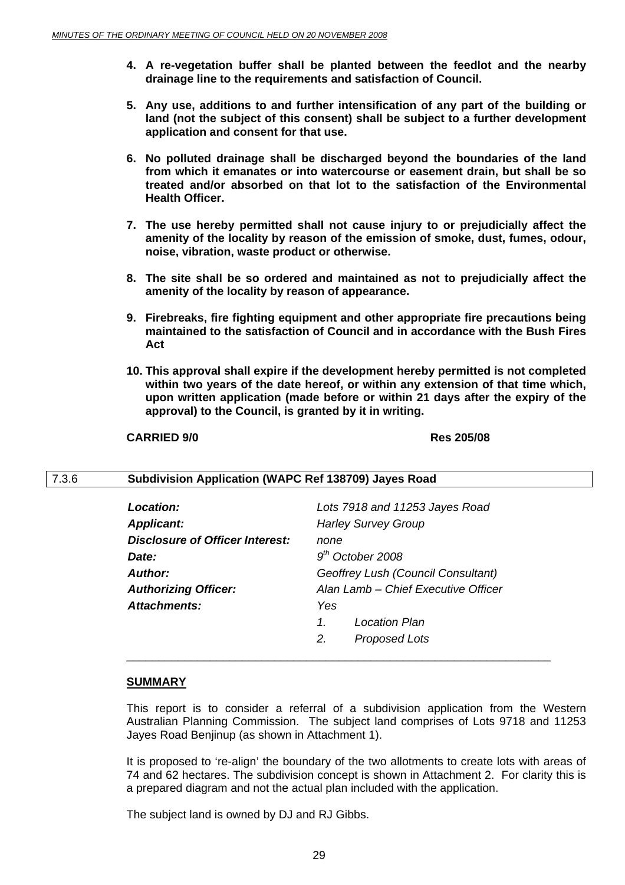4. **A re-vegetation buffer shall be planted between the feedlot and the nearby drainage line to the requirements and satisfaction of Council.**

5. **Any use, additions to and further intensification of any part of the building or land (not the subject of this consent) shall be subject to a further development application and consent for that use.**

6. **No polluted drainage shall be discharged beyond the boundaries of the land from which it emanates or into watercourse or easement drain, but shall be so treated and/or absorbed on that lot to the satisfaction of the Environmental Health Officer.**

7. **The use hereby permitted shall not cause injury to or prejudicially affect the amenity of the locality by reason of the emission of smoke, dust, fumes, odour, noise, vibration, waste product or otherwise.**

8. **The site shall be so ordered and maintained as not to prejudicially affect the amenity of the locality by reason of appearance.**

9. **Firebreaks, fire fighting equipment and other appropriate fire precautions being maintained to the satisfaction of Council and in accordance with the Bush Fires Act**

10. **This approval shall expire if the development hereby permitted is not completed within two years of the date hereof, or within any extension of that time which, upon written application (made before or within 21 days after the expiry of the approval) to the Council, is granted by it in writing.**

**CARRIED 9/0** **Res 205/08**

## 7.3.6 Subdivision Application (WAPC Ref 138709) Jayes Road

| | |
|---|---|
| ***Location:*** | *Lots 7918 and 11253 Jayes Road* |
| ***Applicant:*** | *Harley Survey Group* |
| ***Disclosure of Officer Interest:*** | *none* |
| ***Date:*** | *9th October 2008* |
| ***Author:*** | *Geoffrey Lush (Council Consultant)* |
| ***Authorizing Officer:*** | *Alan Lamb – Chief Executive Officer* |
| ***Attachments:*** | *Yes* |
| | *1. Location Plan* |
| | *2. Proposed Lots* |

### SUMMARY

This report is to consider a referral of a subdivision application from the Western Australian Planning Commission. The subject land comprises of Lots 9718 and 11253 Jayes Road Benjinup (as shown in Attachment 1).

It is proposed to 're-align' the boundary of the two allotments to create lots with areas of 74 and 62 hectares. The subdivision concept is shown in Attachment 2. For clarity this is a prepared diagram and not the actual plan included with the application.

The subject land is owned by DJ and RJ Gibbs.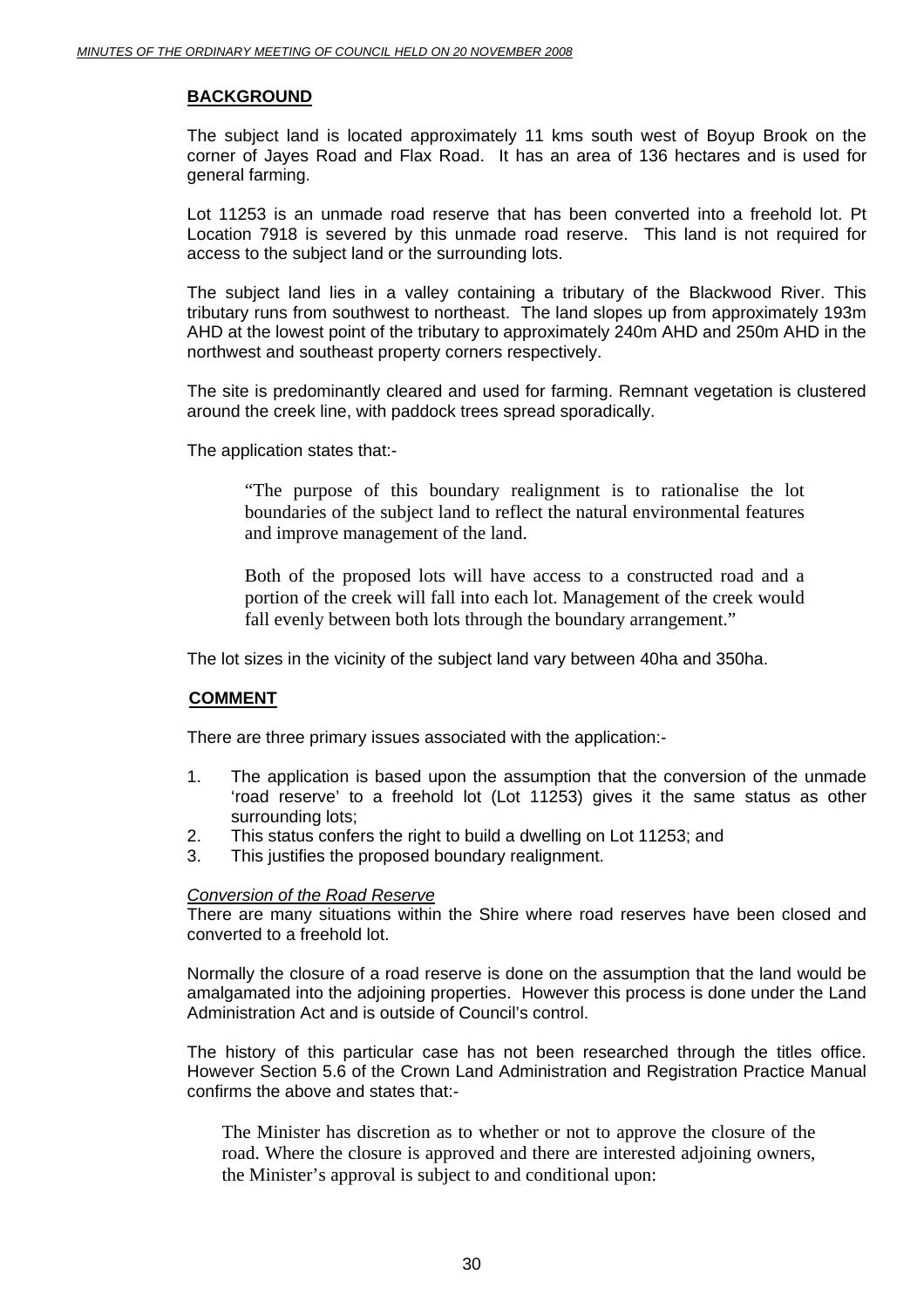## BACKGROUND

The subject land is located approximately 11 kms south west of Boyup Brook on the corner of Jayes Road and Flax Road. It has an area of 136 hectares and is used for general farming.

Lot 11253 is an unmade road reserve that has been converted into a freehold lot. Pt Location 7918 is severed by this unmade road reserve. This land is not required for access to the subject land or the surrounding lots.

The subject land lies in a valley containing a tributary of the Blackwood River. This tributary runs from southwest to northeast. The land slopes up from approximately 193m AHD at the lowest point of the tributary to approximately 240m AHD and 250m AHD in the northwest and southeast property corners respectively.

The site is predominantly cleared and used for farming. Remnant vegetation is clustered around the creek line, with paddock trees spread sporadically.

The application states that:-

> "The purpose of this boundary realignment is to rationalise the lot boundaries of the subject land to reflect the natural environmental features and improve management of the land.
>
> Both of the proposed lots will have access to a constructed road and a portion of the creek will fall into each lot. Management of the creek would fall evenly between both lots through the boundary arrangement."

The lot sizes in the vicinity of the subject land vary between 40ha and 350ha.

## COMMENT

There are three primary issues associated with the application:-

1. The application is based upon the assumption that the conversion of the unmade 'road reserve' to a freehold lot (Lot 11253) gives it the same status as other surrounding lots;
2. This status confers the right to build a dwelling on Lot 11253; and
3. This justifies the proposed boundary realignment.

*Conversion of the Road Reserve*

There are many situations within the Shire where road reserves have been closed and converted to a freehold lot.

Normally the closure of a road reserve is done on the assumption that the land would be amalgamated into the adjoining properties. However this process is done under the Land Administration Act and is outside of Council's control.

The history of this particular case has not been researched through the titles office. However Section 5.6 of the Crown Land Administration and Registration Practice Manual confirms the above and states that:-

> The Minister has discretion as to whether or not to approve the closure of the road. Where the closure is approved and there are interested adjoining owners, the Minister's approval is subject to and conditional upon: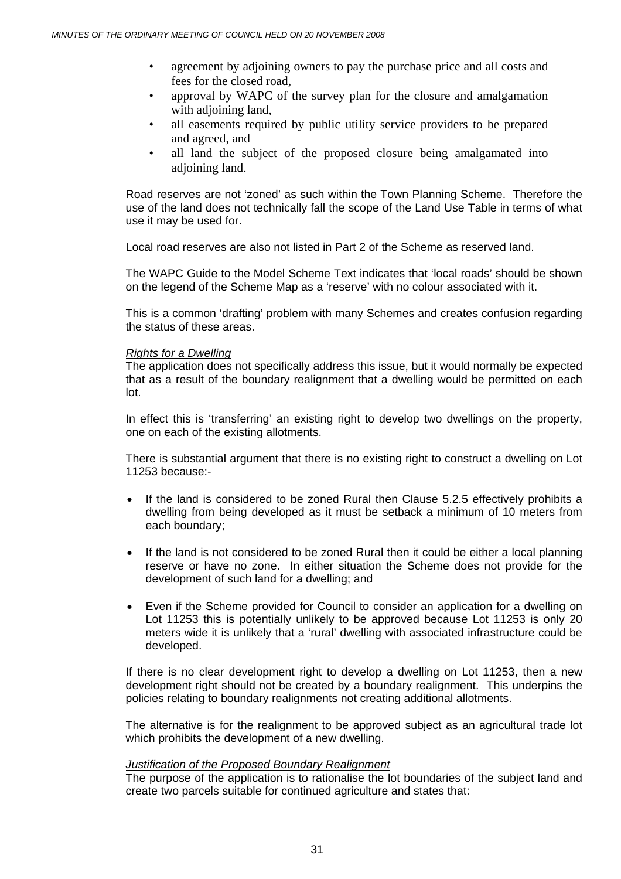- agreement by adjoining owners to pay the purchase price and all costs and fees for the closed road,
- approval by WAPC of the survey plan for the closure and amalgamation with adjoining land,
- all easements required by public utility service providers to be prepared and agreed, and
- all land the subject of the proposed closure being amalgamated into adjoining land.

Road reserves are not 'zoned' as such within the Town Planning Scheme. Therefore the use of the land does not technically fall the scope of the Land Use Table in terms of what use it may be used for.

Local road reserves are also not listed in Part 2 of the Scheme as reserved land.

The WAPC Guide to the Model Scheme Text indicates that 'local roads' should be shown on the legend of the Scheme Map as a 'reserve' with no colour associated with it.

This is a common 'drafting' problem with many Schemes and creates confusion regarding the status of these areas.

*Rights for a Dwelling*

The application does not specifically address this issue, but it would normally be expected that as a result of the boundary realignment that a dwelling would be permitted on each lot.

In effect this is 'transferring' an existing right to develop two dwellings on the property, one on each of the existing allotments.

There is substantial argument that there is no existing right to construct a dwelling on Lot 11253 because:-

- If the land is considered to be zoned Rural then Clause 5.2.5 effectively prohibits a dwelling from being developed as it must be setback a minimum of 10 meters from each boundary;
- If the land is not considered to be zoned Rural then it could be either a local planning reserve or have no zone. In either situation the Scheme does not provide for the development of such land for a dwelling; and
- Even if the Scheme provided for Council to consider an application for a dwelling on Lot 11253 this is potentially unlikely to be approved because Lot 11253 is only 20 meters wide it is unlikely that a 'rural' dwelling with associated infrastructure could be developed.

If there is no clear development right to develop a dwelling on Lot 11253, then a new development right should not be created by a boundary realignment. This underpins the policies relating to boundary realignments not creating additional allotments.

The alternative is for the realignment to be approved subject as an agricultural trade lot which prohibits the development of a new dwelling.

*Justification of the Proposed Boundary Realignment*

The purpose of the application is to rationalise the lot boundaries of the subject land and create two parcels suitable for continued agriculture and states that: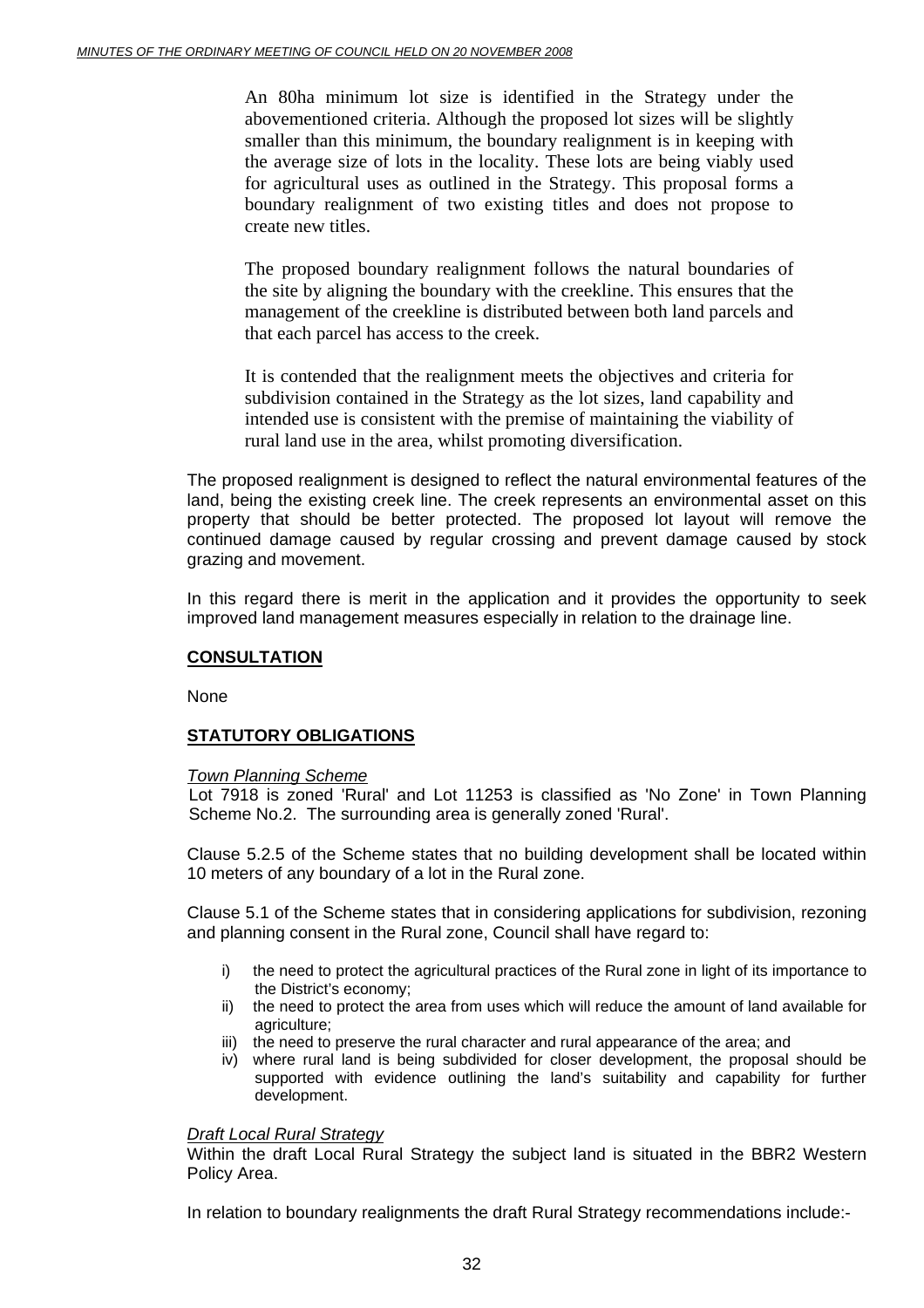> An 80ha minimum lot size is identified in the Strategy under the abovementioned criteria. Although the proposed lot sizes will be slightly smaller than this minimum, the boundary realignment is in keeping with the average size of lots in the locality. These lots are being viably used for agricultural uses as outlined in the Strategy. This proposal forms a boundary realignment of two existing titles and does not propose to create new titles.
>
> The proposed boundary realignment follows the natural boundaries of the site by aligning the boundary with the creekline. This ensures that the management of the creekline is distributed between both land parcels and that each parcel has access to the creek.
>
> It is contended that the realignment meets the objectives and criteria for subdivision contained in the Strategy as the lot sizes, land capability and intended use is consistent with the premise of maintaining the viability of rural land use in the area, whilst promoting diversification.

The proposed realignment is designed to reflect the natural environmental features of the land, being the existing creek line. The creek represents an environmental asset on this property that should be better protected. The proposed lot layout will remove the continued damage caused by regular crossing and prevent damage caused by stock grazing and movement.

In this regard there is merit in the application and it provides the opportunity to seek improved land management measures especially in relation to the drainage line.

**CONSULTATION**

None

**STATUTORY OBLIGATIONS**

*Town Planning Scheme*

Lot 7918 is zoned 'Rural' and Lot 11253 is classified as 'No Zone' in Town Planning Scheme No.2. The surrounding area is generally zoned 'Rural'.

Clause 5.2.5 of the Scheme states that no building development shall be located within 10 meters of any boundary of a lot in the Rural zone.

Clause 5.1 of the Scheme states that in considering applications for subdivision, rezoning and planning consent in the Rural zone, Council shall have regard to:

i) the need to protect the agricultural practices of the Rural zone in light of its importance to the District's economy;
ii) the need to protect the area from uses which will reduce the amount of land available for agriculture;
iii) the need to preserve the rural character and rural appearance of the area; and
iv) where rural land is being subdivided for closer development, the proposal should be supported with evidence outlining the land's suitability and capability for further development.

*Draft Local Rural Strategy*

Within the draft Local Rural Strategy the subject land is situated in the BBR2 Western Policy Area.

In relation to boundary realignments the draft Rural Strategy recommendations include:-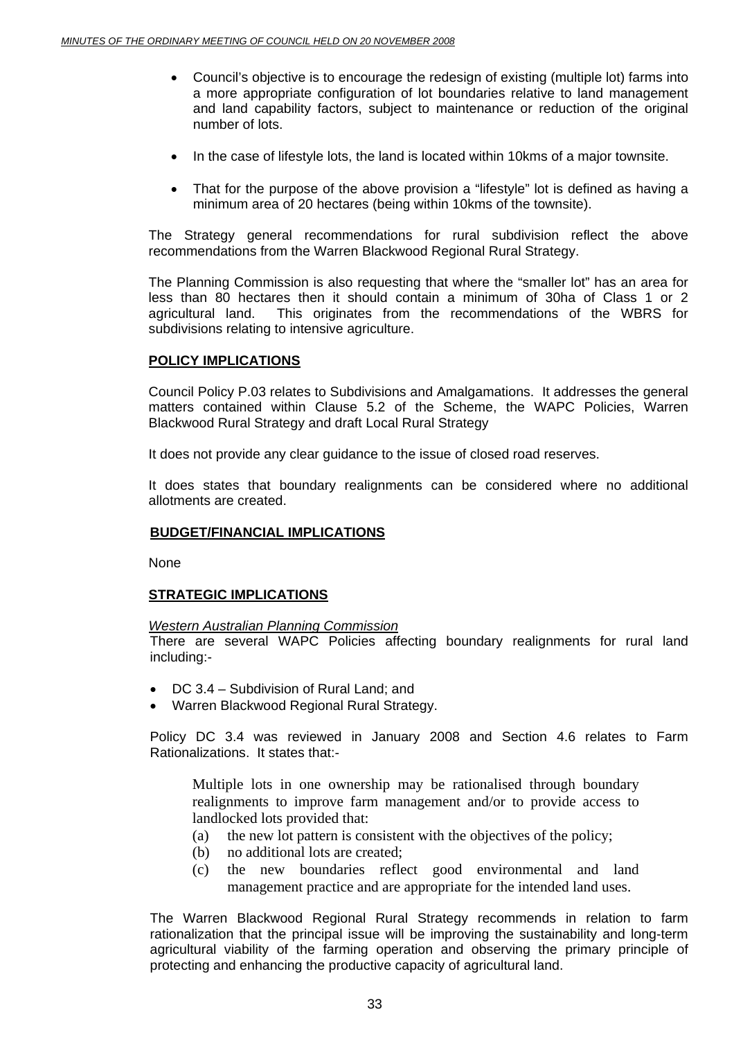- Council's objective is to encourage the redesign of existing (multiple lot) farms into a more appropriate configuration of lot boundaries relative to land management and land capability factors, subject to maintenance or reduction of the original number of lots.

- In the case of lifestyle lots, the land is located within 10kms of a major townsite.

- That for the purpose of the above provision a "lifestyle" lot is defined as having a minimum area of 20 hectares (being within 10kms of the townsite).

The Strategy general recommendations for rural subdivision reflect the above recommendations from the Warren Blackwood Regional Rural Strategy.

The Planning Commission is also requesting that where the "smaller lot" has an area for less than 80 hectares then it should contain a minimum of 30ha of Class 1 or 2 agricultural land. This originates from the recommendations of the WBRS for subdivisions relating to intensive agriculture.

**POLICY IMPLICATIONS**

Council Policy P.03 relates to Subdivisions and Amalgamations. It addresses the general matters contained within Clause 5.2 of the Scheme, the WAPC Policies, Warren Blackwood Rural Strategy and draft Local Rural Strategy

It does not provide any clear guidance to the issue of closed road reserves.

It does states that boundary realignments can be considered where no additional allotments are created.

**BUDGET/FINANCIAL IMPLICATIONS**

None

**STRATEGIC IMPLICATIONS**

*Western Australian Planning Commission*

There are several WAPC Policies affecting boundary realignments for rural land including:-

- DC 3.4 – Subdivision of Rural Land; and
- Warren Blackwood Regional Rural Strategy.

Policy DC 3.4 was reviewed in January 2008 and Section 4.6 relates to Farm Rationalizations. It states that:-

> Multiple lots in one ownership may be rationalised through boundary realignments to improve farm management and/or to provide access to landlocked lots provided that:
>
> (a) the new lot pattern is consistent with the objectives of the policy;
>
> (b) no additional lots are created;
>
> (c) the new boundaries reflect good environmental and land management practice and are appropriate for the intended land uses.

The Warren Blackwood Regional Rural Strategy recommends in relation to farm rationalization that the principal issue will be improving the sustainability and long-term agricultural viability of the farming operation and observing the primary principle of protecting and enhancing the productive capacity of agricultural land.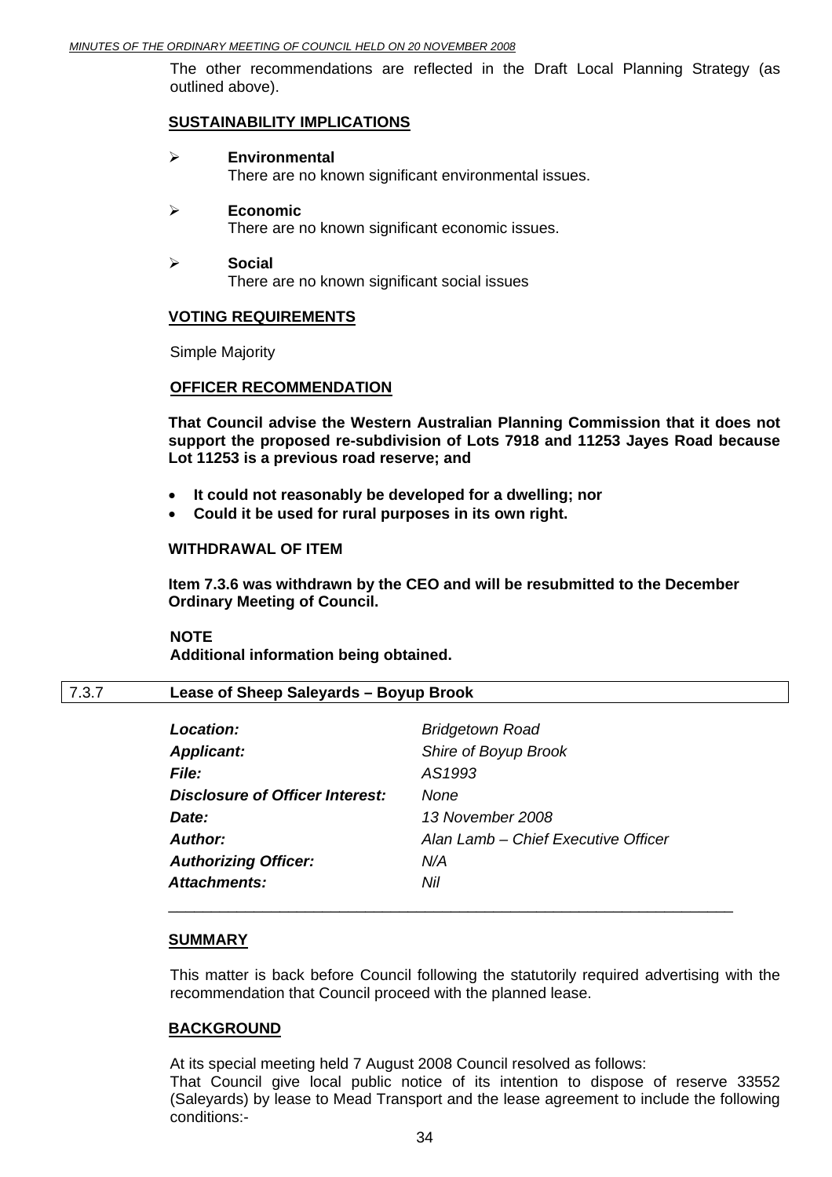The other recommendations are reflected in the Draft Local Planning Strategy (as outlined above).

**SUSTAINABILITY IMPLICATIONS**

- **Environmental**
  There are no known significant environmental issues.

- **Economic**
  There are no known significant economic issues.

- **Social**
  There are no known significant social issues

**VOTING REQUIREMENTS**

Simple Majority

**OFFICER RECOMMENDATION**

**That Council advise the Western Australian Planning Commission that it does not support the proposed re-subdivision of Lots 7918 and 11253 Jayes Road because Lot 11253 is a previous road reserve; and**

- **It could not reasonably be developed for a dwelling; nor**
- **Could it be used for rural purposes in its own right.**

**WITHDRAWAL OF ITEM**

**Item 7.3.6 was withdrawn by the CEO and will be resubmitted to the December Ordinary Meeting of Council.**

**NOTE**
**Additional information being obtained.**

## 7.3.7 Lease of Sheep Saleyards – Boyup Brook

| | |
|---|---|
| ***Location:*** | *Bridgetown Road* |
| ***Applicant:*** | *Shire of Boyup Brook* |
| ***File:*** | *AS1993* |
| ***Disclosure of Officer Interest:*** | *None* |
| ***Date:*** | *13 November 2008* |
| ***Author:*** | *Alan Lamb – Chief Executive Officer* |
| ***Authorizing Officer:*** | *N/A* |
| ***Attachments:*** | *Nil* |

**SUMMARY**

This matter is back before Council following the statutorily required advertising with the recommendation that Council proceed with the planned lease.

**BACKGROUND**

At its special meeting held 7 August 2008 Council resolved as follows:
That Council give local public notice of its intention to dispose of reserve 33552 (Saleyards) by lease to Mead Transport and the lease agreement to include the following conditions:-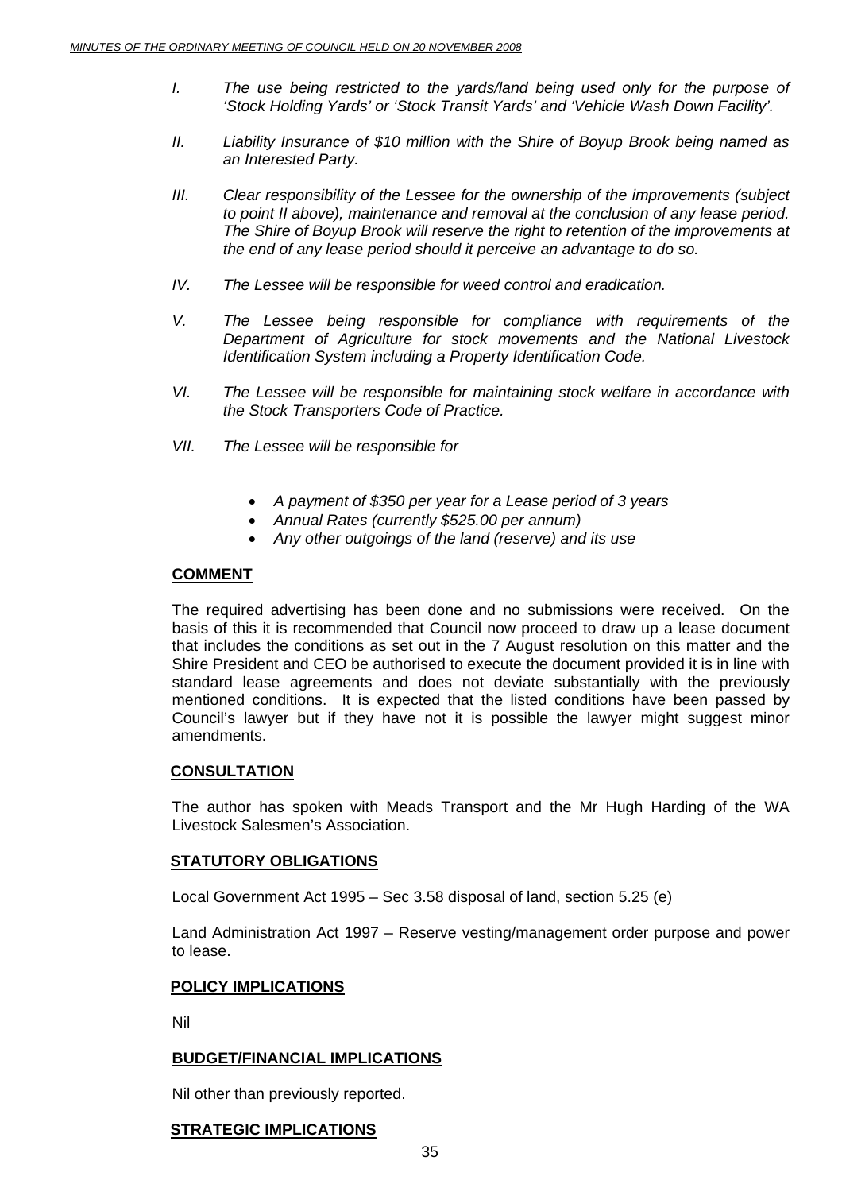*I. The use being restricted to the yards/land being used only for the purpose of 'Stock Holding Yards' or 'Stock Transit Yards' and 'Vehicle Wash Down Facility'.*

*II. Liability Insurance of $10 million with the Shire of Boyup Brook being named as an Interested Party.*

*III. Clear responsibility of the Lessee for the ownership of the improvements (subject to point II above), maintenance and removal at the conclusion of any lease period. The Shire of Boyup Brook will reserve the right to retention of the improvements at the end of any lease period should it perceive an advantage to do so.*

*IV. The Lessee will be responsible for weed control and eradication.*

*V. The Lessee being responsible for compliance with requirements of the Department of Agriculture for stock movements and the National Livestock Identification System including a Property Identification Code.*

*VI. The Lessee will be responsible for maintaining stock welfare in accordance with the Stock Transporters Code of Practice.*

*VII. The Lessee will be responsible for*

- *A payment of $350 per year for a Lease period of 3 years*
- *Annual Rates (currently $525.00 per annum)*
- *Any other outgoings of the land (reserve) and its use*

**COMMENT**

The required advertising has been done and no submissions were received. On the basis of this it is recommended that Council now proceed to draw up a lease document that includes the conditions as set out in the 7 August resolution on this matter and the Shire President and CEO be authorised to execute the document provided it is in line with standard lease agreements and does not deviate substantially with the previously mentioned conditions. It is expected that the listed conditions have been passed by Council's lawyer but if they have not it is possible the lawyer might suggest minor amendments.

**CONSULTATION**

The author has spoken with Meads Transport and the Mr Hugh Harding of the WA Livestock Salesmen's Association.

**STATUTORY OBLIGATIONS**

Local Government Act 1995 – Sec 3.58 disposal of land, section 5.25 (e)

Land Administration Act 1997 – Reserve vesting/management order purpose and power to lease.

**POLICY IMPLICATIONS**

Nil

**BUDGET/FINANCIAL IMPLICATIONS**

Nil other than previously reported.

**STRATEGIC IMPLICATIONS**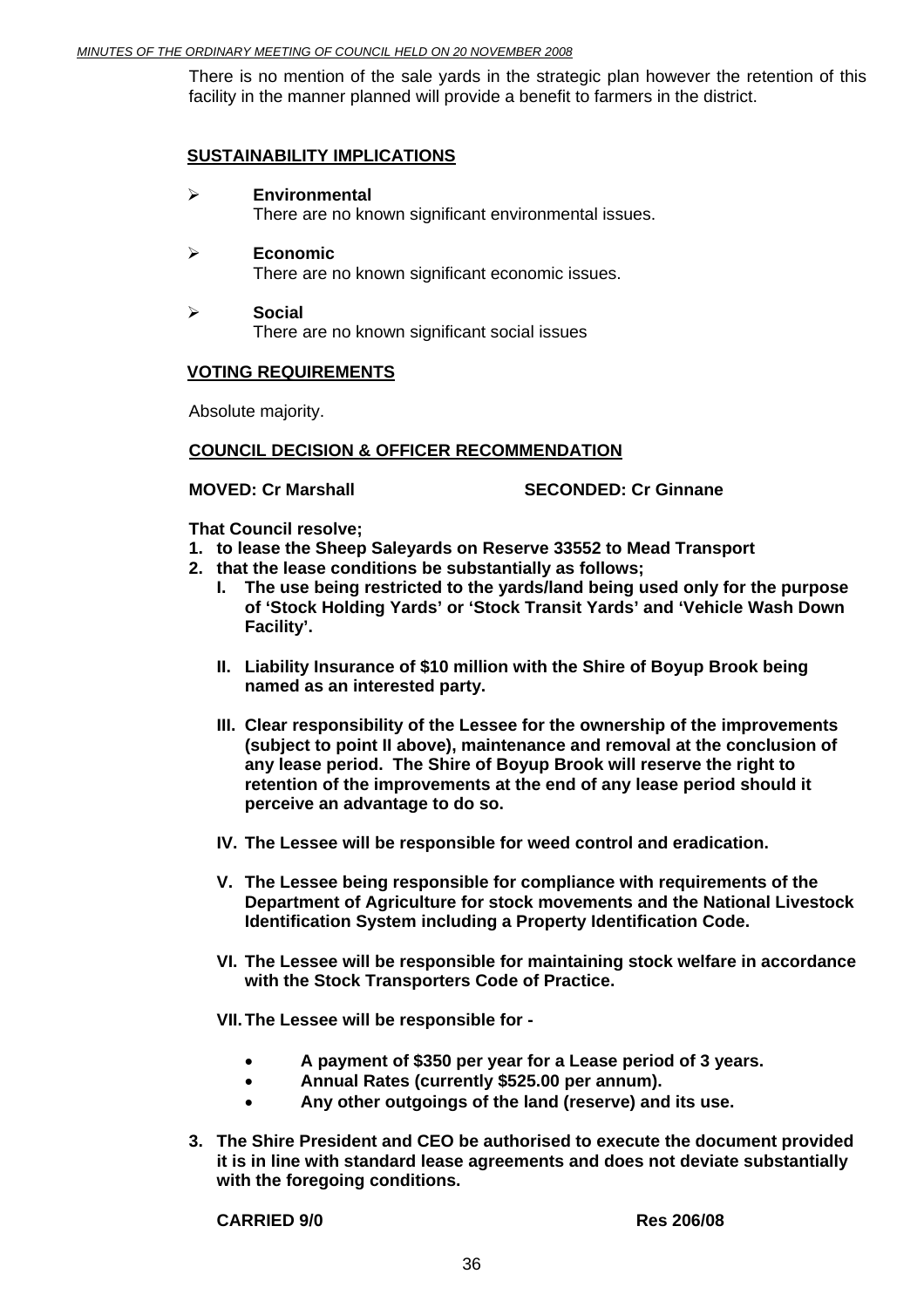There is no mention of the sale yards in the strategic plan however the retention of this facility in the manner planned will provide a benefit to farmers in the district.

**SUSTAINABILITY IMPLICATIONS**

- **Environmental**
  There are no known significant environmental issues.

- **Economic**
  There are no known significant economic issues.

- **Social**
  There are no known significant social issues

**VOTING REQUIREMENTS**

Absolute majority.

**COUNCIL DECISION & OFFICER RECOMMENDATION**

**MOVED: Cr Marshall SECONDED: Cr Ginnane**

**That Council resolve;**

1. **to lease the Sheep Saleyards on Reserve 33552 to Mead Transport**
2. **that the lease conditions be substantially as follows;**
   - **I. The use being restricted to the yards/land being used only for the purpose of 'Stock Holding Yards' or 'Stock Transit Yards' and 'Vehicle Wash Down Facility'.**
   - **II. Liability Insurance of $10 million with the Shire of Boyup Brook being named as an interested party.**
   - **III. Clear responsibility of the Lessee for the ownership of the improvements (subject to point II above), maintenance and removal at the conclusion of any lease period. The Shire of Boyup Brook will reserve the right to retention of the improvements at the end of any lease period should it perceive an advantage to do so.**
   - **IV. The Lessee will be responsible for weed control and eradication.**
   - **V. The Lessee being responsible for compliance with requirements of the Department of Agriculture for stock movements and the National Livestock Identification System including a Property Identification Code.**
   - **VI. The Lessee will be responsible for maintaining stock welfare in accordance with the Stock Transporters Code of Practice.**
   - **VII. The Lessee will be responsible for -**
     - **A payment of $350 per year for a Lease period of 3 years.**
     - **Annual Rates (currently $525.00 per annum).**
     - **Any other outgoings of the land (reserve) and its use.**
3. **The Shire President and CEO be authorised to execute the document provided it is in line with standard lease agreements and does not deviate substantially with the foregoing conditions.**

**CARRIED 9/0 Res 206/08**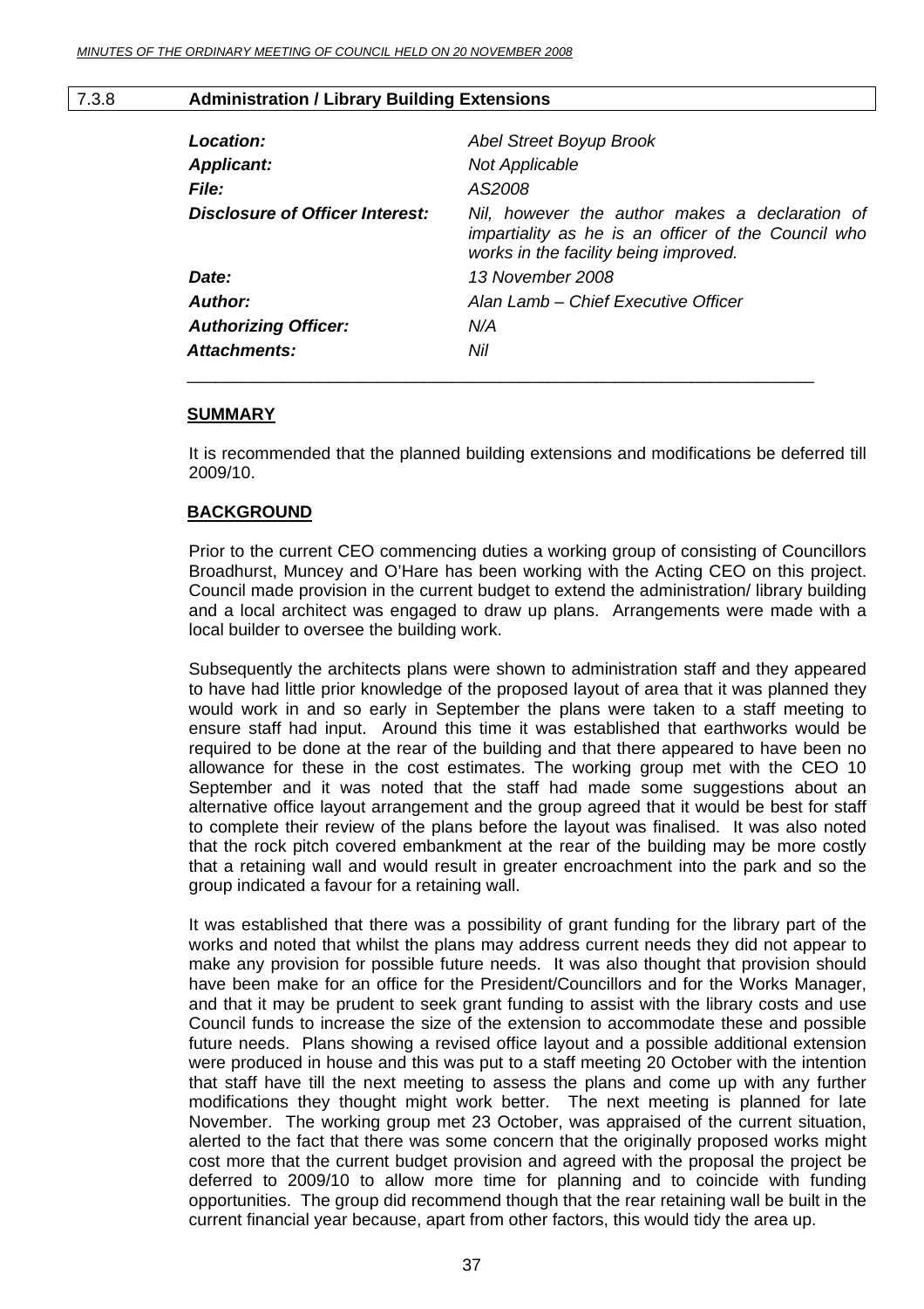## 7.3.8 Administration / Library Building Extensions

| | |
|---|---|
| ***Location:*** | *Abel Street Boyup Brook* |
| ***Applicant:*** | *Not Applicable* |
| ***File:*** | *AS2008* |
| ***Disclosure of Officer Interest:*** | *Nil, however the author makes a declaration of impartiality as he is an officer of the Council who works in the facility being improved.* |
| ***Date:*** | *13 November 2008* |
| ***Author:*** | *Alan Lamb – Chief Executive Officer* |
| ***Authorizing Officer:*** | *N/A* |
| ***Attachments:*** | *Nil* |

**SUMMARY**

It is recommended that the planned building extensions and modifications be deferred till 2009/10.

**BACKGROUND**

Prior to the current CEO commencing duties a working group of consisting of Councillors Broadhurst, Muncey and O'Hare has been working with the Acting CEO on this project. Council made provision in the current budget to extend the administration/ library building and a local architect was engaged to draw up plans. Arrangements were made with a local builder to oversee the building work.

Subsequently the architects plans were shown to administration staff and they appeared to have had little prior knowledge of the proposed layout of area that it was planned they would work in and so early in September the plans were taken to a staff meeting to ensure staff had input. Around this time it was established that earthworks would be required to be done at the rear of the building and that there appeared to have been no allowance for these in the cost estimates. The working group met with the CEO 10 September and it was noted that the staff had made some suggestions about an alternative office layout arrangement and the group agreed that it would be best for staff to complete their review of the plans before the layout was finalised. It was also noted that the rock pitch covered embankment at the rear of the building may be more costly that a retaining wall and would result in greater encroachment into the park and so the group indicated a favour for a retaining wall.

It was established that there was a possibility of grant funding for the library part of the works and noted that whilst the plans may address current needs they did not appear to make any provision for possible future needs. It was also thought that provision should have been make for an office for the President/Councillors and for the Works Manager, and that it may be prudent to seek grant funding to assist with the library costs and use Council funds to increase the size of the extension to accommodate these and possible future needs. Plans showing a revised office layout and a possible additional extension were produced in house and this was put to a staff meeting 20 October with the intention that staff have till the next meeting to assess the plans and come up with any further modifications they thought might work better. The next meeting is planned for late November. The working group met 23 October, was appraised of the current situation, alerted to the fact that there was some concern that the originally proposed works might cost more that the current budget provision and agreed with the proposal the project be deferred to 2009/10 to allow more time for planning and to coincide with funding opportunities. The group did recommend though that the rear retaining wall be built in the current financial year because, apart from other factors, this would tidy the area up.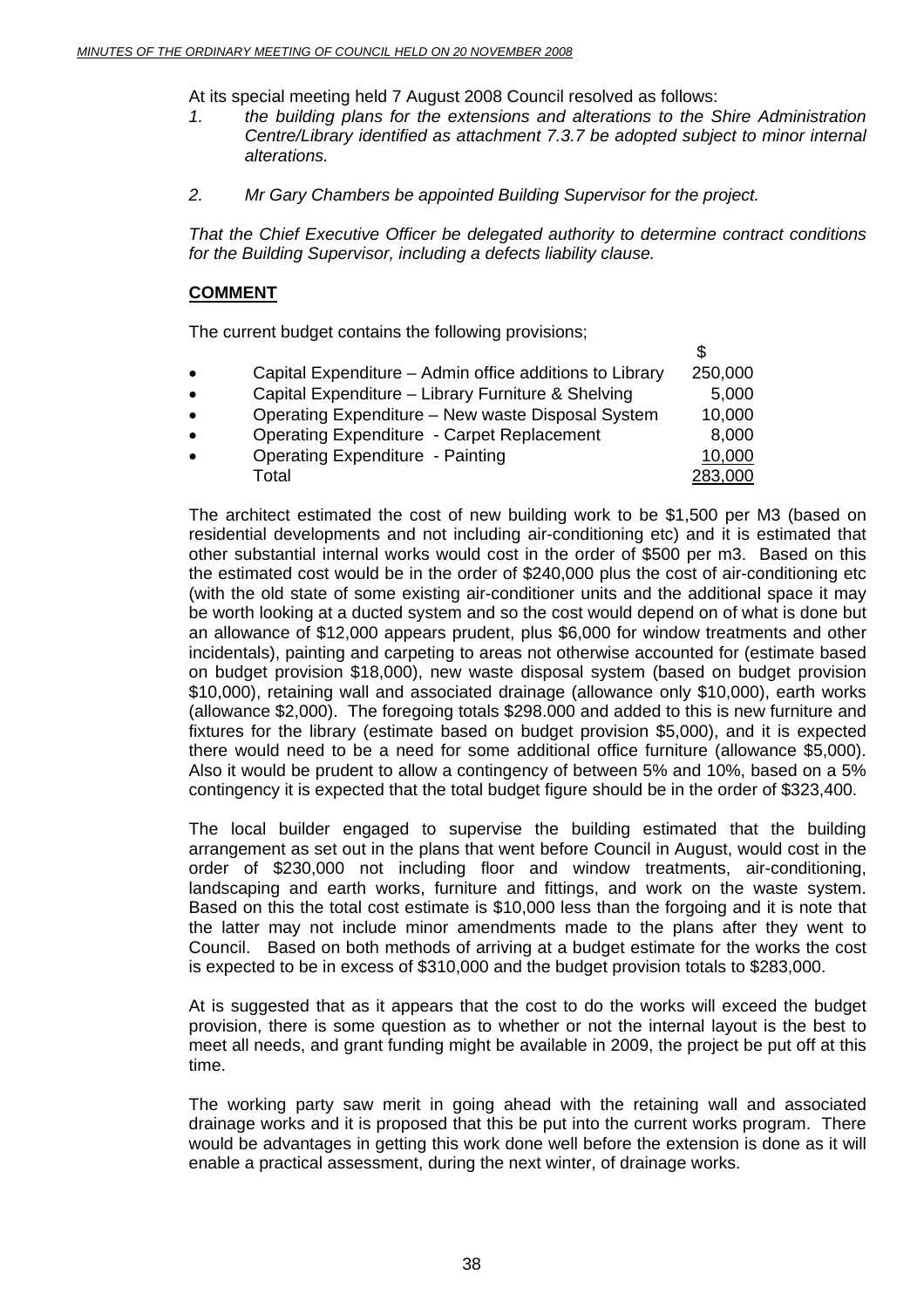At its special meeting held 7 August 2008 Council resolved as follows:

1. *the building plans for the extensions and alterations to the Shire Administration Centre/Library identified as attachment 7.3.7 be adopted subject to minor internal alterations.*

2. *Mr Gary Chambers be appointed Building Supervisor for the project.*

*That the Chief Executive Officer be delegated authority to determine contract conditions for the Building Supervisor, including a defects liability clause.*

## COMMENT

The current budget contains the following provisions;

| | $ |
|---|---|
| • Capital Expenditure – Admin office additions to Library | 250,000 |
| • Capital Expenditure – Library Furniture & Shelving | 5,000 |
| • Operating Expenditure – New waste Disposal System | 10,000 |
| • Operating Expenditure - Carpet Replacement | 8,000 |
| • Operating Expenditure - Painting | 10,000 |
| Total | 283,000 |

The architect estimated the cost of new building work to be $1,500 per M3 (based on residential developments and not including air-conditioning etc) and it is estimated that other substantial internal works would cost in the order of $500 per m3. Based on this the estimated cost would be in the order of $240,000 plus the cost of air-conditioning etc (with the old state of some existing air-conditioner units and the additional space it may be worth looking at a ducted system and so the cost would depend on of what is done but an allowance of $12,000 appears prudent, plus $6,000 for window treatments and other incidentals), painting and carpeting to areas not otherwise accounted for (estimate based on budget provision $18,000), new waste disposal system (based on budget provision $10,000), retaining wall and associated drainage (allowance only $10,000), earth works (allowance $2,000). The foregoing totals $298.000 and added to this is new furniture and fixtures for the library (estimate based on budget provision $5,000), and it is expected there would need to be a need for some additional office furniture (allowance $5,000). Also it would be prudent to allow a contingency of between 5% and 10%, based on a 5% contingency it is expected that the total budget figure should be in the order of $323,400.

The local builder engaged to supervise the building estimated that the building arrangement as set out in the plans that went before Council in August, would cost in the order of $230,000 not including floor and window treatments, air-conditioning, landscaping and earth works, furniture and fittings, and work on the waste system. Based on this the total cost estimate is $10,000 less than the forgoing and it is note that the latter may not include minor amendments made to the plans after they went to Council. Based on both methods of arriving at a budget estimate for the works the cost is expected to be in excess of $310,000 and the budget provision totals to $283,000.

At is suggested that as it appears that the cost to do the works will exceed the budget provision, there is some question as to whether or not the internal layout is the best to meet all needs, and grant funding might be available in 2009, the project be put off at this time.

The working party saw merit in going ahead with the retaining wall and associated drainage works and it is proposed that this be put into the current works program. There would be advantages in getting this work done well before the extension is done as it will enable a practical assessment, during the next winter, of drainage works.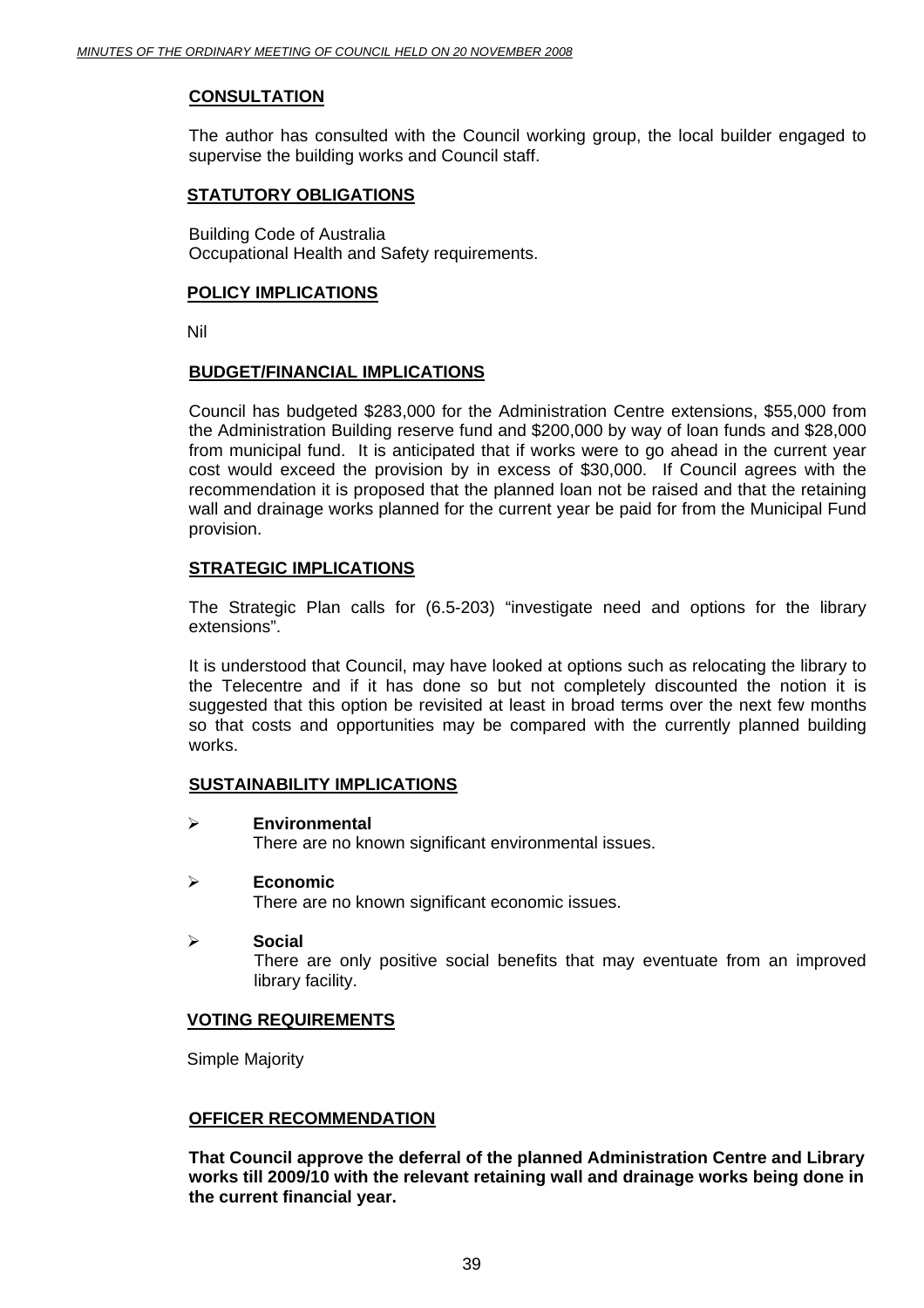**CONSULTATION**

The author has consulted with the Council working group, the local builder engaged to supervise the building works and Council staff.

**STATUTORY OBLIGATIONS**

Building Code of Australia
Occupational Health and Safety requirements.

**POLICY IMPLICATIONS**

Nil

**BUDGET/FINANCIAL IMPLICATIONS**

Council has budgeted $283,000 for the Administration Centre extensions, $55,000 from the Administration Building reserve fund and $200,000 by way of loan funds and $28,000 from municipal fund. It is anticipated that if works were to go ahead in the current year cost would exceed the provision by in excess of $30,000. If Council agrees with the recommendation it is proposed that the planned loan not be raised and that the retaining wall and drainage works planned for the current year be paid for from the Municipal Fund provision.

**STRATEGIC IMPLICATIONS**

The Strategic Plan calls for (6.5-203) "investigate need and options for the library extensions".

It is understood that Council, may have looked at options such as relocating the library to the Telecentre and if it has done so but not completely discounted the notion it is suggested that this option be revisited at least in broad terms over the next few months so that costs and opportunities may be compared with the currently planned building works.

**SUSTAINABILITY IMPLICATIONS**

- **Environmental**
  There are no known significant environmental issues.
- **Economic**
  There are no known significant economic issues.
- **Social**
  There are only positive social benefits that may eventuate from an improved library facility.

**VOTING REQUIREMENTS**

Simple Majority

**OFFICER RECOMMENDATION**

**That Council approve the deferral of the planned Administration Centre and Library works till 2009/10 with the relevant retaining wall and drainage works being done in the current financial year.**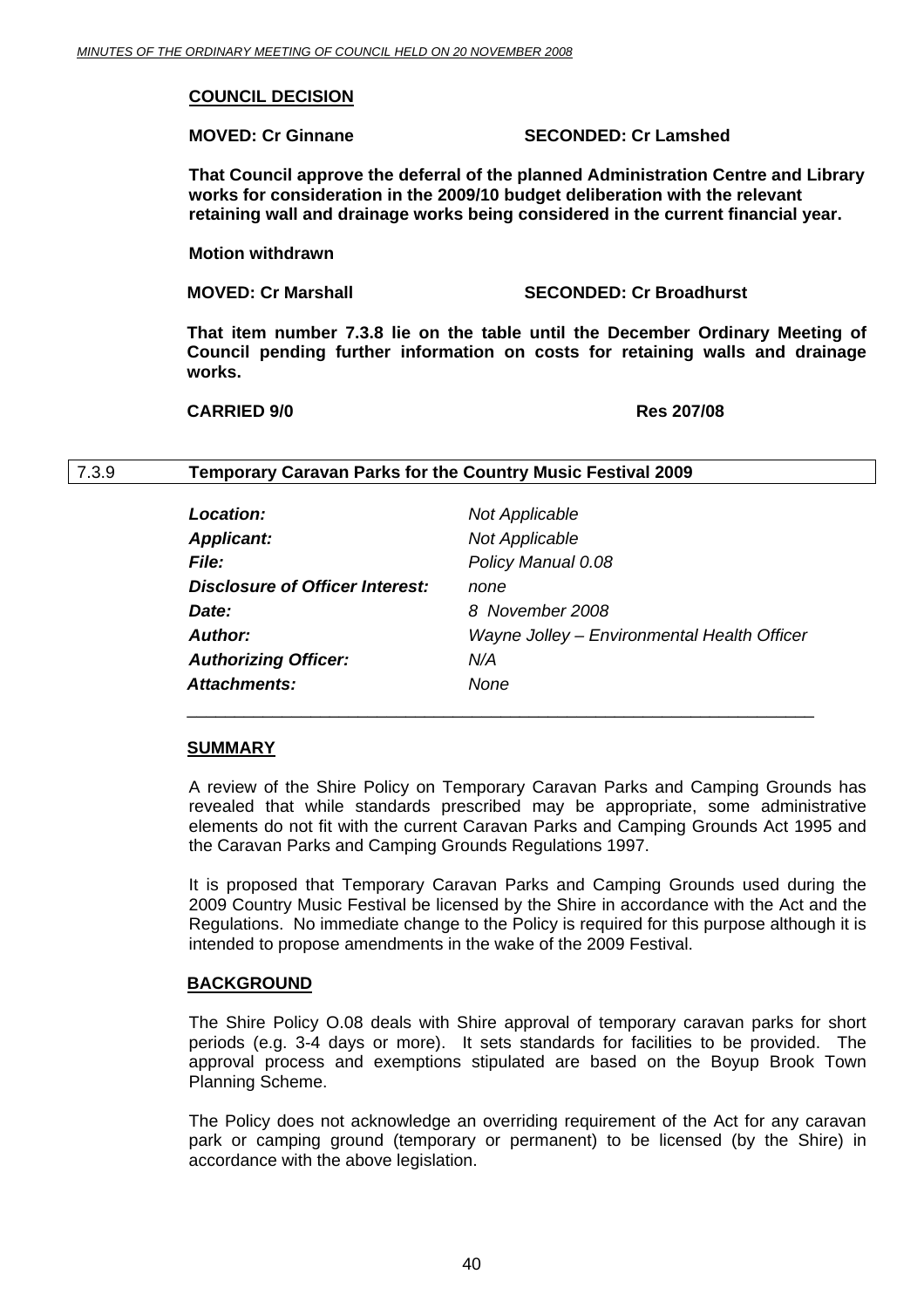**COUNCIL DECISION**

**MOVED: Cr Ginnane SECONDED: Cr Lamshed**

**That Council approve the deferral of the planned Administration Centre and Library works for consideration in the 2009/10 budget deliberation with the relevant retaining wall and drainage works being considered in the current financial year.**

**Motion withdrawn**

**MOVED: Cr Marshall SECONDED: Cr Broadhurst**

**That item number 7.3.8 lie on the table until the December Ordinary Meeting of Council pending further information on costs for retaining walls and drainage works.**

**CARRIED 9/0 Res 207/08**

## 7.3.9 Temporary Caravan Parks for the Country Music Festival 2009

| | |
|---|---|
| ***Location:*** | *Not Applicable* |
| ***Applicant:*** | *Not Applicable* |
| ***File:*** | *Policy Manual 0.08* |
| ***Disclosure of Officer Interest:*** | *none* |
| ***Date:*** | *8 November 2008* |
| ***Author:*** | *Wayne Jolley – Environmental Health Officer* |
| ***Authorizing Officer:*** | *N/A* |
| ***Attachments:*** | *None* |

### SUMMARY

A review of the Shire Policy on Temporary Caravan Parks and Camping Grounds has revealed that while standards prescribed may be appropriate, some administrative elements do not fit with the current Caravan Parks and Camping Grounds Act 1995 and the Caravan Parks and Camping Grounds Regulations 1997.

It is proposed that Temporary Caravan Parks and Camping Grounds used during the 2009 Country Music Festival be licensed by the Shire in accordance with the Act and the Regulations. No immediate change to the Policy is required for this purpose although it is intended to propose amendments in the wake of the 2009 Festival.

### BACKGROUND

The Shire Policy O.08 deals with Shire approval of temporary caravan parks for short periods (e.g. 3-4 days or more). It sets standards for facilities to be provided. The approval process and exemptions stipulated are based on the Boyup Brook Town Planning Scheme.

The Policy does not acknowledge an overriding requirement of the Act for any caravan park or camping ground (temporary or permanent) to be licensed (by the Shire) in accordance with the above legislation.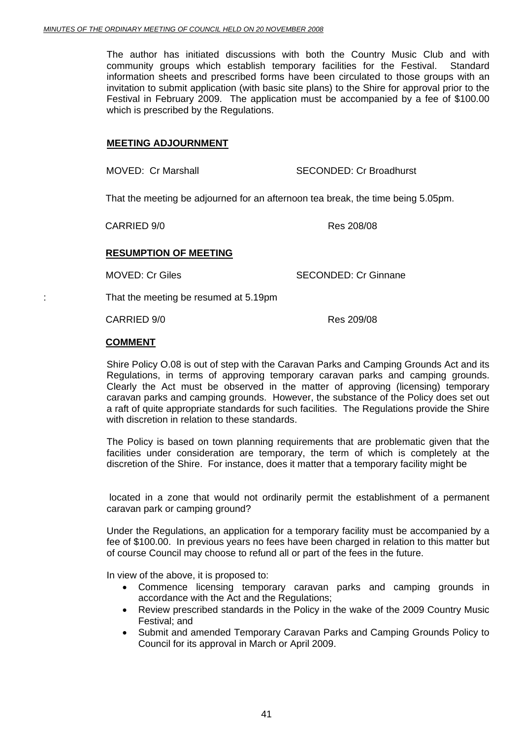The author has initiated discussions with both the Country Music Club and with community groups which establish temporary facilities for the Festival. Standard information sheets and prescribed forms have been circulated to those groups with an invitation to submit application (with basic site plans) to the Shire for approval prior to the Festival in February 2009. The application must be accompanied by a fee of $100.00 which is prescribed by the Regulations.

**MEETING ADJOURNMENT**

MOVED: Cr Marshall SECONDED: Cr Broadhurst

That the meeting be adjourned for an afternoon tea break, the time being 5.05pm.

CARRIED 9/0 Res 208/08

**RESUMPTION OF MEETING**

MOVED: Cr Giles SECONDED: Cr Ginnane

: That the meeting be resumed at 5.19pm

CARRIED 9/0 Res 209/08

**COMMENT**

Shire Policy O.08 is out of step with the Caravan Parks and Camping Grounds Act and its Regulations, in terms of approving temporary caravan parks and camping grounds. Clearly the Act must be observed in the matter of approving (licensing) temporary caravan parks and camping grounds. However, the substance of the Policy does set out a raft of quite appropriate standards for such facilities. The Regulations provide the Shire with discretion in relation to these standards.

The Policy is based on town planning requirements that are problematic given that the facilities under consideration are temporary, the term of which is completely at the discretion of the Shire. For instance, does it matter that a temporary facility might be located in a zone that would not ordinarily permit the establishment of a permanent caravan park or camping ground?

Under the Regulations, an application for a temporary facility must be accompanied by a fee of $100.00. In previous years no fees have been charged in relation to this matter but of course Council may choose to refund all or part of the fees in the future.

In view of the above, it is proposed to:

- Commence licensing temporary caravan parks and camping grounds in accordance with the Act and the Regulations;
- Review prescribed standards in the Policy in the wake of the 2009 Country Music Festival; and
- Submit and amended Temporary Caravan Parks and Camping Grounds Policy to Council for its approval in March or April 2009.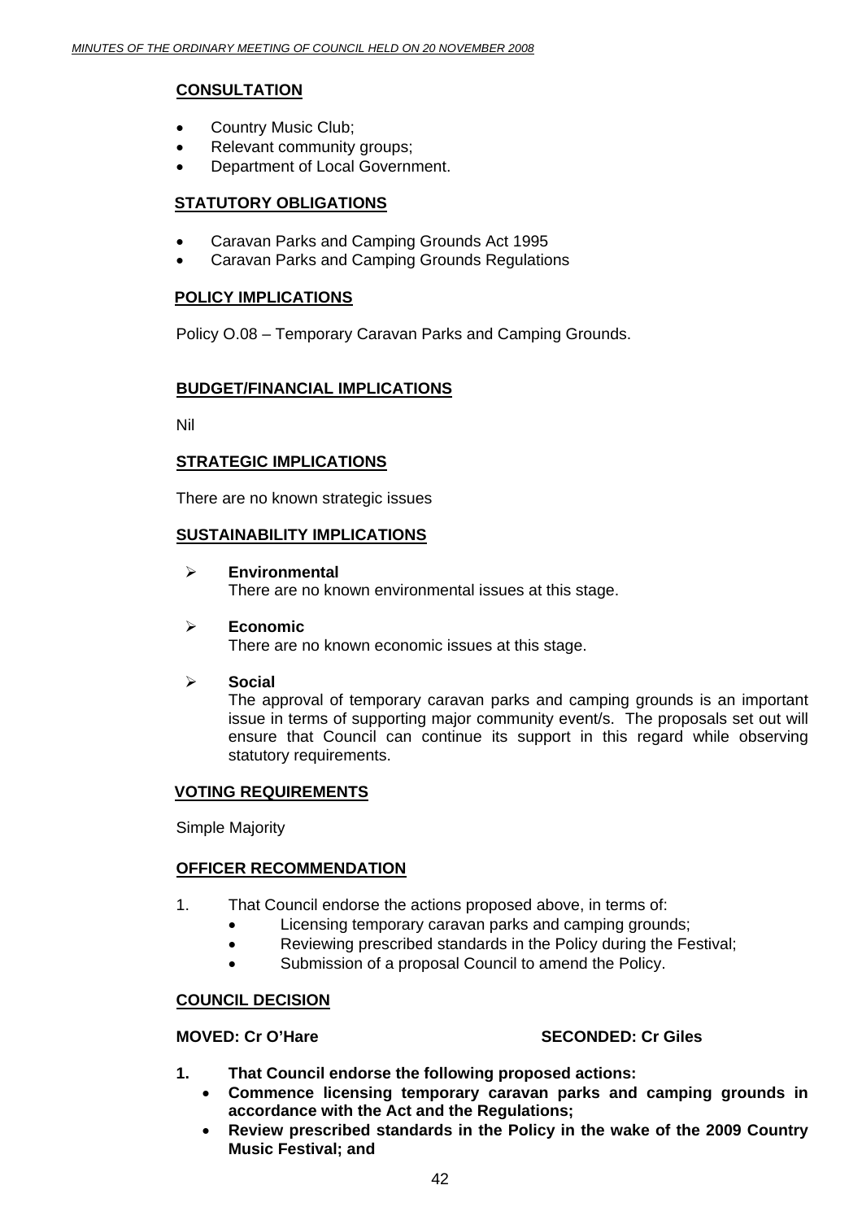## CONSULTATION

- Country Music Club;
- Relevant community groups;
- Department of Local Government.

## STATUTORY OBLIGATIONS

- Caravan Parks and Camping Grounds Act 1995
- Caravan Parks and Camping Grounds Regulations

## POLICY IMPLICATIONS

Policy O.08 – Temporary Caravan Parks and Camping Grounds.

## BUDGET/FINANCIAL IMPLICATIONS

Nil

## STRATEGIC IMPLICATIONS

There are no known strategic issues

## SUSTAINABILITY IMPLICATIONS

- **Environmental**
  There are no known environmental issues at this stage.

- **Economic**
  There are no known economic issues at this stage.

- **Social**
  The approval of temporary caravan parks and camping grounds is an important issue in terms of supporting major community event/s. The proposals set out will ensure that Council can continue its support in this regard while observing statutory requirements.

## VOTING REQUIREMENTS

Simple Majority

## OFFICER RECOMMENDATION

1. That Council endorse the actions proposed above, in terms of:
   - Licensing temporary caravan parks and camping grounds;
   - Reviewing prescribed standards in the Policy during the Festival;
   - Submission of a proposal Council to amend the Policy.

## COUNCIL DECISION

**MOVED: Cr O'Hare** **SECONDED: Cr Giles**

**1. That Council endorse the following proposed actions:**
- **Commence licensing temporary caravan parks and camping grounds in accordance with the Act and the Regulations;**
- **Review prescribed standards in the Policy in the wake of the 2009 Country Music Festival; and**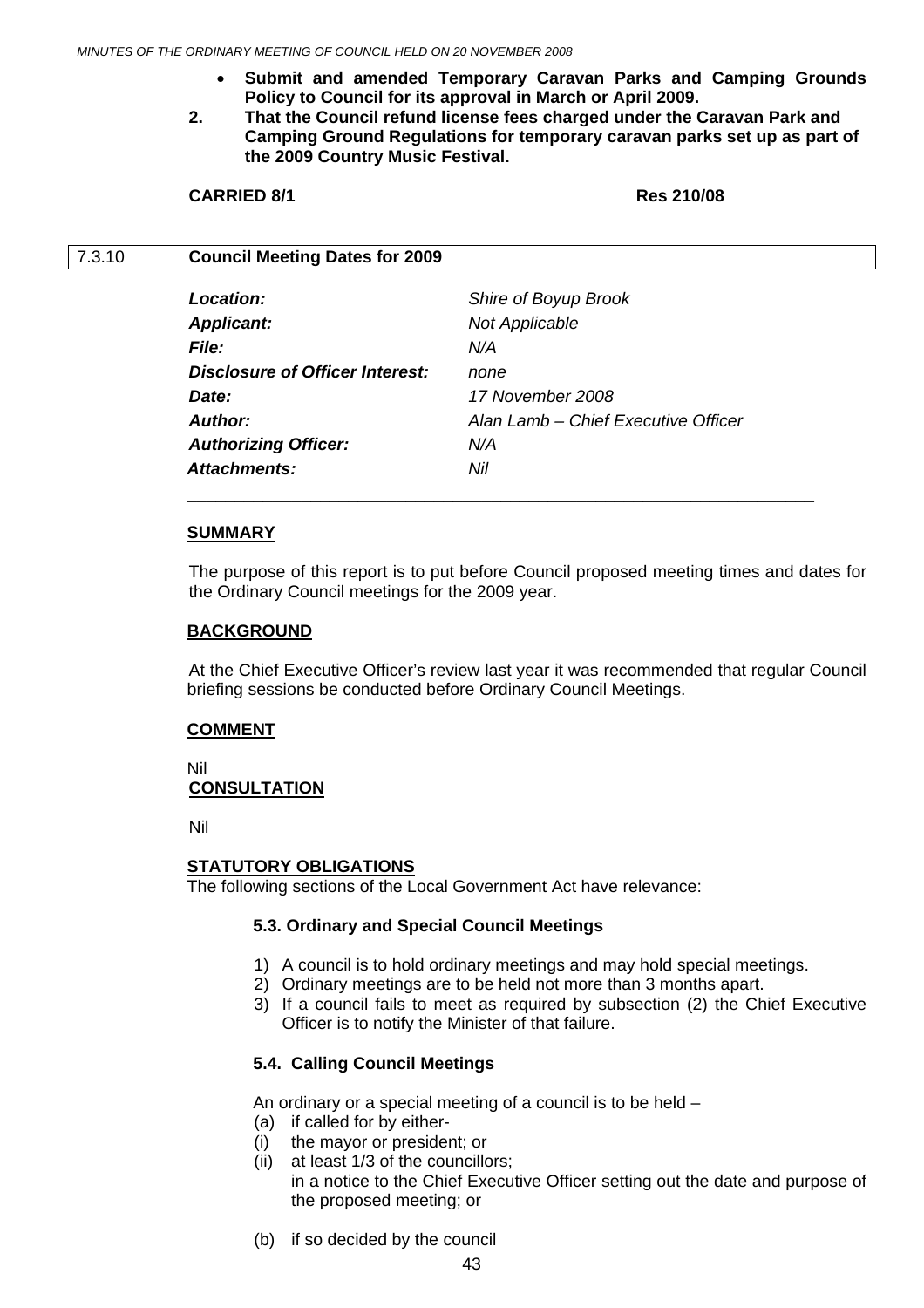- **Submit and amended Temporary Caravan Parks and Camping Grounds Policy to Council for its approval in March or April 2009.**

**2. That the Council refund license fees charged under the Caravan Park and Camping Ground Regulations for temporary caravan parks set up as part of the 2009 Country Music Festival.**

**CARRIED 8/1** **Res 210/08**

## 7.3.10 Council Meeting Dates for 2009

| | |
|---|---|
| ***Location:*** | *Shire of Boyup Brook* |
| ***Applicant:*** | *Not Applicable* |
| ***File:*** | *N/A* |
| ***Disclosure of Officer Interest:*** | *none* |
| ***Date:*** | *17 November 2008* |
| ***Author:*** | *Alan Lamb – Chief Executive Officer* |
| ***Authorizing Officer:*** | *N/A* |
| ***Attachments:*** | *Nil* |

### SUMMARY

The purpose of this report is to put before Council proposed meeting times and dates for the Ordinary Council meetings for the 2009 year.

### BACKGROUND

At the Chief Executive Officer's review last year it was recommended that regular Council briefing sessions be conducted before Ordinary Council Meetings.

### COMMENT

Nil

### CONSULTATION

Nil

### STATUTORY OBLIGATIONS

The following sections of the Local Government Act have relevance:

**5.3. Ordinary and Special Council Meetings**

1) A council is to hold ordinary meetings and may hold special meetings.
2) Ordinary meetings are to be held not more than 3 months apart.
3) If a council fails to meet as required by subsection (2) the Chief Executive Officer is to notify the Minister of that failure.

**5.4. Calling Council Meetings**

An ordinary or a special meeting of a council is to be held –

(a) if called for by either-

(i) the mayor or president; or

(ii) at least 1/3 of the councillors;
in a notice to the Chief Executive Officer setting out the date and purpose of the proposed meeting; or

(b) if so decided by the council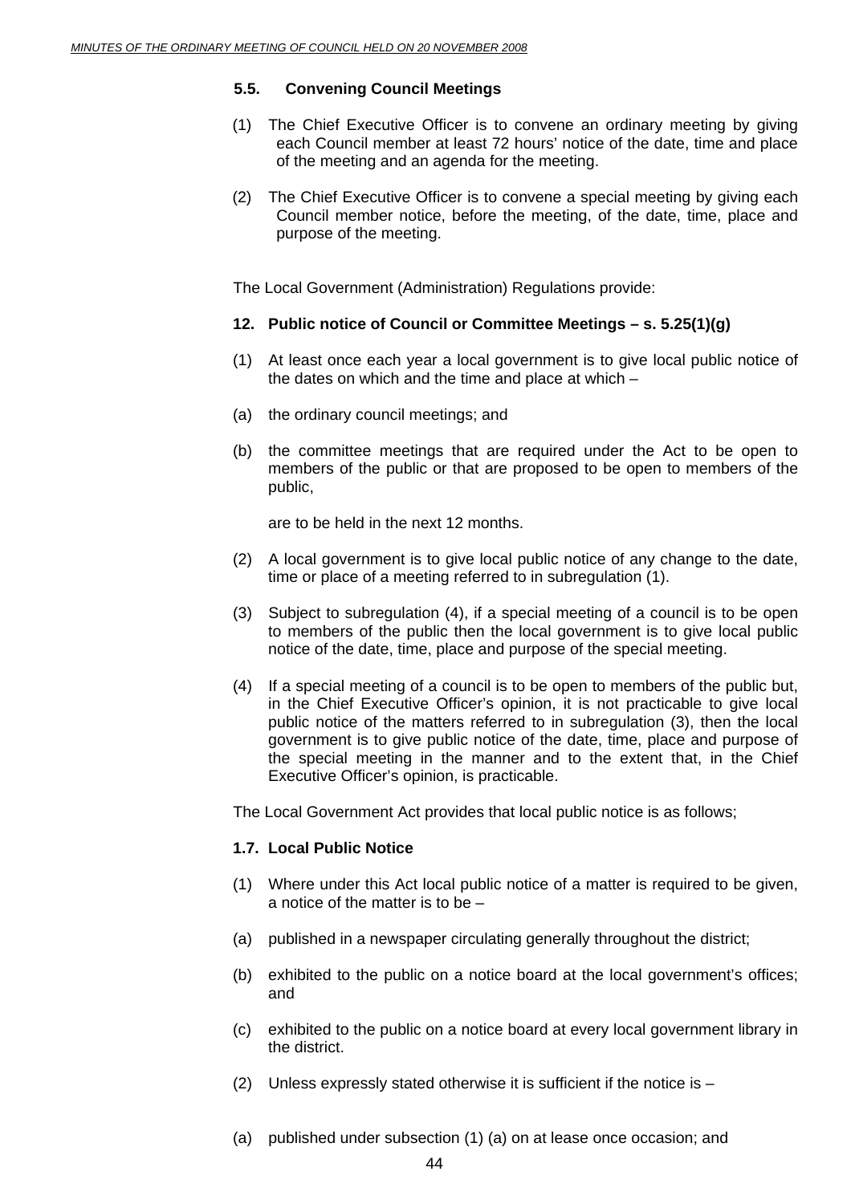**5.5. Convening Council Meetings**

(1) The Chief Executive Officer is to convene an ordinary meeting by giving each Council member at least 72 hours' notice of the date, time and place of the meeting and an agenda for the meeting.

(2) The Chief Executive Officer is to convene a special meeting by giving each Council member notice, before the meeting, of the date, time, place and purpose of the meeting.

The Local Government (Administration) Regulations provide:

**12. Public notice of Council or Committee Meetings – s. 5.25(1)(g)**

(1) At least once each year a local government is to give local public notice of the dates on which and the time and place at which –

(a) the ordinary council meetings; and

(b) the committee meetings that are required under the Act to be open to members of the public or that are proposed to be open to members of the public,

are to be held in the next 12 months.

(2) A local government is to give local public notice of any change to the date, time or place of a meeting referred to in subregulation (1).

(3) Subject to subregulation (4), if a special meeting of a council is to be open to members of the public then the local government is to give local public notice of the date, time, place and purpose of the special meeting.

(4) If a special meeting of a council is to be open to members of the public but, in the Chief Executive Officer's opinion, it is not practicable to give local public notice of the matters referred to in subregulation (3), then the local government is to give public notice of the date, time, place and purpose of the special meeting in the manner and to the extent that, in the Chief Executive Officer's opinion, is practicable.

The Local Government Act provides that local public notice is as follows;

**1.7. Local Public Notice**

(1) Where under this Act local public notice of a matter is required to be given, a notice of the matter is to be –

(a) published in a newspaper circulating generally throughout the district;

(b) exhibited to the public on a notice board at the local government's offices; and

(c) exhibited to the public on a notice board at every local government library in the district.

(2) Unless expressly stated otherwise it is sufficient if the notice is –

(a) published under subsection (1) (a) on at lease once occasion; and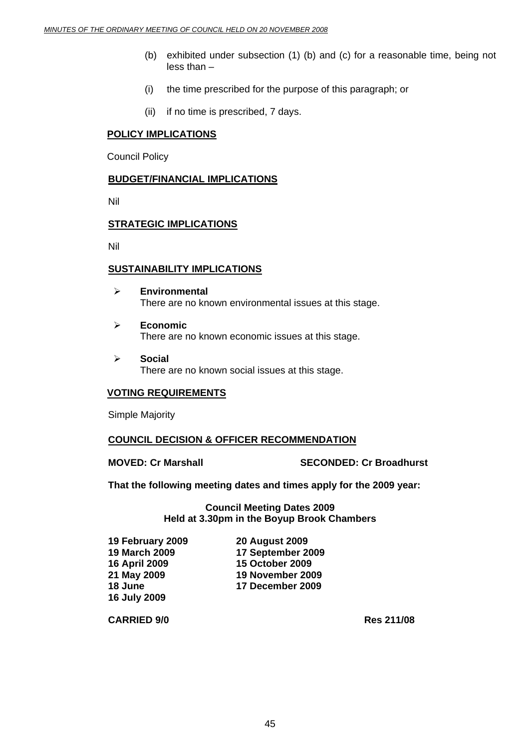(b) exhibited under subsection (1) (b) and (c) for a reasonable time, being not less than –

(i) the time prescribed for the purpose of this paragraph; or

(ii) if no time is prescribed, 7 days.

**POLICY IMPLICATIONS**

Council Policy

**BUDGET/FINANCIAL IMPLICATIONS**

Nil

**STRATEGIC IMPLICATIONS**

Nil

**SUSTAINABILITY IMPLICATIONS**

- **Environmental**
  There are no known environmental issues at this stage.
- **Economic**
  There are no known economic issues at this stage.
- **Social**
  There are no known social issues at this stage.

**VOTING REQUIREMENTS**

Simple Majority

**COUNCIL DECISION & OFFICER RECOMMENDATION**

**MOVED: Cr Marshall** **SECONDED: Cr Broadhurst**

**That the following meeting dates and times apply for the 2009 year:**

**Council Meeting Dates 2009**
**Held at 3.30pm in the Boyup Brook Chambers**

| | |
|---|---|
| **19 February 2009** | **20 August 2009** |
| **19 March 2009** | **17 September 2009** |
| **16 April 2009** | **15 October 2009** |
| **21 May 2009** | **19 November 2009** |
| **18 June** | **17 December 2009** |
| **16 July 2009** | |

**CARRIED 9/0** **Res 211/08**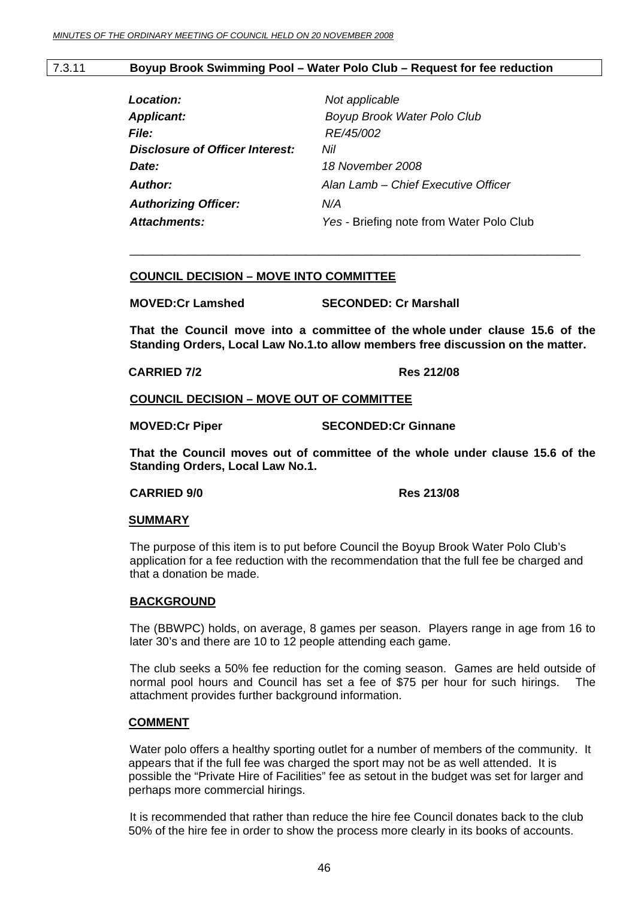## 7.3.11 Boyup Brook Swimming Pool – Water Polo Club – Request for fee reduction

| | |
|---|---|
| ***Location:*** | *Not applicable* |
| ***Applicant:*** | *Boyup Brook Water Polo Club* |
| ***File:*** | *RE/45/002* |
| ***Disclosure of Officer Interest:*** | *Nil* |
| ***Date:*** | *18 November 2008* |
| ***Author:*** | *Alan Lamb – Chief Executive Officer* |
| ***Authorizing Officer:*** | *N/A* |
| ***Attachments:*** | *Yes* - Briefing note from Water Polo Club |

---

**COUNCIL DECISION – MOVE INTO COMMITTEE**

**MOVED:Cr Lamshed SECONDED: Cr Marshall**

**That the Council move into a committee of the whole under clause 15.6 of the Standing Orders, Local Law No.1.to allow members free discussion on the matter.**

**CARRIED 7/2 Res 212/08**

**COUNCIL DECISION – MOVE OUT OF COMMITTEE**

**MOVED:Cr Piper SECONDED:Cr Ginnane**

**That the Council moves out of committee of the whole under clause 15.6 of the Standing Orders, Local Law No.1.**

**CARRIED 9/0 Res 213/08**

**SUMMARY**

The purpose of this item is to put before Council the Boyup Brook Water Polo Club's application for a fee reduction with the recommendation that the full fee be charged and that a donation be made.

**BACKGROUND**

The (BBWPC) holds, on average, 8 games per season. Players range in age from 16 to later 30's and there are 10 to 12 people attending each game.

The club seeks a 50% fee reduction for the coming season. Games are held outside of normal pool hours and Council has set a fee of $75 per hour for such hirings. The attachment provides further background information.

**COMMENT**

Water polo offers a healthy sporting outlet for a number of members of the community. It appears that if the full fee was charged the sport may not be as well attended. It is possible the "Private Hire of Facilities" fee as setout in the budget was set for larger and perhaps more commercial hirings.

It is recommended that rather than reduce the hire fee Council donates back to the club 50% of the hire fee in order to show the process more clearly in its books of accounts.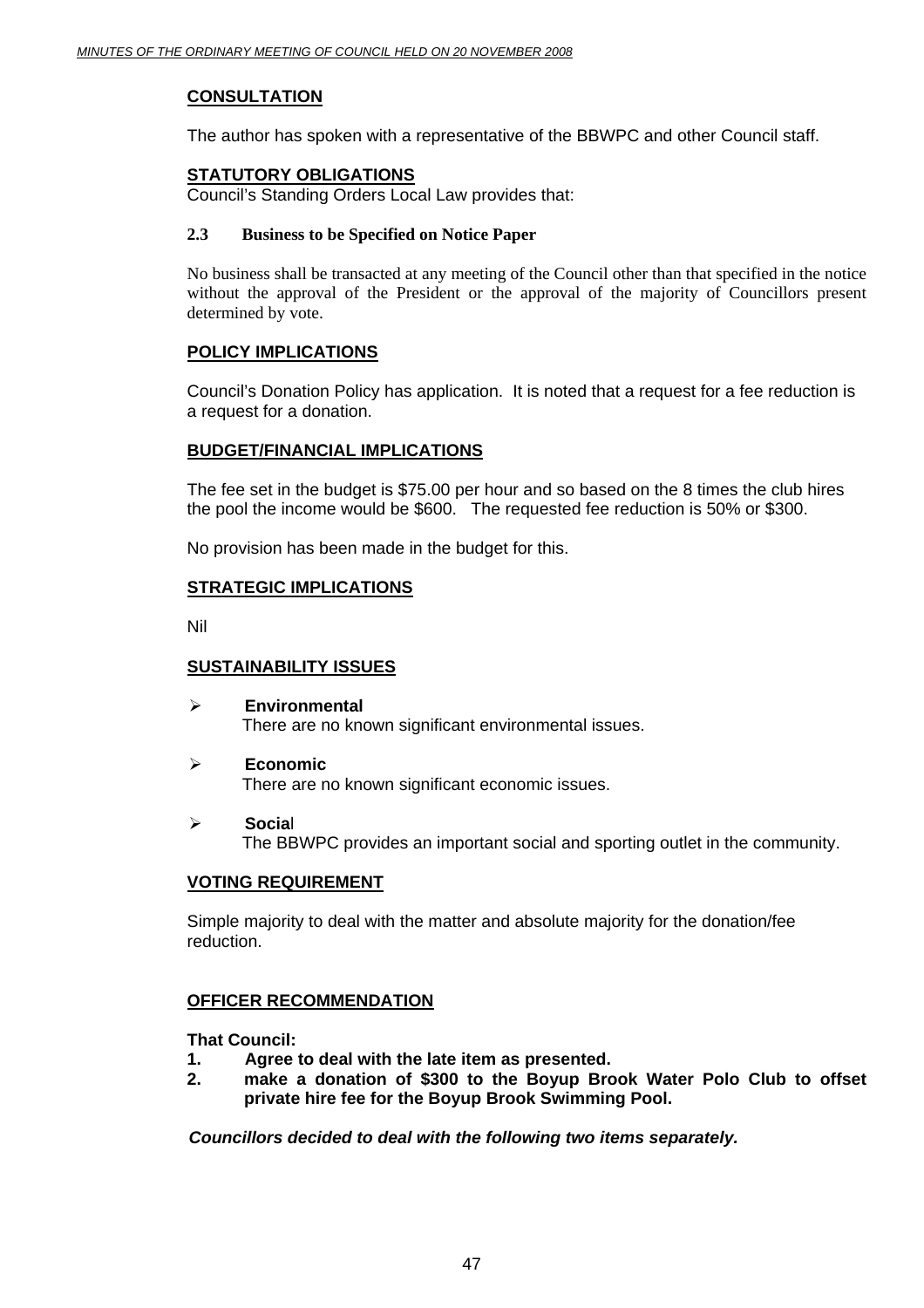**CONSULTATION**

The author has spoken with a representative of the BBWPC and other Council staff.

**STATUTORY OBLIGATIONS**

Council's Standing Orders Local Law provides that:

**2.3 Business to be Specified on Notice Paper**

No business shall be transacted at any meeting of the Council other than that specified in the notice without the approval of the President or the approval of the majority of Councillors present determined by vote.

**POLICY IMPLICATIONS**

Council's Donation Policy has application. It is noted that a request for a fee reduction is a request for a donation.

**BUDGET/FINANCIAL IMPLICATIONS**

The fee set in the budget is $75.00 per hour and so based on the 8 times the club hires the pool the income would be $600. The requested fee reduction is 50% or $300.

No provision has been made in the budget for this.

**STRATEGIC IMPLICATIONS**

Nil

**SUSTAINABILITY ISSUES**

- **Environmental**
  There are no known significant environmental issues.
- **Economic**
  There are no known significant economic issues.
- **Social**
  The BBWPC provides an important social and sporting outlet in the community.

**VOTING REQUIREMENT**

Simple majority to deal with the matter and absolute majority for the donation/fee reduction.

**OFFICER RECOMMENDATION**

**That Council:**

1. **Agree to deal with the late item as presented.**
2. **make a donation of $300 to the Boyup Brook Water Polo Club to offset private hire fee for the Boyup Brook Swimming Pool.**

***Councillors decided to deal with the following two items separately.***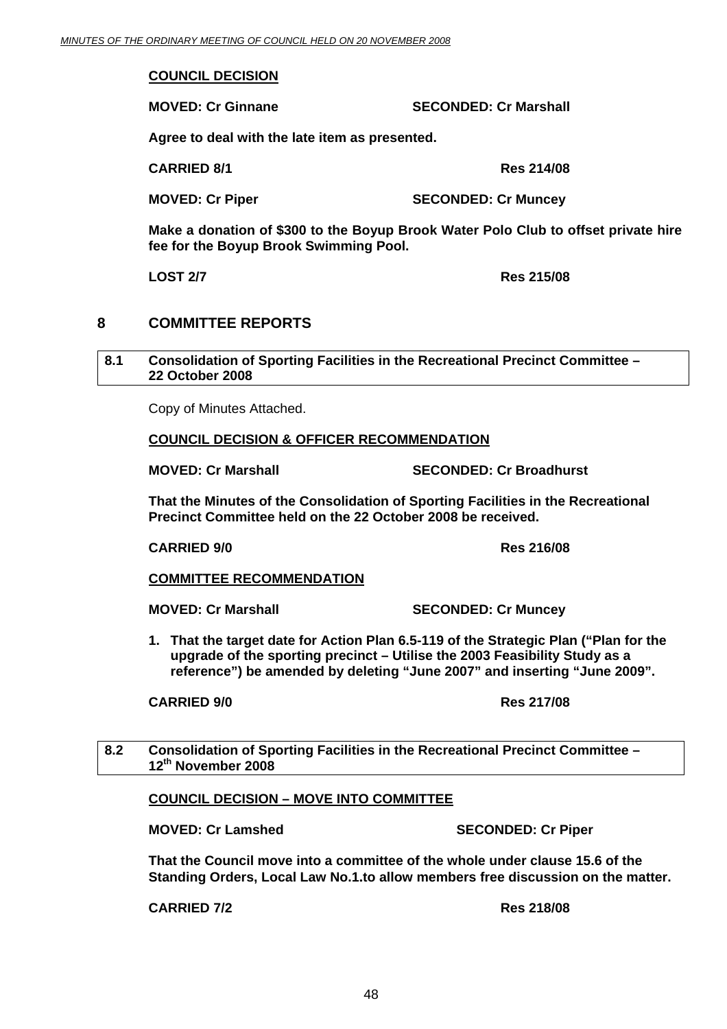**COUNCIL DECISION**

**MOVED: Cr Ginnane SECONDED: Cr Marshall**

**Agree to deal with the late item as presented.**

**CARRIED 8/1 Res 214/08**

**MOVED: Cr Piper SECONDED: Cr Muncey**

**Make a donation of $300 to the Boyup Brook Water Polo Club to offset private hire fee for the Boyup Brook Swimming Pool.**

**LOST 2/7 Res 215/08**

## 8 COMMITTEE REPORTS

### 8.1 Consolidation of Sporting Facilities in the Recreational Precinct Committee – 22 October 2008

Copy of Minutes Attached.

**COUNCIL DECISION & OFFICER RECOMMENDATION**

**MOVED: Cr Marshall SECONDED: Cr Broadhurst**

**That the Minutes of the Consolidation of Sporting Facilities in the Recreational Precinct Committee held on the 22 October 2008 be received.**

**CARRIED 9/0 Res 216/08**

**COMMITTEE RECOMMENDATION**

**MOVED: Cr Marshall SECONDED: Cr Muncey**

1. **That the target date for Action Plan 6.5-119 of the Strategic Plan ("Plan for the upgrade of the sporting precinct – Utilise the 2003 Feasibility Study as a reference") be amended by deleting "June 2007" and inserting "June 2009".**

**CARRIED 9/0 Res 217/08**

### 8.2 Consolidation of Sporting Facilities in the Recreational Precinct Committee – 12th November 2008

**COUNCIL DECISION – MOVE INTO COMMITTEE**

**MOVED: Cr Lamshed SECONDED: Cr Piper**

**That the Council move into a committee of the whole under clause 15.6 of the Standing Orders, Local Law No.1.to allow members free discussion on the matter.**

**CARRIED 7/2 Res 218/08**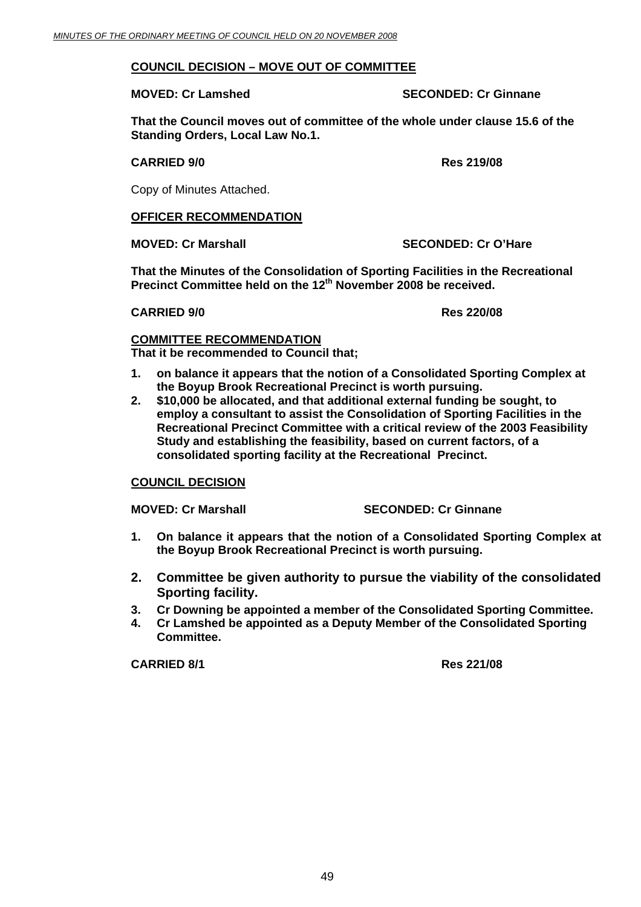**<u>COUNCIL DECISION – MOVE OUT OF COMMITTEE</u>**

**MOVED: Cr Lamshed SECONDED: Cr Ginnane**

**That the Council moves out of committee of the whole under clause 15.6 of the Standing Orders, Local Law No.1.**

**CARRIED 9/0 Res 219/08**

Copy of Minutes Attached.

**<u>OFFICER RECOMMENDATION</u>**

**MOVED: Cr Marshall SECONDED: Cr O'Hare**

**That the Minutes of the Consolidation of Sporting Facilities in the Recreational Precinct Committee held on the 12th November 2008 be received.**

**CARRIED 9/0 Res 220/08**

**<u>COMMITTEE RECOMMENDATION</u>**

**That it be recommended to Council that;**

1. **on balance it appears that the notion of a Consolidated Sporting Complex at the Boyup Brook Recreational Precinct is worth pursuing.**
2. **$10,000 be allocated, and that additional external funding be sought, to employ a consultant to assist the Consolidation of Sporting Facilities in the Recreational Precinct Committee with a critical review of the 2003 Feasibility Study and establishing the feasibility, based on current factors, of a consolidated sporting facility at the Recreational Precinct.**

**<u>COUNCIL DECISION</u>**

**MOVED: Cr Marshall SECONDED: Cr Ginnane**

1. **On balance it appears that the notion of a Consolidated Sporting Complex at the Boyup Brook Recreational Precinct is worth pursuing.**
2. **Committee be given authority to pursue the viability of the consolidated Sporting facility.**
3. **Cr Downing be appointed a member of the Consolidated Sporting Committee.**
4. **Cr Lamshed be appointed as a Deputy Member of the Consolidated Sporting Committee.**

**CARRIED 8/1 Res 221/08**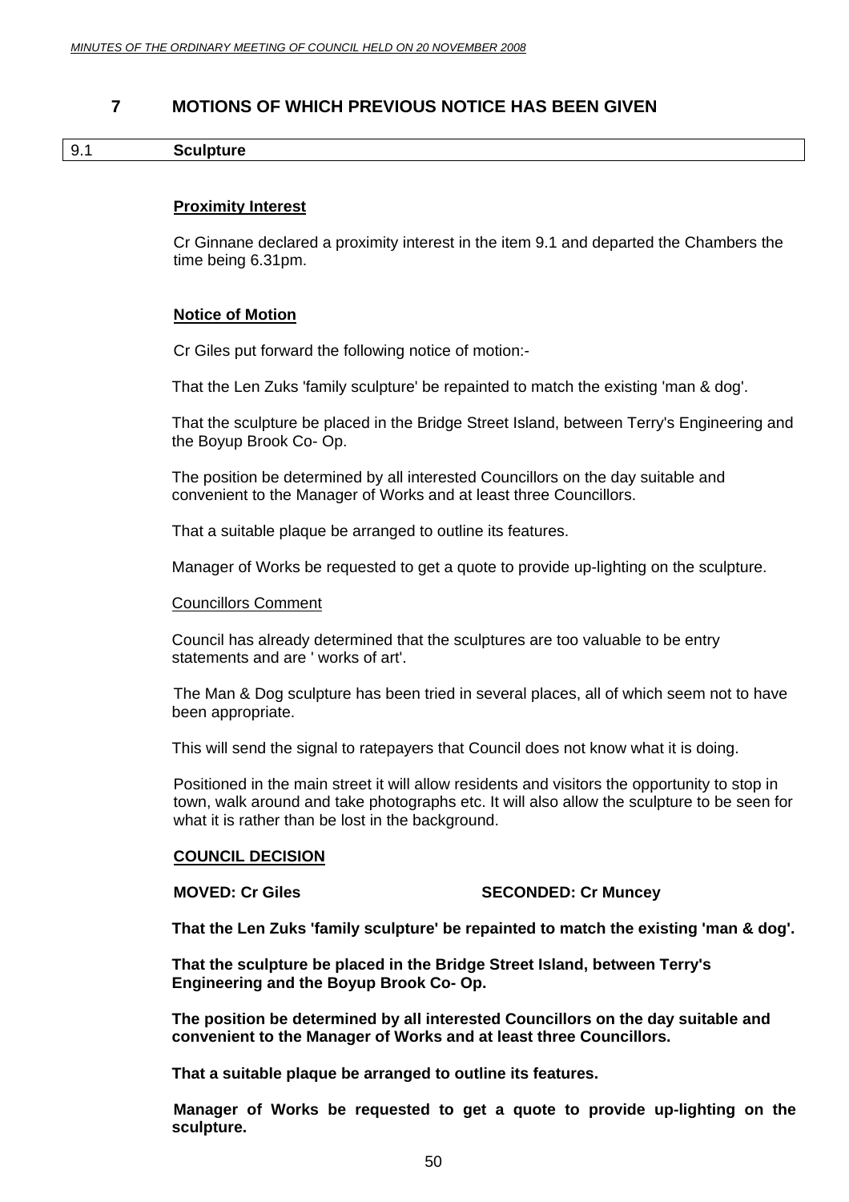## 7 MOTIONS OF WHICH PREVIOUS NOTICE HAS BEEN GIVEN

### 9.1 Sculpture

**Proximity Interest**

Cr Ginnane declared a proximity interest in the item 9.1 and departed the Chambers the time being 6.31pm.

**Notice of Motion**

Cr Giles put forward the following notice of motion:-

That the Len Zuks 'family sculpture' be repainted to match the existing 'man & dog'.

That the sculpture be placed in the Bridge Street Island, between Terry's Engineering and the Boyup Brook Co- Op.

The position be determined by all interested Councillors on the day suitable and convenient to the Manager of Works and at least three Councillors.

That a suitable plaque be arranged to outline its features.

Manager of Works be requested to get a quote to provide up-lighting on the sculpture.

Councillors Comment

Council has already determined that the sculptures are too valuable to be entry statements and are ' works of art'.

The Man & Dog sculpture has been tried in several places, all of which seem not to have been appropriate.

This will send the signal to ratepayers that Council does not know what it is doing.

Positioned in the main street it will allow residents and visitors the opportunity to stop in town, walk around and take photographs etc. It will also allow the sculpture to be seen for what it is rather than be lost in the background.

**COUNCIL DECISION**

**MOVED: Cr Giles SECONDED: Cr Muncey**

**That the Len Zuks 'family sculpture' be repainted to match the existing 'man & dog'.**

**That the sculpture be placed in the Bridge Street Island, between Terry's Engineering and the Boyup Brook Co- Op.**

**The position be determined by all interested Councillors on the day suitable and convenient to the Manager of Works and at least three Councillors.**

**That a suitable plaque be arranged to outline its features.**

**Manager of Works be requested to get a quote to provide up-lighting on the sculpture.**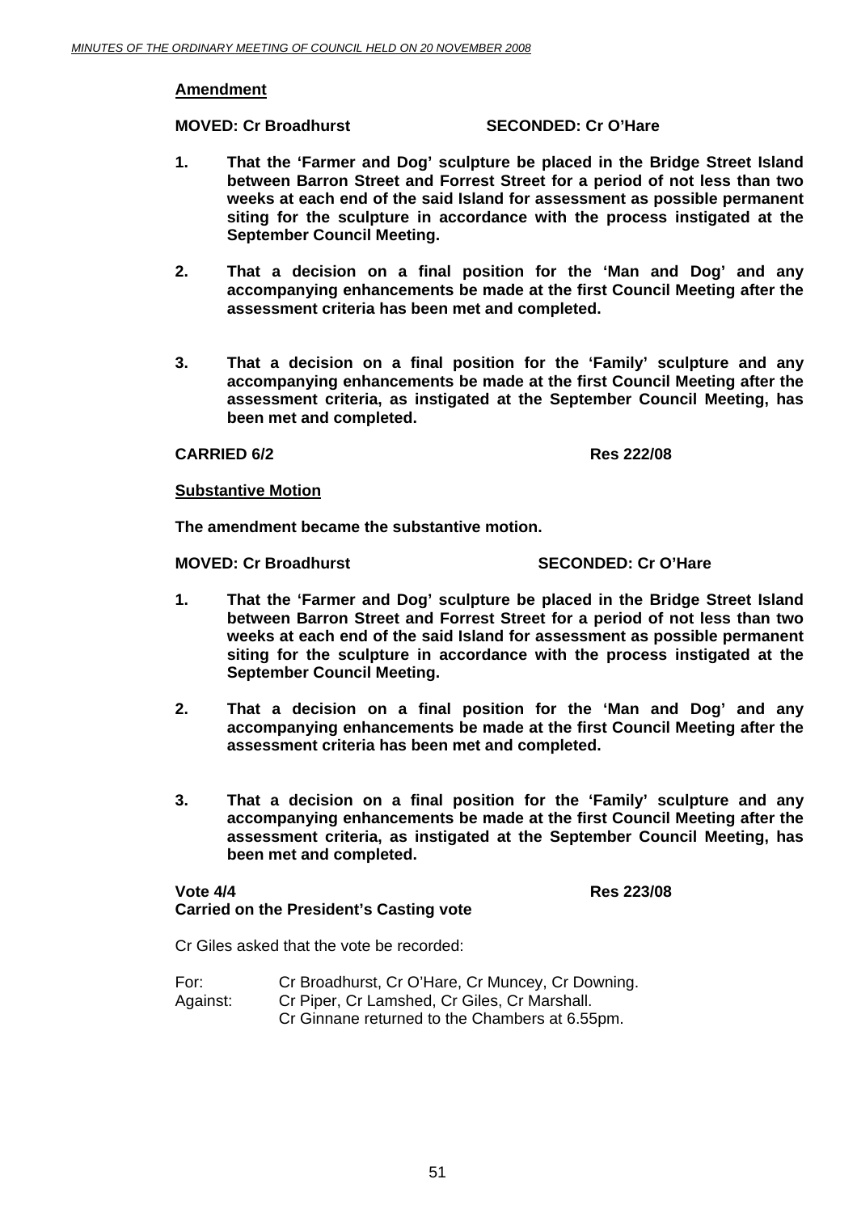**Amendment**

**MOVED: Cr Broadhurst SECONDED: Cr O'Hare**

1. **That the 'Farmer and Dog' sculpture be placed in the Bridge Street Island between Barron Street and Forrest Street for a period of not less than two weeks at each end of the said Island for assessment as possible permanent siting for the sculpture in accordance with the process instigated at the September Council Meeting.**

2. **That a decision on a final position for the 'Man and Dog' and any accompanying enhancements be made at the first Council Meeting after the assessment criteria has been met and completed.**

3. **That a decision on a final position for the 'Family' sculpture and any accompanying enhancements be made at the first Council Meeting after the assessment criteria, as instigated at the September Council Meeting, has been met and completed.**

**CARRIED 6/2 Res 222/08**

**Substantive Motion**

**The amendment became the substantive motion.**

**MOVED: Cr Broadhurst SECONDED: Cr O'Hare**

1. **That the 'Farmer and Dog' sculpture be placed in the Bridge Street Island between Barron Street and Forrest Street for a period of not less than two weeks at each end of the said Island for assessment as possible permanent siting for the sculpture in accordance with the process instigated at the September Council Meeting.**

2. **That a decision on a final position for the 'Man and Dog' and any accompanying enhancements be made at the first Council Meeting after the assessment criteria has been met and completed.**

3. **That a decision on a final position for the 'Family' sculpture and any accompanying enhancements be made at the first Council Meeting after the assessment criteria, as instigated at the September Council Meeting, has been met and completed.**

**Vote 4/4 Res 223/08**
**Carried on the President's Casting vote**

Cr Giles asked that the vote be recorded:

For: Cr Broadhurst, Cr O'Hare, Cr Muncey, Cr Downing.
Against: Cr Piper, Cr Lamshed, Cr Giles, Cr Marshall.

Cr Ginnane returned to the Chambers at 6.55pm.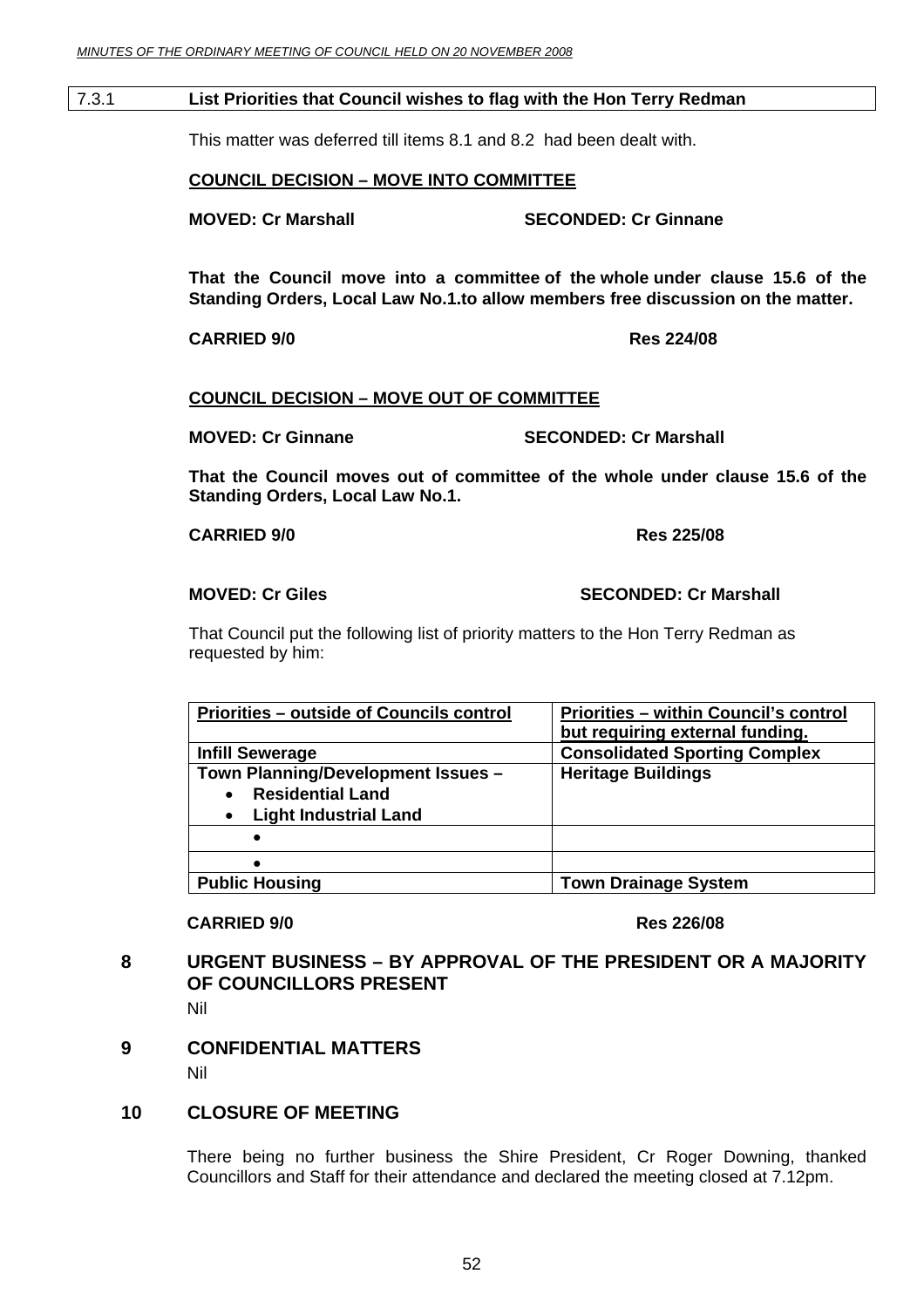## 7.3.1 List Priorities that Council wishes to flag with the Hon Terry Redman

This matter was deferred till items 8.1 and 8.2 had been dealt with.

**COUNCIL DECISION – MOVE INTO COMMITTEE**

**MOVED: Cr Marshall SECONDED: Cr Ginnane**

**That the Council move into a committee of the whole under clause 15.6 of the Standing Orders, Local Law No.1.to allow members free discussion on the matter.**

**CARRIED 9/0 Res 224/08**

**COUNCIL DECISION – MOVE OUT OF COMMITTEE**

**MOVED: Cr Ginnane SECONDED: Cr Marshall**

**That the Council moves out of committee of the whole under clause 15.6 of the Standing Orders, Local Law No.1.**

**CARRIED 9/0 Res 225/08**

**MOVED: Cr Giles SECONDED: Cr Marshall**

That Council put the following list of priority matters to the Hon Terry Redman as requested by him:

| **Priorities – outside of Councils control** | **Priorities – within Council's control but requiring external funding.** |
|---|---|
| **Infill Sewerage** | **Consolidated Sporting Complex** |
| **Town Planning/Development Issues –** <br>• **Residential Land** <br>• **Light Industrial Land** | **Heritage Buildings** |
| • | |
| • | |
| **Public Housing** | **Town Drainage System** |

**CARRIED 9/0 Res 226/08**

# 8 URGENT BUSINESS – BY APPROVAL OF THE PRESIDENT OR A MAJORITY OF COUNCILLORS PRESENT

Nil

# 9 CONFIDENTIAL MATTERS

Nil

# 10 CLOSURE OF MEETING

There being no further business the Shire President, Cr Roger Downing, thanked Councillors and Staff for their attendance and declared the meeting closed at 7.12pm.